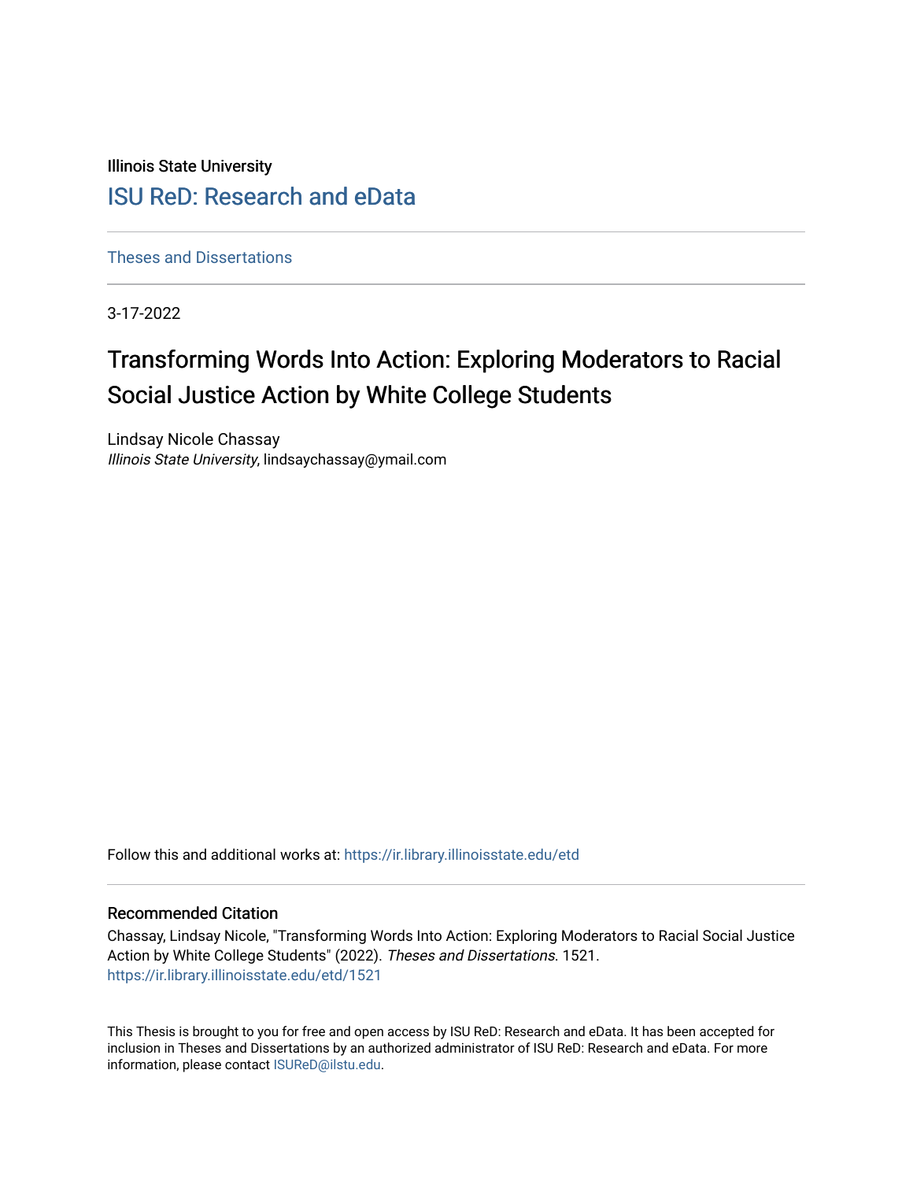Illinois State University

## ISU ReD: Research and eData

Theses and Dissertations

3-17-2022

# Transforming Words Into Action: Exploring Moderators to Racial Social Justice Action by White College Students

Lindsay Nicole Chassay
*Illinois State University*, lindsaychassay@ymail.com

Follow this and additional works at: https://ir.library.illinoisstate.edu/etd

### Recommended Citation

Chassay, Lindsay Nicole, "Transforming Words Into Action: Exploring Moderators to Racial Social Justice Action by White College Students" (2022). *Theses and Dissertations*. 1521.
https://ir.library.illinoisstate.edu/etd/1521

This Thesis is brought to you for free and open access by ISU ReD: Research and eData. It has been accepted for inclusion in Theses and Dissertations by an authorized administrator of ISU ReD: Research and eData. For more information, please contact ISUReD@ilstu.edu.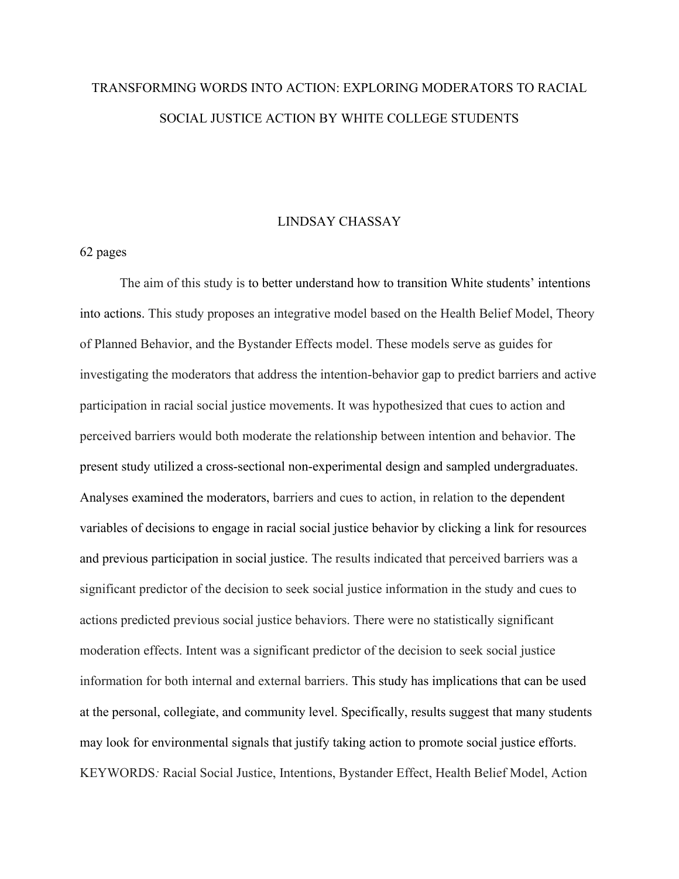# TRANSFORMING WORDS INTO ACTION: EXPLORING MODERATORS TO RACIAL SOCIAL JUSTICE ACTION BY WHITE COLLEGE STUDENTS

LINDSAY CHASSAY

62 pages

The aim of this study is to better understand how to transition White students' intentions into actions. This study proposes an integrative model based on the Health Belief Model, Theory of Planned Behavior, and the Bystander Effects model. These models serve as guides for investigating the moderators that address the intention-behavior gap to predict barriers and active participation in racial social justice movements. It was hypothesized that cues to action and perceived barriers would both moderate the relationship between intention and behavior. The present study utilized a cross-sectional non-experimental design and sampled undergraduates. Analyses examined the moderators, barriers and cues to action, in relation to the dependent variables of decisions to engage in racial social justice behavior by clicking a link for resources and previous participation in social justice. The results indicated that perceived barriers was a significant predictor of the decision to seek social justice information in the study and cues to actions predicted previous social justice behaviors. There were no statistically significant moderation effects. Intent was a significant predictor of the decision to seek social justice information for both internal and external barriers. This study has implications that can be used at the personal, collegiate, and community level. Specifically, results suggest that many students may look for environmental signals that justify taking action to promote social justice efforts.

KEYWORDS*:* Racial Social Justice, Intentions, Bystander Effect, Health Belief Model, Action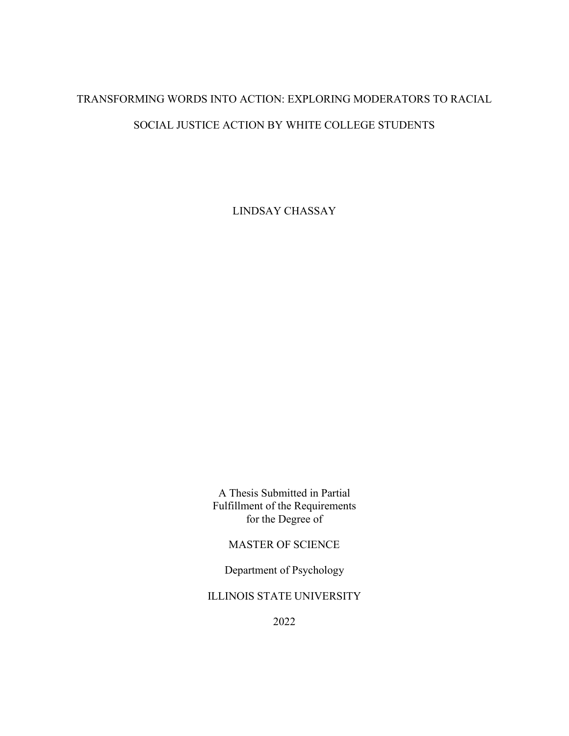# TRANSFORMING WORDS INTO ACTION: EXPLORING MODERATORS TO RACIAL SOCIAL JUSTICE ACTION BY WHITE COLLEGE STUDENTS

LINDSAY CHASSAY

A Thesis Submitted in Partial
Fulfillment of the Requirements
for the Degree of

MASTER OF SCIENCE

Department of Psychology

ILLINOIS STATE UNIVERSITY

2022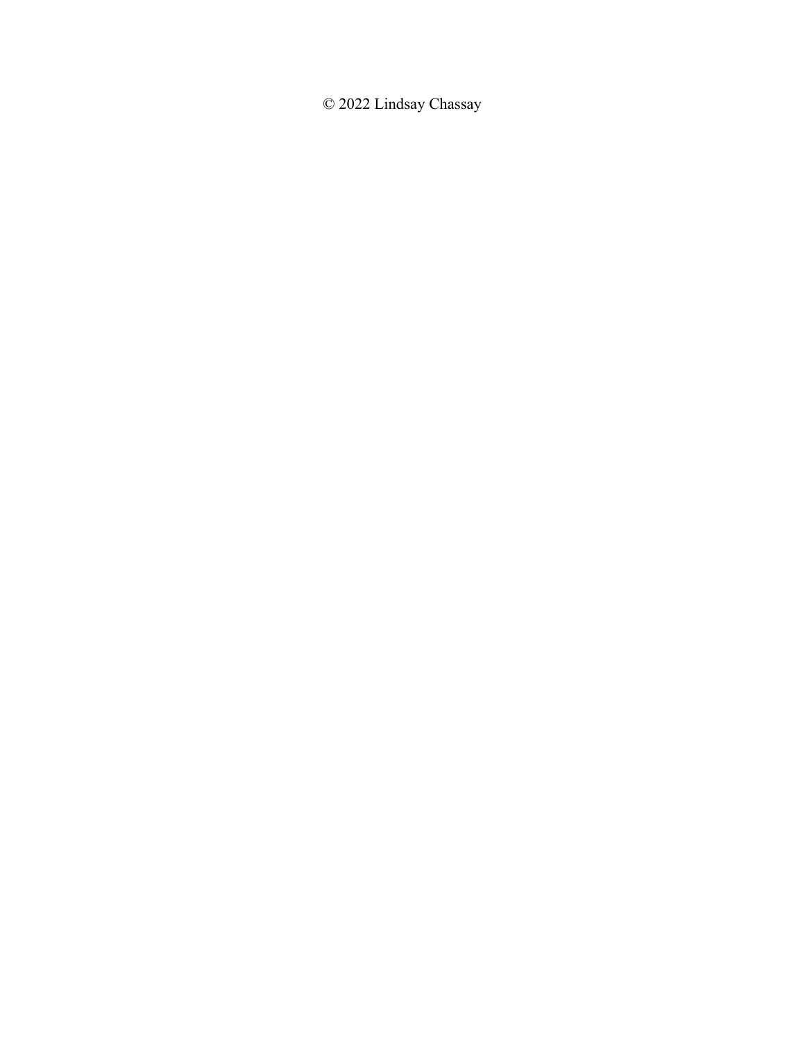© 2022 Lindsay Chassay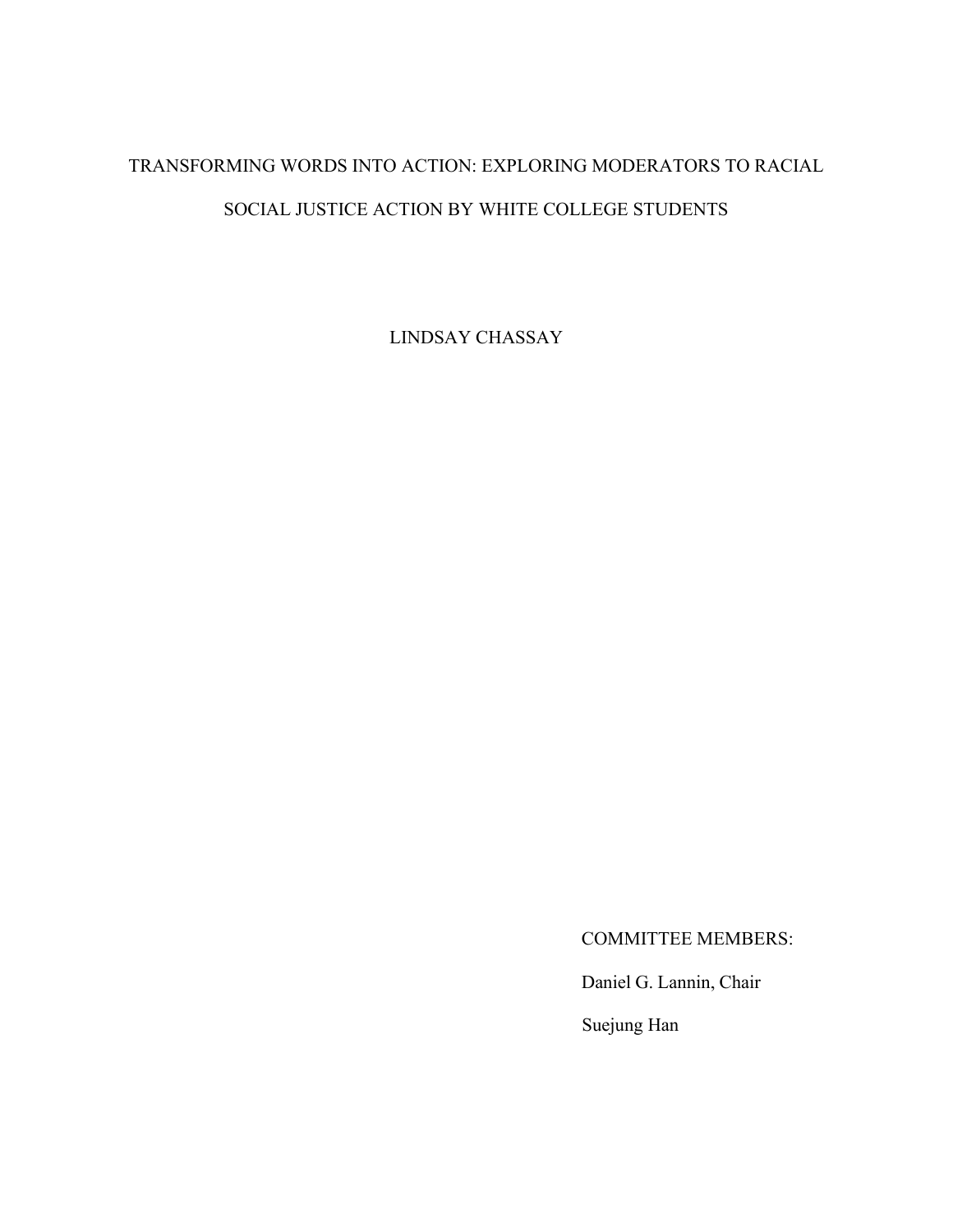# TRANSFORMING WORDS INTO ACTION: EXPLORING MODERATORS TO RACIAL SOCIAL JUSTICE ACTION BY WHITE COLLEGE STUDENTS

LINDSAY CHASSAY

COMMITTEE MEMBERS:

Daniel G. Lannin, Chair

Suejung Han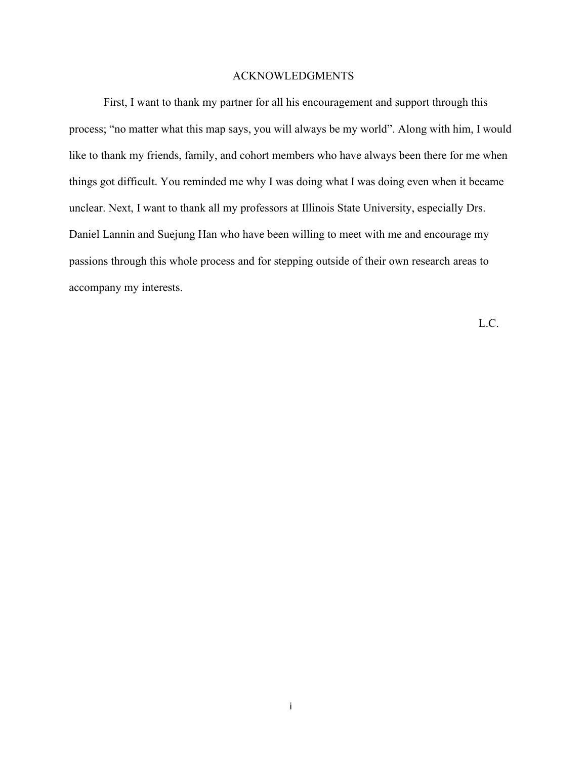# ACKNOWLEDGMENTS

First, I want to thank my partner for all his encouragement and support through this process; "no matter what this map says, you will always be my world". Along with him, I would like to thank my friends, family, and cohort members who have always been there for me when things got difficult. You reminded me why I was doing what I was doing even when it became unclear. Next, I want to thank all my professors at Illinois State University, especially Drs. Daniel Lannin and Suejung Han who have been willing to meet with me and encourage my passions through this whole process and for stepping outside of their own research areas to accompany my interests.

L.C.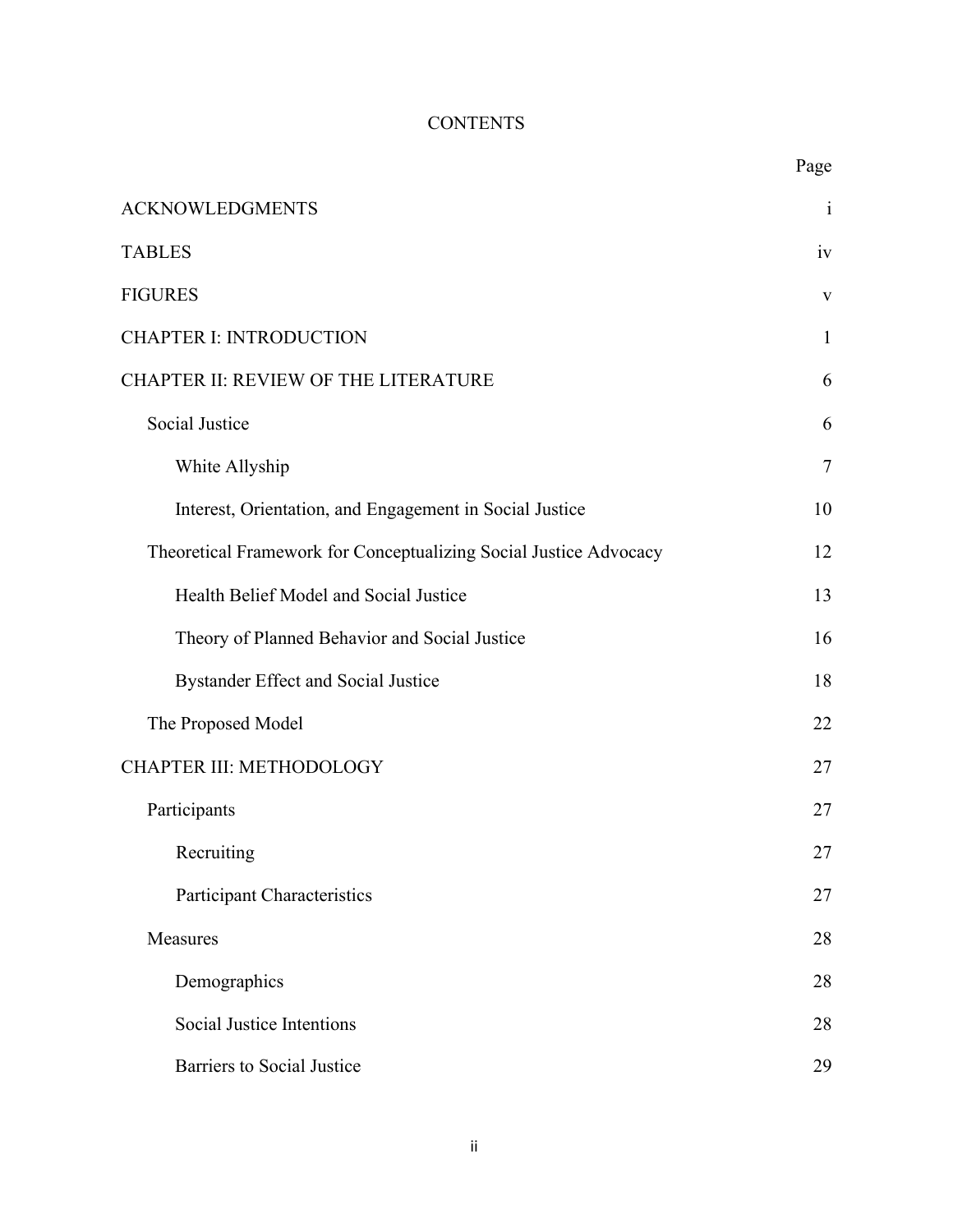# CONTENTS

| | Page |
|---|---|
| ACKNOWLEDGMENTS | i |
| TABLES | iv |
| FIGURES | v |
| CHAPTER I: INTRODUCTION | 1 |
| CHAPTER II: REVIEW OF THE LITERATURE | 6 |
| Social Justice | 6 |
| White Allyship | 7 |
| Interest, Orientation, and Engagement in Social Justice | 10 |
| Theoretical Framework for Conceptualizing Social Justice Advocacy | 12 |
| Health Belief Model and Social Justice | 13 |
| Theory of Planned Behavior and Social Justice | 16 |
| Bystander Effect and Social Justice | 18 |
| The Proposed Model | 22 |
| CHAPTER III: METHODOLOGY | 27 |
| Participants | 27 |
| Recruiting | 27 |
| Participant Characteristics | 27 |
| Measures | 28 |
| Demographics | 28 |
| Social Justice Intentions | 28 |
| Barriers to Social Justice | 29 |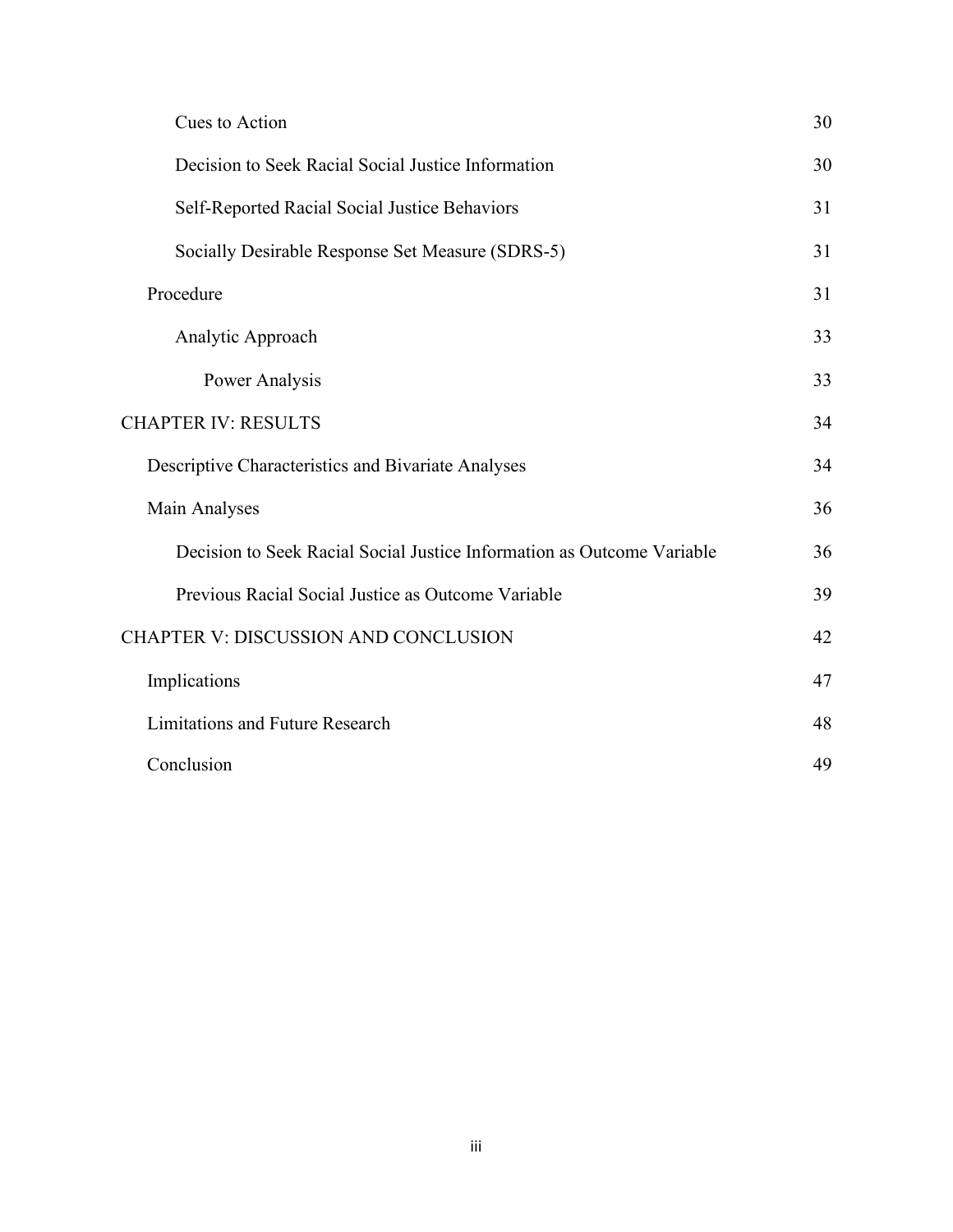| | |
|---|---|
| Cues to Action | 30 |
| Decision to Seek Racial Social Justice Information | 30 |
| Self-Reported Racial Social Justice Behaviors | 31 |
| Socially Desirable Response Set Measure (SDRS-5) | 31 |
| Procedure | 31 |
| Analytic Approach | 33 |
| Power Analysis | 33 |
| CHAPTER IV: RESULTS | 34 |
| Descriptive Characteristics and Bivariate Analyses | 34 |
| Main Analyses | 36 |
| Decision to Seek Racial Social Justice Information as Outcome Variable | 36 |
| Previous Racial Social Justice as Outcome Variable | 39 |
| CHAPTER V: DISCUSSION AND CONCLUSION | 42 |
| Implications | 47 |
| Limitations and Future Research | 48 |
| Conclusion | 49 |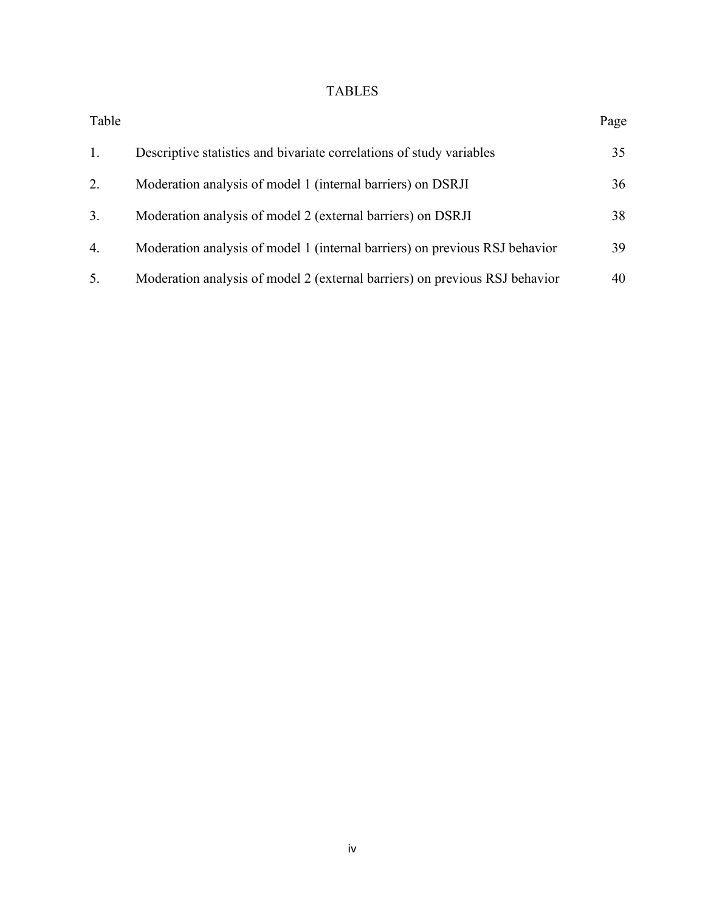# TABLES

| Table | | Page |
|---|---|---|
| 1. | Descriptive statistics and bivariate correlations of study variables | 35 |
| 2. | Moderation analysis of model 1 (internal barriers) on DSRJI | 36 |
| 3. | Moderation analysis of model 2 (external barriers) on DSRJI | 38 |
| 4. | Moderation analysis of model 1 (internal barriers) on previous RSJ behavior | 39 |
| 5. | Moderation analysis of model 2 (external barriers) on previous RSJ behavior | 40 |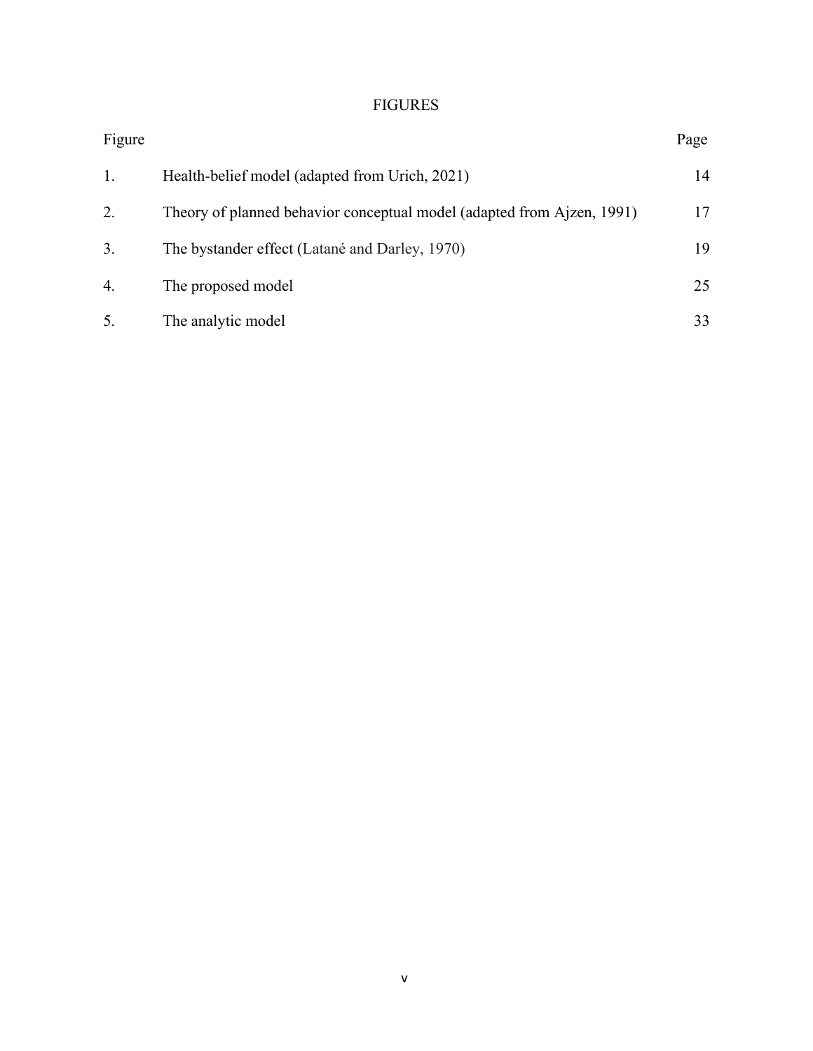# FIGURES

| Figure | | Page |
|---|---|---|
| 1. | Health-belief model (adapted from Urich, 2021) | 14 |
| 2. | Theory of planned behavior conceptual model (adapted from Ajzen, 1991) | 17 |
| 3. | The bystander effect (Latané and Darley, 1970) | 19 |
| 4. | The proposed model | 25 |
| 5. | The analytic model | 33 |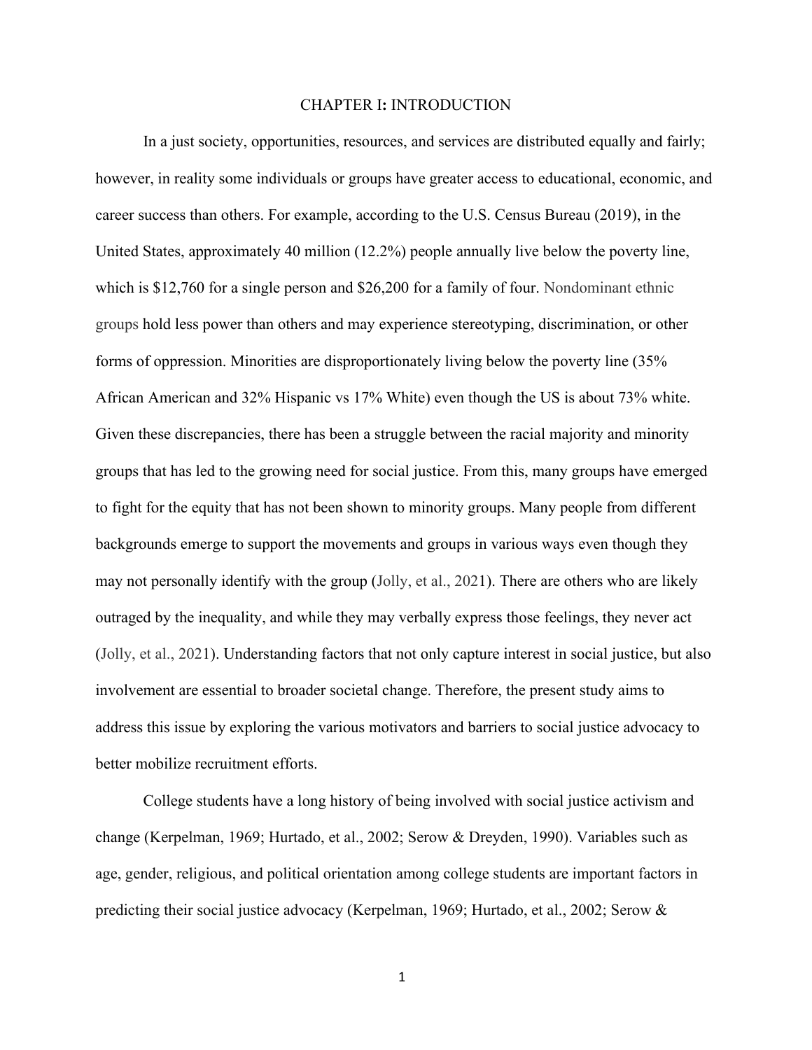# CHAPTER I: INTRODUCTION

In a just society, opportunities, resources, and services are distributed equally and fairly; however, in reality some individuals or groups have greater access to educational, economic, and career success than others. For example, according to the U.S. Census Bureau (2019), in the United States, approximately 40 million (12.2%) people annually live below the poverty line, which is $12,760 for a single person and $26,200 for a family of four. Nondominant ethnic groups hold less power than others and may experience stereotyping, discrimination, or other forms of oppression. Minorities are disproportionately living below the poverty line (35% African American and 32% Hispanic vs 17% White) even though the US is about 73% white. Given these discrepancies, there has been a struggle between the racial majority and minority groups that has led to the growing need for social justice. From this, many groups have emerged to fight for the equity that has not been shown to minority groups. Many people from different backgrounds emerge to support the movements and groups in various ways even though they may not personally identify with the group (Jolly, et al., 2021). There are others who are likely outraged by the inequality, and while they may verbally express those feelings, they never act (Jolly, et al., 2021). Understanding factors that not only capture interest in social justice, but also involvement are essential to broader societal change. Therefore, the present study aims to address this issue by exploring the various motivators and barriers to social justice advocacy to better mobilize recruitment efforts.

College students have a long history of being involved with social justice activism and change (Kerpelman, 1969; Hurtado, et al., 2002; Serow & Dreyden, 1990). Variables such as age, gender, religious, and political orientation among college students are important factors in predicting their social justice advocacy (Kerpelman, 1969; Hurtado, et al., 2002; Serow &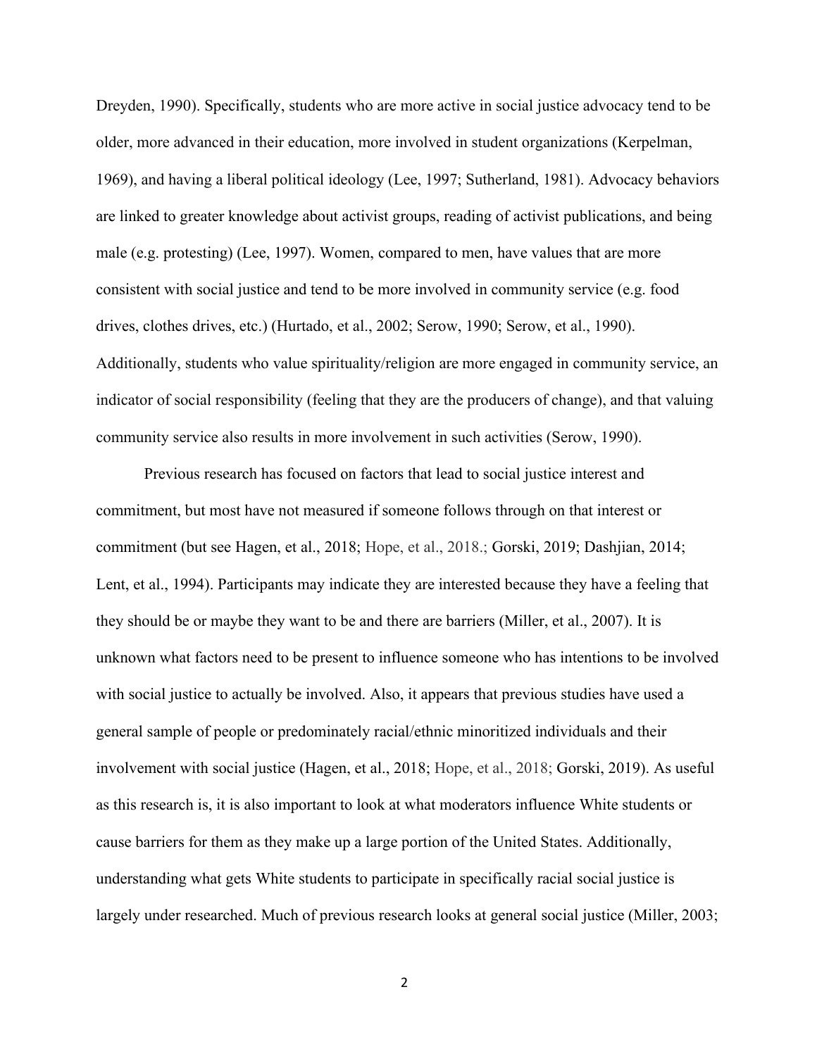Dreyden, 1990). Specifically, students who are more active in social justice advocacy tend to be older, more advanced in their education, more involved in student organizations (Kerpelman, 1969), and having a liberal political ideology (Lee, 1997; Sutherland, 1981). Advocacy behaviors are linked to greater knowledge about activist groups, reading of activist publications, and being male (e.g. protesting) (Lee, 1997). Women, compared to men, have values that are more consistent with social justice and tend to be more involved in community service (e.g. food drives, clothes drives, etc.) (Hurtado, et al., 2002; Serow, 1990; Serow, et al., 1990). Additionally, students who value spirituality/religion are more engaged in community service, an indicator of social responsibility (feeling that they are the producers of change), and that valuing community service also results in more involvement in such activities (Serow, 1990).

Previous research has focused on factors that lead to social justice interest and commitment, but most have not measured if someone follows through on that interest or commitment (but see Hagen, et al., 2018; Hope, et al., 2018.; Gorski, 2019; Dashjian, 2014; Lent, et al., 1994). Participants may indicate they are interested because they have a feeling that they should be or maybe they want to be and there are barriers (Miller, et al., 2007). It is unknown what factors need to be present to influence someone who has intentions to be involved with social justice to actually be involved. Also, it appears that previous studies have used a general sample of people or predominately racial/ethnic minoritized individuals and their involvement with social justice (Hagen, et al., 2018; Hope, et al., 2018; Gorski, 2019). As useful as this research is, it is also important to look at what moderators influence White students or cause barriers for them as they make up a large portion of the United States. Additionally, understanding what gets White students to participate in specifically racial social justice is largely under researched. Much of previous research looks at general social justice (Miller, 2003;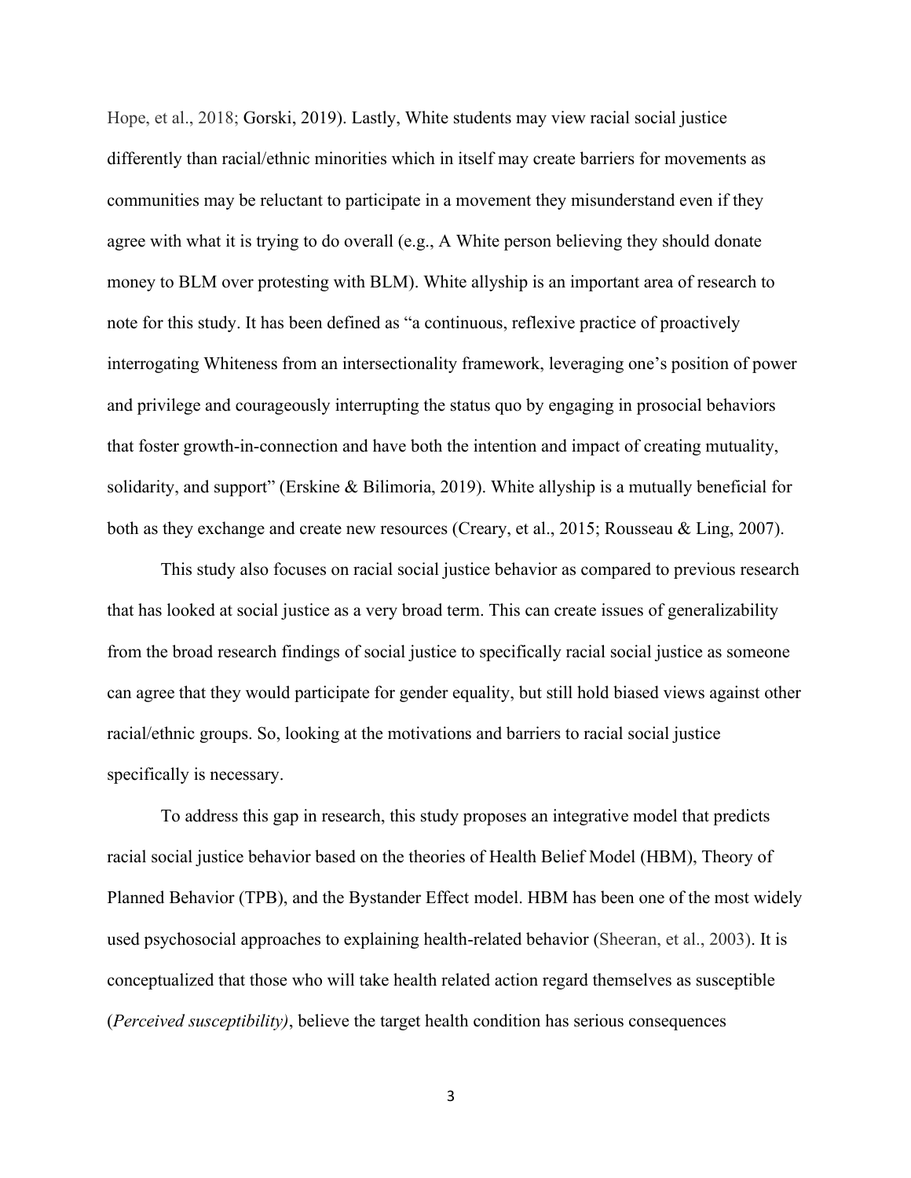Hope, et al., 2018; Gorski, 2019). Lastly, White students may view racial social justice differently than racial/ethnic minorities which in itself may create barriers for movements as communities may be reluctant to participate in a movement they misunderstand even if they agree with what it is trying to do overall (e.g., A White person believing they should donate money to BLM over protesting with BLM). White allyship is an important area of research to note for this study. It has been defined as "a continuous, reflexive practice of proactively interrogating Whiteness from an intersectionality framework, leveraging one's position of power and privilege and courageously interrupting the status quo by engaging in prosocial behaviors that foster growth-in-connection and have both the intention and impact of creating mutuality, solidarity, and support" (Erskine & Bilimoria, 2019). White allyship is a mutually beneficial for both as they exchange and create new resources (Creary, et al., 2015; Rousseau & Ling, 2007).

This study also focuses on racial social justice behavior as compared to previous research that has looked at social justice as a very broad term. This can create issues of generalizability from the broad research findings of social justice to specifically racial social justice as someone can agree that they would participate for gender equality, but still hold biased views against other racial/ethnic groups. So, looking at the motivations and barriers to racial social justice specifically is necessary.

To address this gap in research, this study proposes an integrative model that predicts racial social justice behavior based on the theories of Health Belief Model (HBM), Theory of Planned Behavior (TPB), and the Bystander Effect model. HBM has been one of the most widely used psychosocial approaches to explaining health-related behavior (Sheeran, et al., 2003). It is conceptualized that those who will take health related action regard themselves as susceptible (*Perceived susceptibility)*, believe the target health condition has serious consequences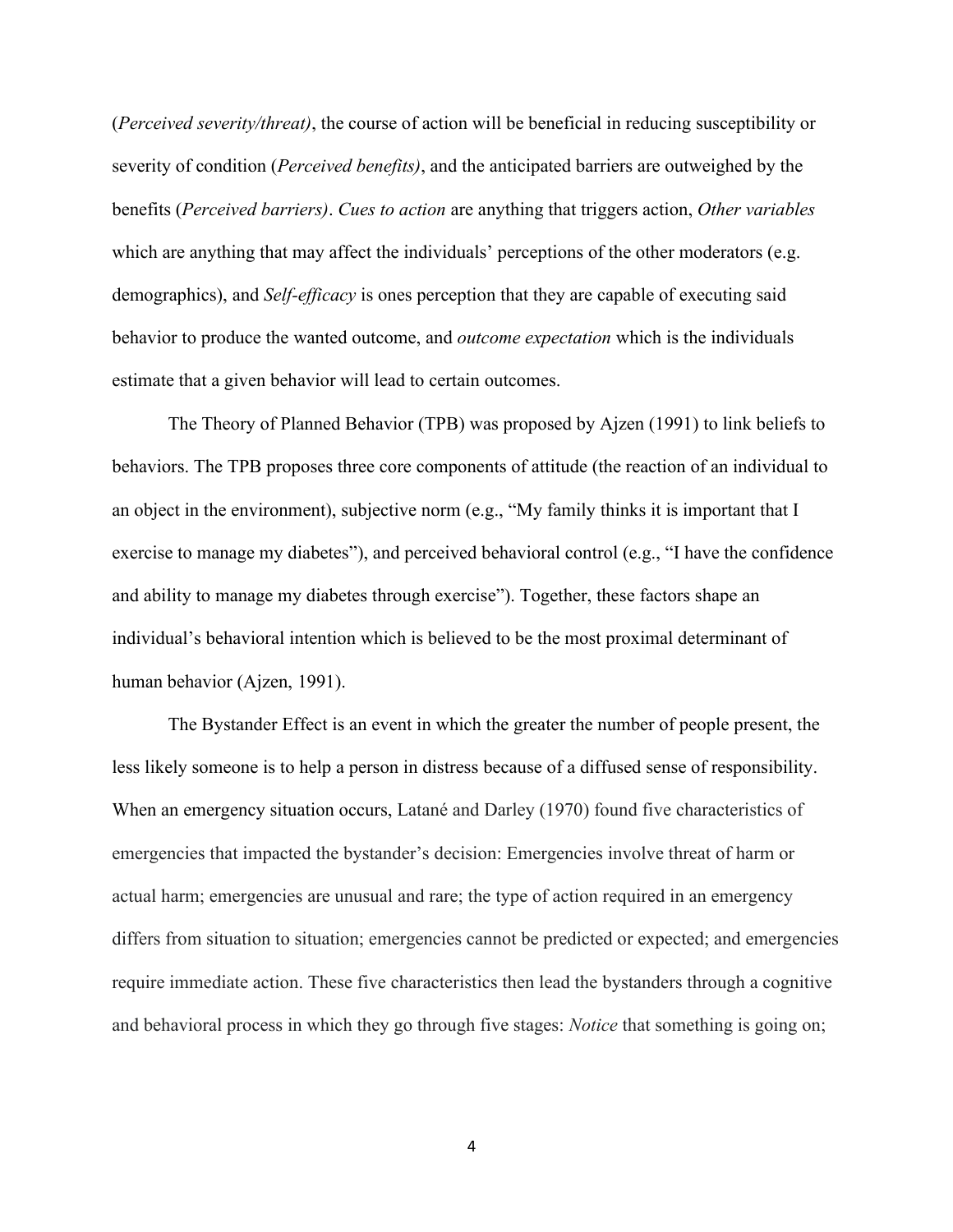(*Perceived severity/threat)*, the course of action will be beneficial in reducing susceptibility or severity of condition (*Perceived benefits)*, and the anticipated barriers are outweighed by the benefits (*Perceived barriers)*. *Cues to action* are anything that triggers action, *Other variables* which are anything that may affect the individuals' perceptions of the other moderators (e.g. demographics), and *Self-efficacy* is ones perception that they are capable of executing said behavior to produce the wanted outcome, and *outcome expectation* which is the individuals estimate that a given behavior will lead to certain outcomes.

The Theory of Planned Behavior (TPB) was proposed by Ajzen (1991) to link beliefs to behaviors. The TPB proposes three core components of attitude (the reaction of an individual to an object in the environment), subjective norm (e.g., "My family thinks it is important that I exercise to manage my diabetes"), and perceived behavioral control (e.g., "I have the confidence and ability to manage my diabetes through exercise"). Together, these factors shape an individual's behavioral intention which is believed to be the most proximal determinant of human behavior (Ajzen, 1991).

The Bystander Effect is an event in which the greater the number of people present, the less likely someone is to help a person in distress because of a diffused sense of responsibility. When an emergency situation occurs, Latané and Darley (1970) found five characteristics of emergencies that impacted the bystander's decision: Emergencies involve threat of harm or actual harm; emergencies are unusual and rare; the type of action required in an emergency differs from situation to situation; emergencies cannot be predicted or expected; and emergencies require immediate action. These five characteristics then lead the bystanders through a cognitive and behavioral process in which they go through five stages: *Notice* that something is going on;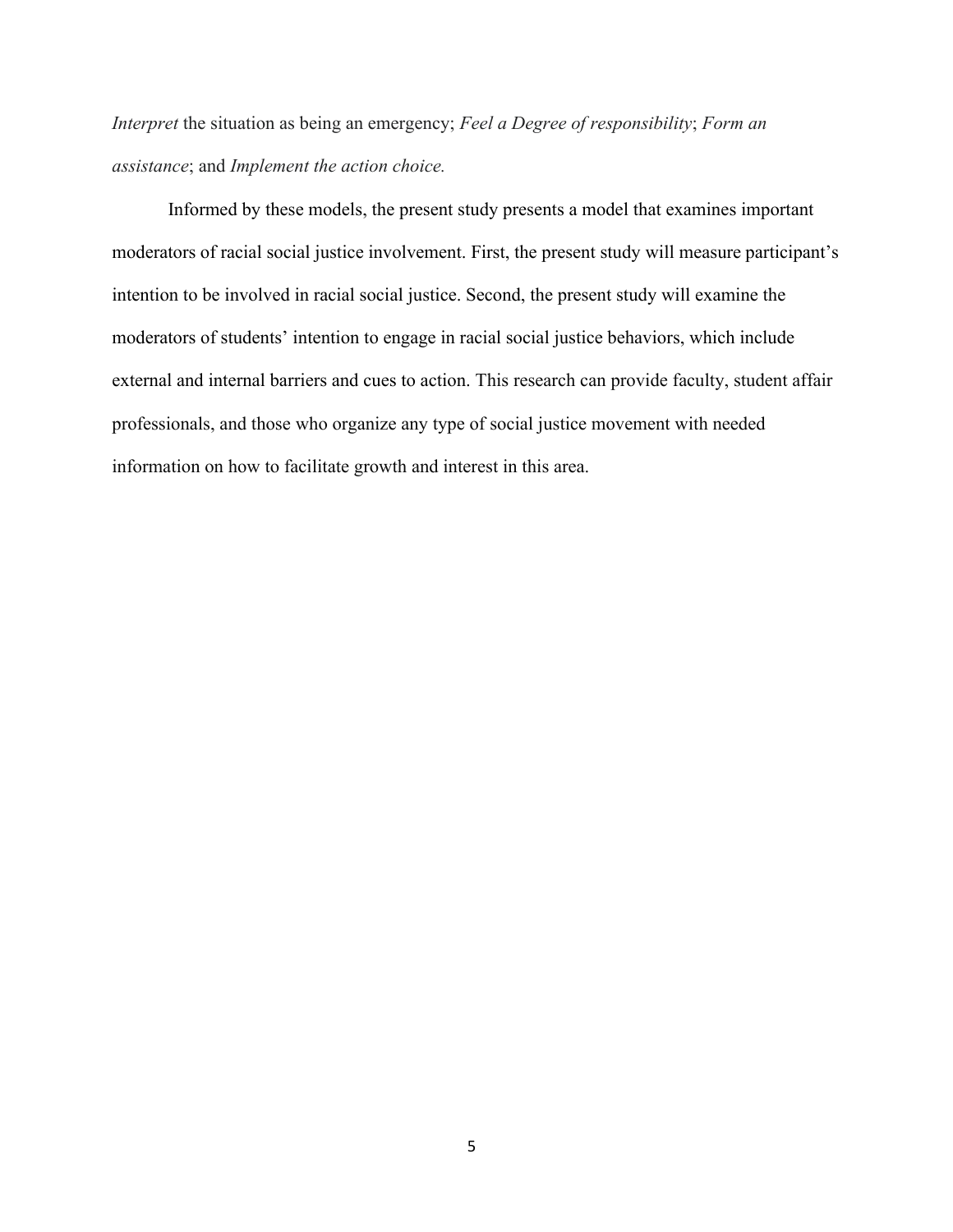*Interpret* the situation as being an emergency; *Feel a Degree of responsibility*; *Form an assistance*; and *Implement the action choice.*

Informed by these models, the present study presents a model that examines important moderators of racial social justice involvement. First, the present study will measure participant's intention to be involved in racial social justice. Second, the present study will examine the moderators of students' intention to engage in racial social justice behaviors, which include external and internal barriers and cues to action. This research can provide faculty, student affair professionals, and those who organize any type of social justice movement with needed information on how to facilitate growth and interest in this area.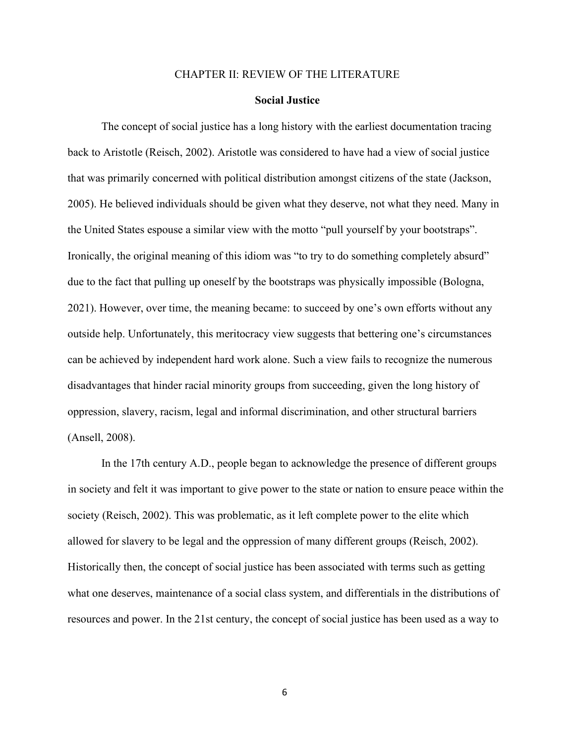# CHAPTER II: REVIEW OF THE LITERATURE

## Social Justice

The concept of social justice has a long history with the earliest documentation tracing back to Aristotle (Reisch, 2002). Aristotle was considered to have had a view of social justice that was primarily concerned with political distribution amongst citizens of the state (Jackson, 2005). He believed individuals should be given what they deserve, not what they need. Many in the United States espouse a similar view with the motto "pull yourself by your bootstraps". Ironically, the original meaning of this idiom was "to try to do something completely absurd" due to the fact that pulling up oneself by the bootstraps was physically impossible (Bologna, 2021). However, over time, the meaning became: to succeed by one's own efforts without any outside help. Unfortunately, this meritocracy view suggests that bettering one's circumstances can be achieved by independent hard work alone. Such a view fails to recognize the numerous disadvantages that hinder racial minority groups from succeeding, given the long history of oppression, slavery, racism, legal and informal discrimination, and other structural barriers (Ansell, 2008).

In the 17th century A.D., people began to acknowledge the presence of different groups in society and felt it was important to give power to the state or nation to ensure peace within the society (Reisch, 2002). This was problematic, as it left complete power to the elite which allowed for slavery to be legal and the oppression of many different groups (Reisch, 2002). Historically then, the concept of social justice has been associated with terms such as getting what one deserves, maintenance of a social class system, and differentials in the distributions of resources and power. In the 21st century, the concept of social justice has been used as a way to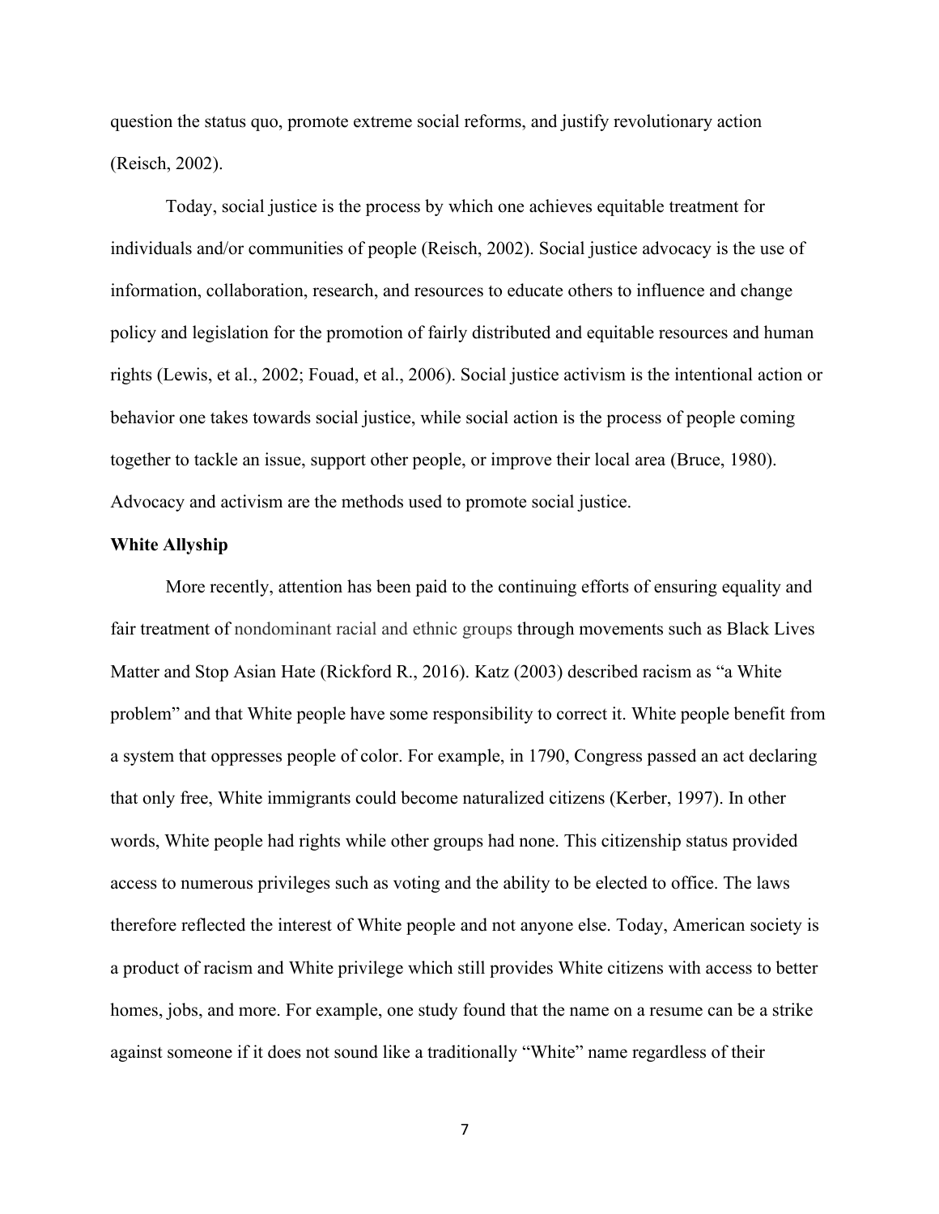question the status quo, promote extreme social reforms, and justify revolutionary action (Reisch, 2002).

Today, social justice is the process by which one achieves equitable treatment for individuals and/or communities of people (Reisch, 2002). Social justice advocacy is the use of information, collaboration, research, and resources to educate others to influence and change policy and legislation for the promotion of fairly distributed and equitable resources and human rights (Lewis, et al., 2002; Fouad, et al., 2006). Social justice activism is the intentional action or behavior one takes towards social justice, while social action is the process of people coming together to tackle an issue, support other people, or improve their local area (Bruce, 1980). Advocacy and activism are the methods used to promote social justice.

**White Allyship**

More recently, attention has been paid to the continuing efforts of ensuring equality and fair treatment of nondominant racial and ethnic groups through movements such as Black Lives Matter and Stop Asian Hate (Rickford R., 2016). Katz (2003) described racism as "a White problem" and that White people have some responsibility to correct it. White people benefit from a system that oppresses people of color. For example, in 1790, Congress passed an act declaring that only free, White immigrants could become naturalized citizens (Kerber, 1997). In other words, White people had rights while other groups had none. This citizenship status provided access to numerous privileges such as voting and the ability to be elected to office. The laws therefore reflected the interest of White people and not anyone else. Today, American society is a product of racism and White privilege which still provides White citizens with access to better homes, jobs, and more. For example, one study found that the name on a resume can be a strike against someone if it does not sound like a traditionally "White" name regardless of their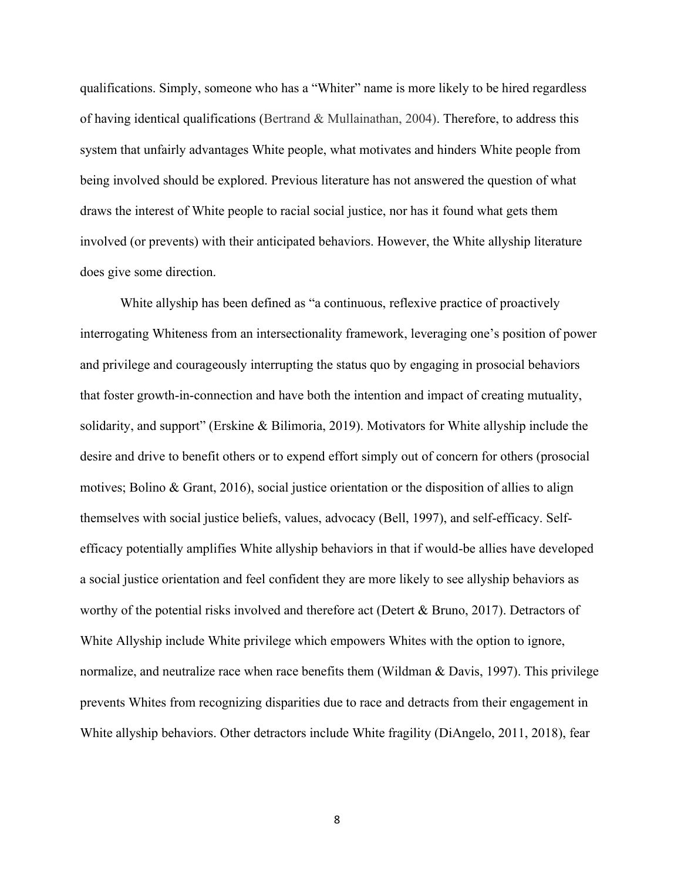qualifications. Simply, someone who has a "Whiter" name is more likely to be hired regardless of having identical qualifications (Bertrand & Mullainathan, 2004). Therefore, to address this system that unfairly advantages White people, what motivates and hinders White people from being involved should be explored. Previous literature has not answered the question of what draws the interest of White people to racial social justice, nor has it found what gets them involved (or prevents) with their anticipated behaviors. However, the White allyship literature does give some direction.

White allyship has been defined as "a continuous, reflexive practice of proactively interrogating Whiteness from an intersectionality framework, leveraging one's position of power and privilege and courageously interrupting the status quo by engaging in prosocial behaviors that foster growth-in-connection and have both the intention and impact of creating mutuality, solidarity, and support" (Erskine & Bilimoria, 2019). Motivators for White allyship include the desire and drive to benefit others or to expend effort simply out of concern for others (prosocial motives; Bolino & Grant, 2016), social justice orientation or the disposition of allies to align themselves with social justice beliefs, values, advocacy (Bell, 1997), and self-efficacy. Self-efficacy potentially amplifies White allyship behaviors in that if would-be allies have developed a social justice orientation and feel confident they are more likely to see allyship behaviors as worthy of the potential risks involved and therefore act (Detert & Bruno, 2017). Detractors of White Allyship include White privilege which empowers Whites with the option to ignore, normalize, and neutralize race when race benefits them (Wildman & Davis, 1997). This privilege prevents Whites from recognizing disparities due to race and detracts from their engagement in White allyship behaviors. Other detractors include White fragility (DiAngelo, 2011, 2018), fear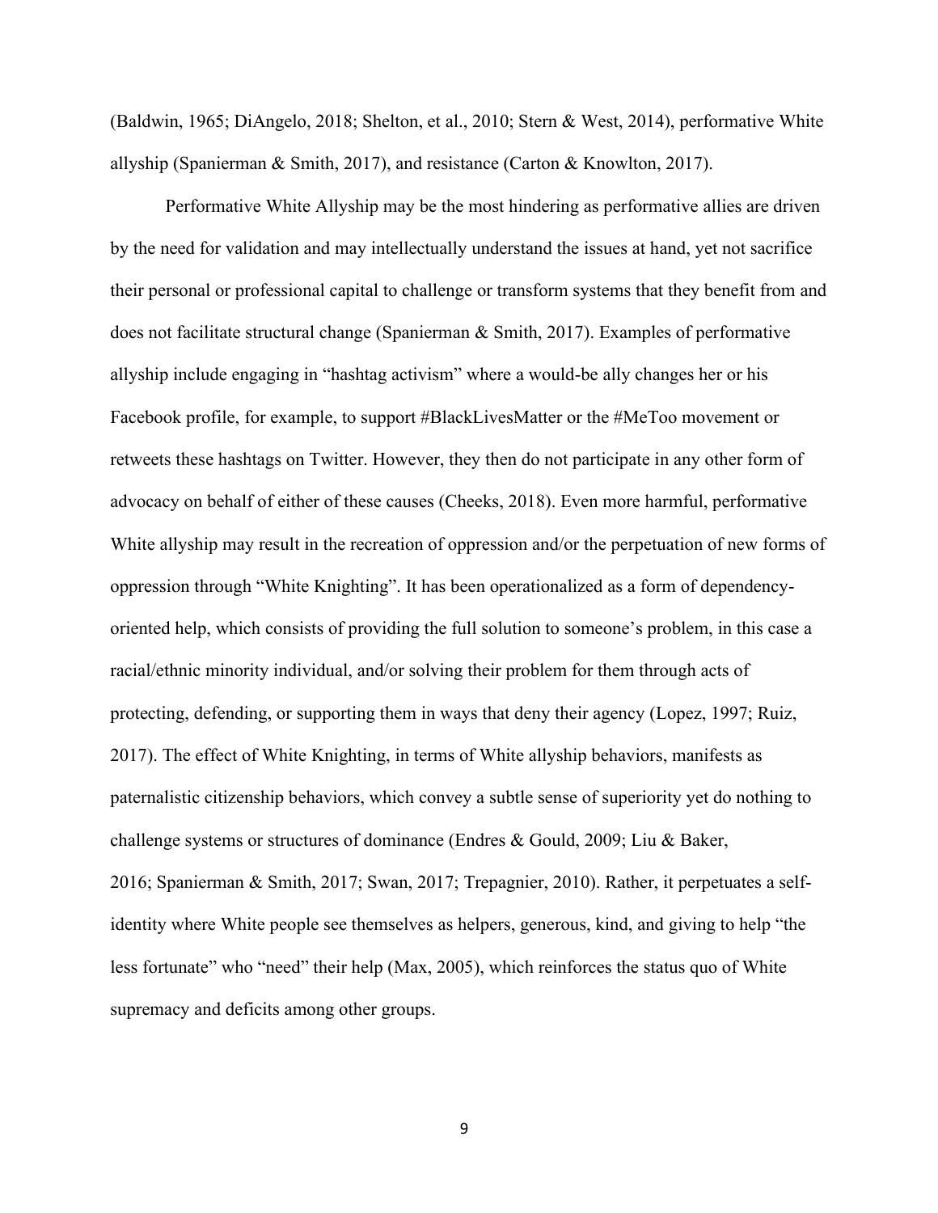(Baldwin, 1965; DiAngelo, 2018; Shelton, et al., 2010; Stern & West, 2014), performative White allyship (Spanierman & Smith, 2017), and resistance (Carton & Knowlton, 2017).

Performative White Allyship may be the most hindering as performative allies are driven by the need for validation and may intellectually understand the issues at hand, yet not sacrifice their personal or professional capital to challenge or transform systems that they benefit from and does not facilitate structural change (Spanierman & Smith, 2017). Examples of performative allyship include engaging in "hashtag activism" where a would-be ally changes her or his Facebook profile, for example, to support #BlackLivesMatter or the #MeToo movement or retweets these hashtags on Twitter. However, they then do not participate in any other form of advocacy on behalf of either of these causes (Cheeks, 2018). Even more harmful, performative White allyship may result in the recreation of oppression and/or the perpetuation of new forms of oppression through "White Knighting". It has been operationalized as a form of dependency-oriented help, which consists of providing the full solution to someone's problem, in this case a racial/ethnic minority individual, and/or solving their problem for them through acts of protecting, defending, or supporting them in ways that deny their agency (Lopez, 1997; Ruiz, 2017). The effect of White Knighting, in terms of White allyship behaviors, manifests as paternalistic citizenship behaviors, which convey a subtle sense of superiority yet do nothing to challenge systems or structures of dominance (Endres & Gould, 2009; Liu & Baker, 2016; Spanierman & Smith, 2017; Swan, 2017; Trepagnier, 2010). Rather, it perpetuates a self-identity where White people see themselves as helpers, generous, kind, and giving to help "the less fortunate" who "need" their help (Max, 2005), which reinforces the status quo of White supremacy and deficits among other groups.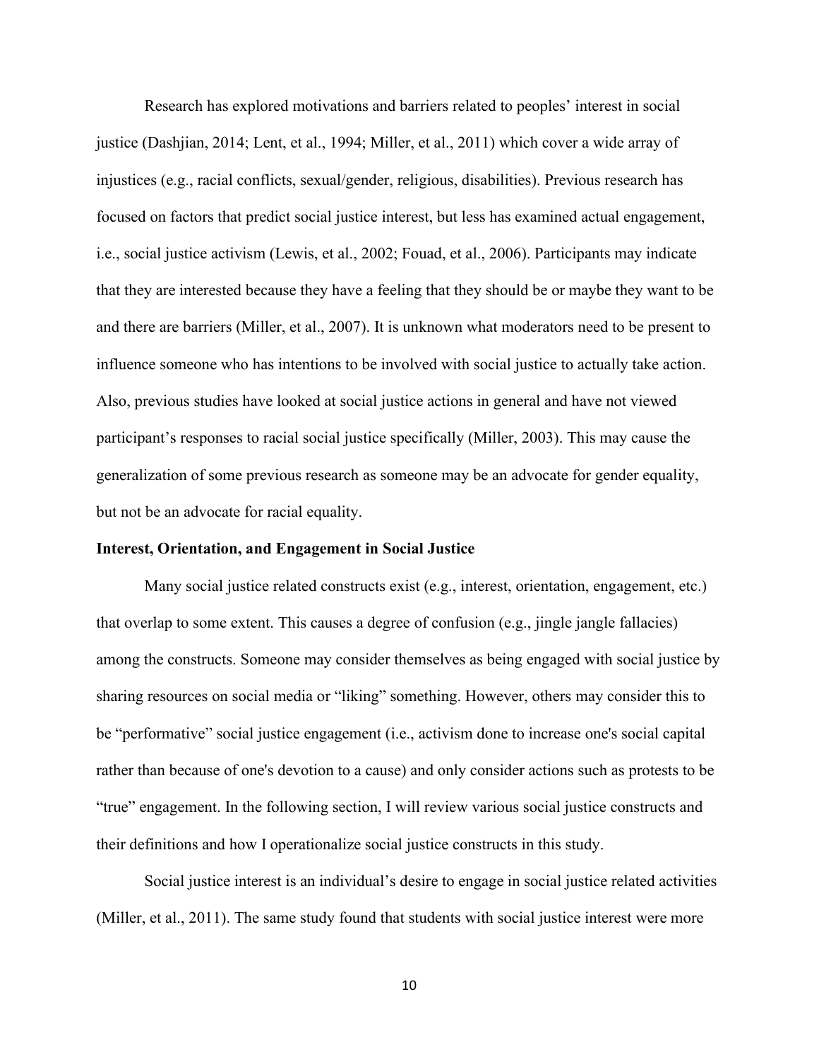Research has explored motivations and barriers related to peoples' interest in social justice (Dashjian, 2014; Lent, et al., 1994; Miller, et al., 2011) which cover a wide array of injustices (e.g., racial conflicts, sexual/gender, religious, disabilities). Previous research has focused on factors that predict social justice interest, but less has examined actual engagement, i.e., social justice activism (Lewis, et al., 2002; Fouad, et al., 2006). Participants may indicate that they are interested because they have a feeling that they should be or maybe they want to be and there are barriers (Miller, et al., 2007). It is unknown what moderators need to be present to influence someone who has intentions to be involved with social justice to actually take action. Also, previous studies have looked at social justice actions in general and have not viewed participant's responses to racial social justice specifically (Miller, 2003). This may cause the generalization of some previous research as someone may be an advocate for gender equality, but not be an advocate for racial equality.

**Interest, Orientation, and Engagement in Social Justice**

Many social justice related constructs exist (e.g., interest, orientation, engagement, etc.) that overlap to some extent. This causes a degree of confusion (e.g., jingle jangle fallacies) among the constructs. Someone may consider themselves as being engaged with social justice by sharing resources on social media or "liking" something. However, others may consider this to be "performative" social justice engagement (i.e., activism done to increase one's social capital rather than because of one's devotion to a cause) and only consider actions such as protests to be "true" engagement. In the following section, I will review various social justice constructs and their definitions and how I operationalize social justice constructs in this study.

Social justice interest is an individual's desire to engage in social justice related activities (Miller, et al., 2011). The same study found that students with social justice interest were more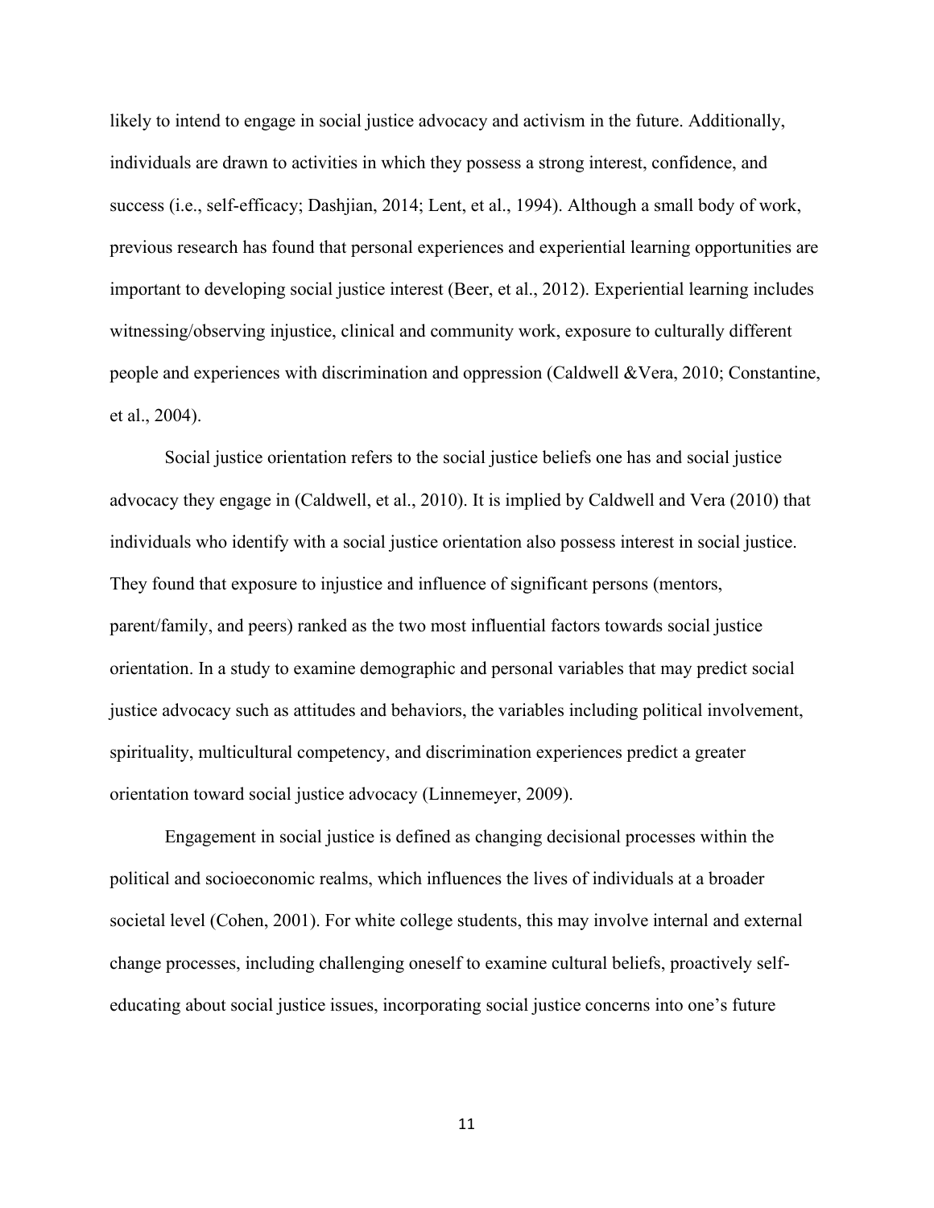likely to intend to engage in social justice advocacy and activism in the future. Additionally, individuals are drawn to activities in which they possess a strong interest, confidence, and success (i.e., self-efficacy; Dashjian, 2014; Lent, et al., 1994). Although a small body of work, previous research has found that personal experiences and experiential learning opportunities are important to developing social justice interest (Beer, et al., 2012). Experiential learning includes witnessing/observing injustice, clinical and community work, exposure to culturally different people and experiences with discrimination and oppression (Caldwell &Vera, 2010; Constantine, et al., 2004).

Social justice orientation refers to the social justice beliefs one has and social justice advocacy they engage in (Caldwell, et al., 2010). It is implied by Caldwell and Vera (2010) that individuals who identify with a social justice orientation also possess interest in social justice. They found that exposure to injustice and influence of significant persons (mentors, parent/family, and peers) ranked as the two most influential factors towards social justice orientation. In a study to examine demographic and personal variables that may predict social justice advocacy such as attitudes and behaviors, the variables including political involvement, spirituality, multicultural competency, and discrimination experiences predict a greater orientation toward social justice advocacy (Linnemeyer, 2009).

Engagement in social justice is defined as changing decisional processes within the political and socioeconomic realms, which influences the lives of individuals at a broader societal level (Cohen, 2001). For white college students, this may involve internal and external change processes, including challenging oneself to examine cultural beliefs, proactively self-educating about social justice issues, incorporating social justice concerns into one's future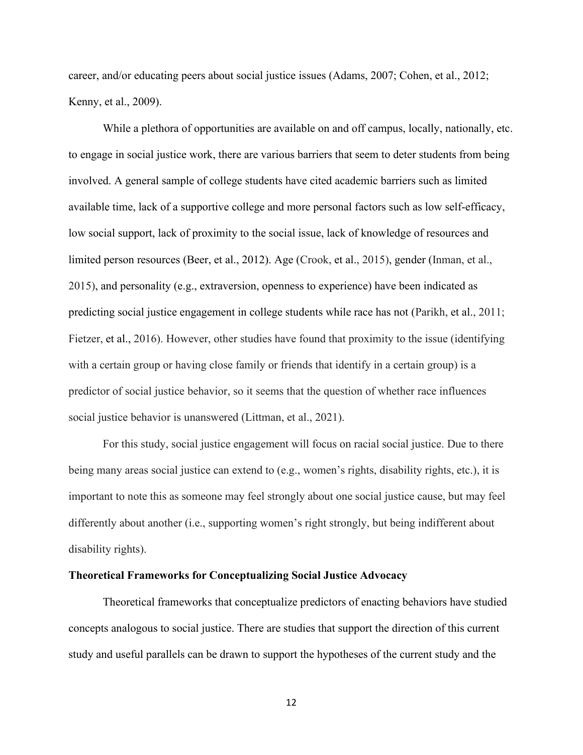career, and/or educating peers about social justice issues (Adams, 2007; Cohen, et al., 2012; Kenny, et al., 2009).

While a plethora of opportunities are available on and off campus, locally, nationally, etc. to engage in social justice work, there are various barriers that seem to deter students from being involved. A general sample of college students have cited academic barriers such as limited available time, lack of a supportive college and more personal factors such as low self-efficacy, low social support, lack of proximity to the social issue, lack of knowledge of resources and limited person resources (Beer, et al., 2012). Age (Crook, et al., 2015), gender (Inman, et al., 2015), and personality (e.g., extraversion, openness to experience) have been indicated as predicting social justice engagement in college students while race has not (Parikh, et al., 2011; Fietzer, et al., 2016). However, other studies have found that proximity to the issue (identifying with a certain group or having close family or friends that identify in a certain group) is a predictor of social justice behavior, so it seems that the question of whether race influences social justice behavior is unanswered (Littman, et al., 2021).

For this study, social justice engagement will focus on racial social justice. Due to there being many areas social justice can extend to (e.g., women's rights, disability rights, etc.), it is important to note this as someone may feel strongly about one social justice cause, but may feel differently about another (i.e., supporting women's right strongly, but being indifferent about disability rights).

### Theoretical Frameworks for Conceptualizing Social Justice Advocacy

Theoretical frameworks that conceptualize predictors of enacting behaviors have studied concepts analogous to social justice. There are studies that support the direction of this current study and useful parallels can be drawn to support the hypotheses of the current study and the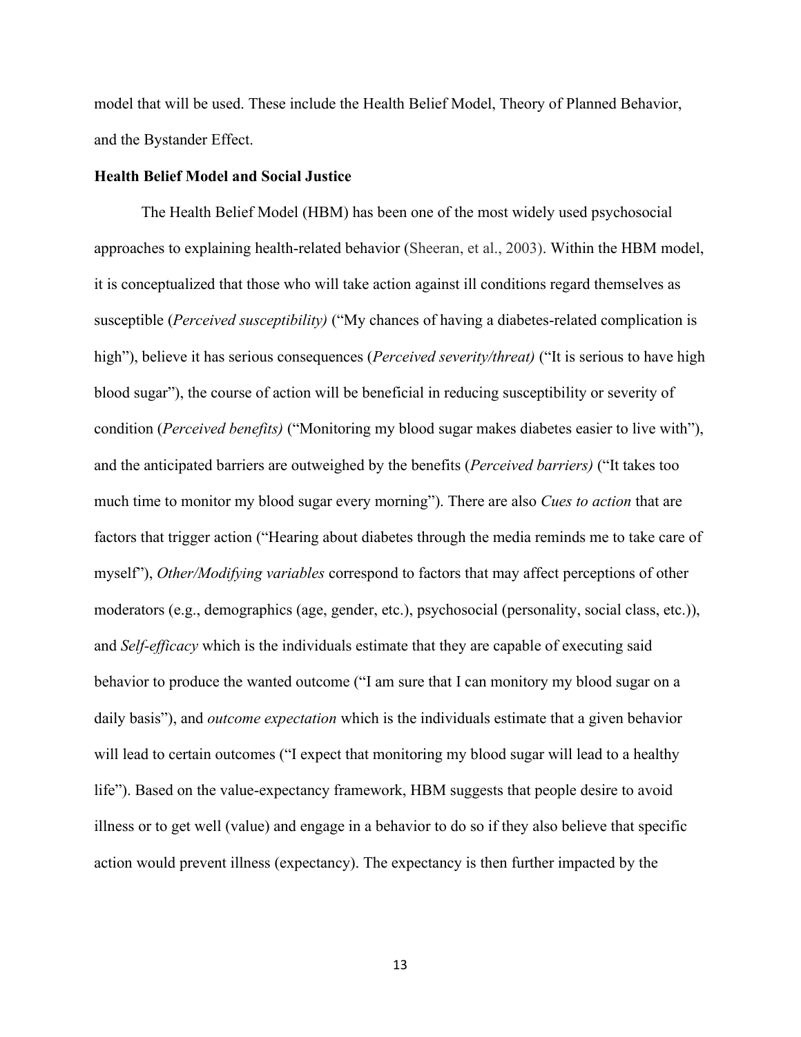model that will be used. These include the Health Belief Model, Theory of Planned Behavior, and the Bystander Effect.

**Health Belief Model and Social Justice**

The Health Belief Model (HBM) has been one of the most widely used psychosocial approaches to explaining health-related behavior (Sheeran, et al., 2003). Within the HBM model, it is conceptualized that those who will take action against ill conditions regard themselves as susceptible (*Perceived susceptibility)* ("My chances of having a diabetes-related complication is high"), believe it has serious consequences (*Perceived severity/threat)* ("It is serious to have high blood sugar"), the course of action will be beneficial in reducing susceptibility or severity of condition (*Perceived benefits)* ("Monitoring my blood sugar makes diabetes easier to live with"), and the anticipated barriers are outweighed by the benefits (*Perceived barriers)* ("It takes too much time to monitor my blood sugar every morning"). There are also *Cues to action* that are factors that trigger action ("Hearing about diabetes through the media reminds me to take care of myself"), *Other/Modifying variables* correspond to factors that may affect perceptions of other moderators (e.g., demographics (age, gender, etc.), psychosocial (personality, social class, etc.)), and *Self-efficacy* which is the individuals estimate that they are capable of executing said behavior to produce the wanted outcome ("I am sure that I can monitory my blood sugar on a daily basis"), and *outcome expectation* which is the individuals estimate that a given behavior will lead to certain outcomes ("I expect that monitoring my blood sugar will lead to a healthy life"). Based on the value-expectancy framework, HBM suggests that people desire to avoid illness or to get well (value) and engage in a behavior to do so if they also believe that specific action would prevent illness (expectancy). The expectancy is then further impacted by the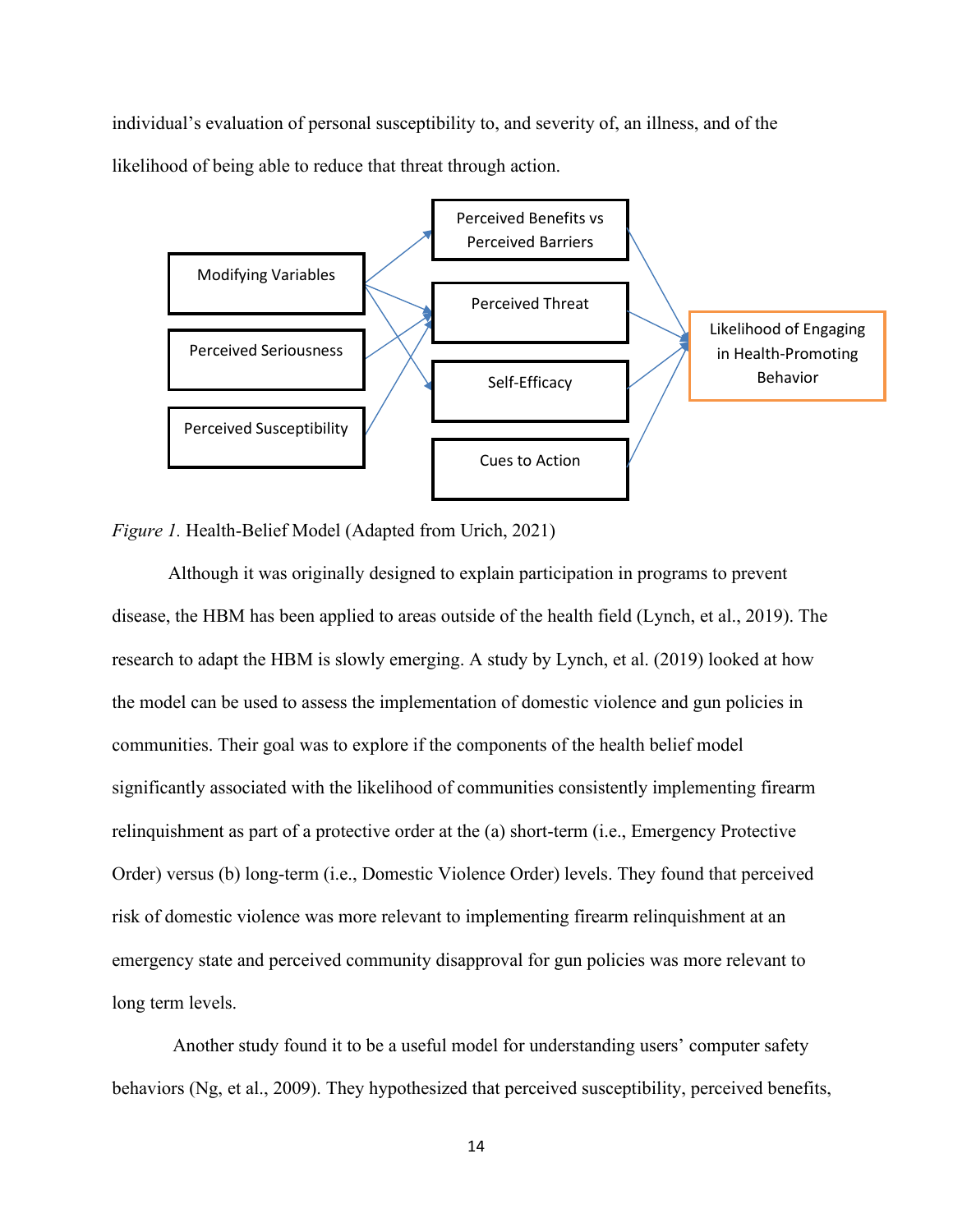individual's evaluation of personal susceptibility to, and severity of, an illness, and of the likelihood of being able to reduce that threat through action.

*Figure 1.* Health-Belief Model (Adapted from Urich, 2021)

Although it was originally designed to explain participation in programs to prevent disease, the HBM has been applied to areas outside of the health field (Lynch, et al., 2019). The research to adapt the HBM is slowly emerging. A study by Lynch, et al. (2019) looked at how the model can be used to assess the implementation of domestic violence and gun policies in communities. Their goal was to explore if the components of the health belief model significantly associated with the likelihood of communities consistently implementing firearm relinquishment as part of a protective order at the (a) short-term (i.e., Emergency Protective Order) versus (b) long-term (i.e., Domestic Violence Order) levels. They found that perceived risk of domestic violence was more relevant to implementing firearm relinquishment at an emergency state and perceived community disapproval for gun policies was more relevant to long term levels.

Another study found it to be a useful model for understanding users' computer safety behaviors (Ng, et al., 2009). They hypothesized that perceived susceptibility, perceived benefits,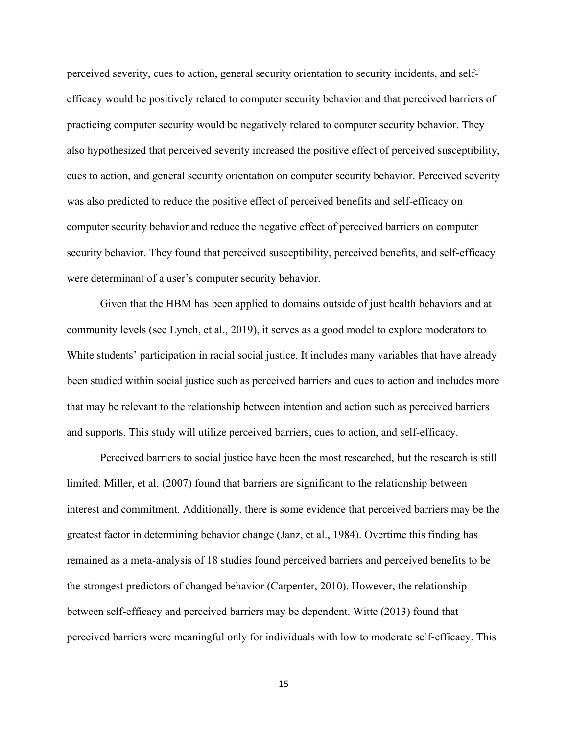perceived severity, cues to action, general security orientation to security incidents, and self-efficacy would be positively related to computer security behavior and that perceived barriers of practicing computer security would be negatively related to computer security behavior. They also hypothesized that perceived severity increased the positive effect of perceived susceptibility, cues to action, and general security orientation on computer security behavior. Perceived severity was also predicted to reduce the positive effect of perceived benefits and self-efficacy on computer security behavior and reduce the negative effect of perceived barriers on computer security behavior. They found that perceived susceptibility, perceived benefits, and self-efficacy were determinant of a user's computer security behavior.

Given that the HBM has been applied to domains outside of just health behaviors and at community levels (see Lynch, et al., 2019), it serves as a good model to explore moderators to White students' participation in racial social justice. It includes many variables that have already been studied within social justice such as perceived barriers and cues to action and includes more that may be relevant to the relationship between intention and action such as perceived barriers and supports. This study will utilize perceived barriers, cues to action, and self-efficacy.

Perceived barriers to social justice have been the most researched, but the research is still limited. Miller, et al. (2007) found that barriers are significant to the relationship between interest and commitment*.* Additionally, there is some evidence that perceived barriers may be the greatest factor in determining behavior change (Janz, et al., 1984). Overtime this finding has remained as a meta-analysis of 18 studies found perceived barriers and perceived benefits to be the strongest predictors of changed behavior (Carpenter, 2010). However, the relationship between self-efficacy and perceived barriers may be dependent. Witte (2013) found that perceived barriers were meaningful only for individuals with low to moderate self-efficacy. This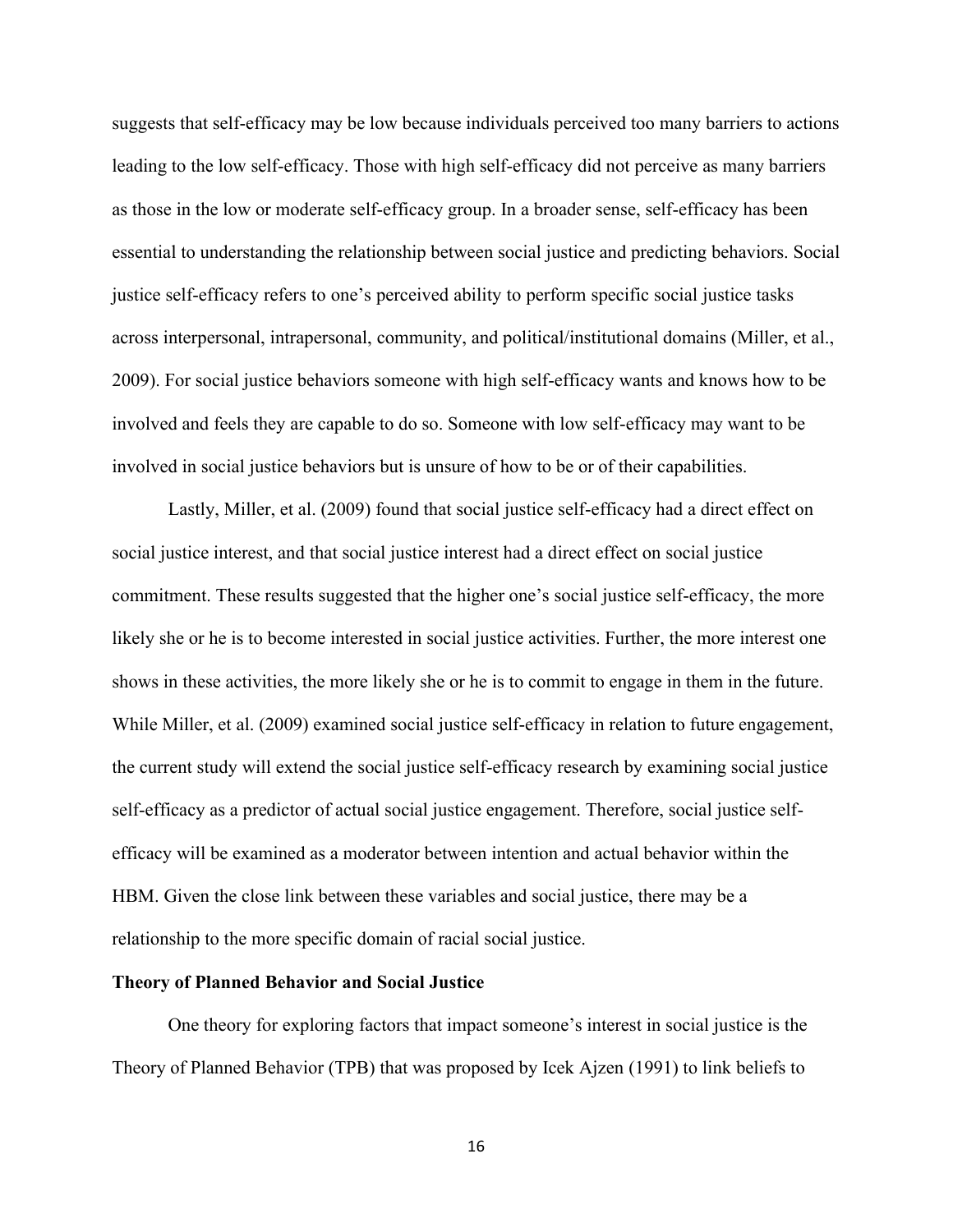suggests that self-efficacy may be low because individuals perceived too many barriers to actions leading to the low self-efficacy. Those with high self-efficacy did not perceive as many barriers as those in the low or moderate self-efficacy group. In a broader sense, self-efficacy has been essential to understanding the relationship between social justice and predicting behaviors. Social justice self-efficacy refers to one's perceived ability to perform specific social justice tasks across interpersonal, intrapersonal, community, and political/institutional domains (Miller, et al., 2009). For social justice behaviors someone with high self-efficacy wants and knows how to be involved and feels they are capable to do so. Someone with low self-efficacy may want to be involved in social justice behaviors but is unsure of how to be or of their capabilities.

Lastly, Miller, et al. (2009) found that social justice self-efficacy had a direct effect on social justice interest, and that social justice interest had a direct effect on social justice commitment. These results suggested that the higher one's social justice self-efficacy, the more likely she or he is to become interested in social justice activities. Further, the more interest one shows in these activities, the more likely she or he is to commit to engage in them in the future. While Miller, et al. (2009) examined social justice self-efficacy in relation to future engagement, the current study will extend the social justice self-efficacy research by examining social justice self-efficacy as a predictor of actual social justice engagement. Therefore, social justice self-efficacy will be examined as a moderator between intention and actual behavior within the HBM. Given the close link between these variables and social justice, there may be a relationship to the more specific domain of racial social justice.

**Theory of Planned Behavior and Social Justice**

One theory for exploring factors that impact someone's interest in social justice is the Theory of Planned Behavior (TPB) that was proposed by Icek Ajzen (1991) to link beliefs to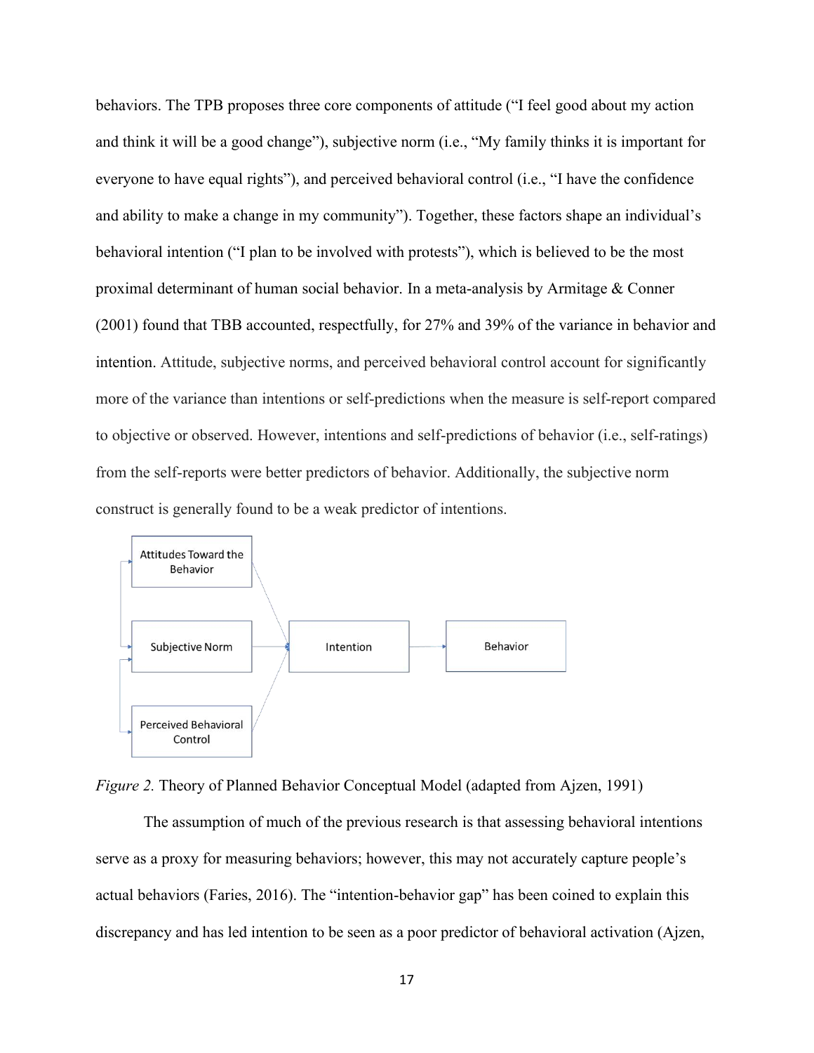behaviors. The TPB proposes three core components of attitude ("I feel good about my action and think it will be a good change"), subjective norm (i.e., "My family thinks it is important for everyone to have equal rights"), and perceived behavioral control (i.e., "I have the confidence and ability to make a change in my community"). Together, these factors shape an individual's behavioral intention ("I plan to be involved with protests"), which is believed to be the most proximal determinant of human social behavior. In a meta-analysis by Armitage & Conner (2001) found that TBB accounted, respectfully, for 27% and 39% of the variance in behavior and intention. Attitude, subjective norms, and perceived behavioral control account for significantly more of the variance than intentions or self-predictions when the measure is self-report compared to objective or observed. However, intentions and self-predictions of behavior (i.e., self-ratings) from the self-reports were better predictors of behavior. Additionally, the subjective norm construct is generally found to be a weak predictor of intentions.

*Figure 2.* Theory of Planned Behavior Conceptual Model (adapted from Ajzen, 1991)

The assumption of much of the previous research is that assessing behavioral intentions serve as a proxy for measuring behaviors; however, this may not accurately capture people's actual behaviors (Faries, 2016). The "intention-behavior gap" has been coined to explain this discrepancy and has led intention to be seen as a poor predictor of behavioral activation (Ajzen,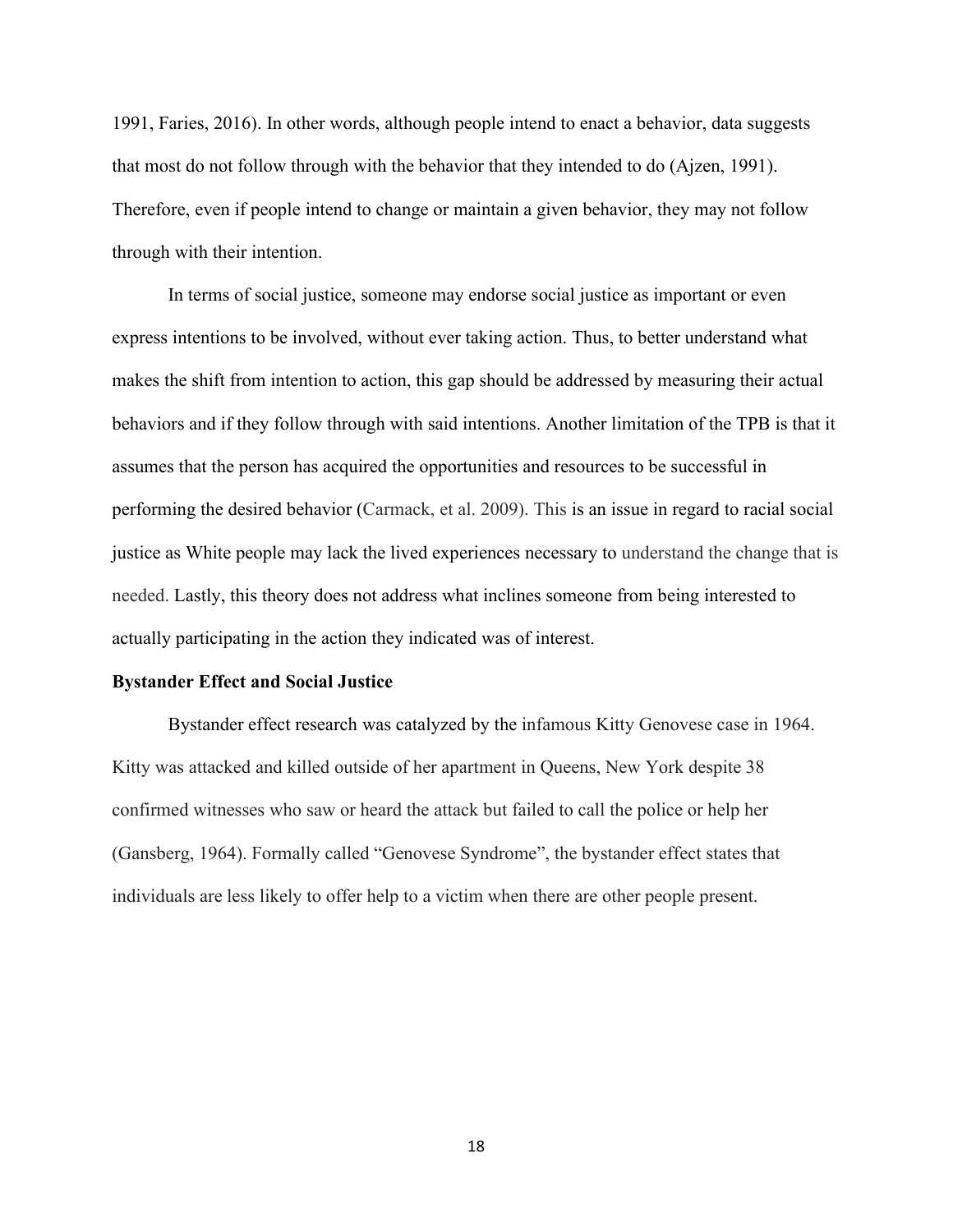1991, Faries, 2016). In other words, although people intend to enact a behavior, data suggests that most do not follow through with the behavior that they intended to do (Ajzen, 1991). Therefore, even if people intend to change or maintain a given behavior, they may not follow through with their intention.

In terms of social justice, someone may endorse social justice as important or even express intentions to be involved, without ever taking action. Thus, to better understand what makes the shift from intention to action, this gap should be addressed by measuring their actual behaviors and if they follow through with said intentions. Another limitation of the TPB is that it assumes that the person has acquired the opportunities and resources to be successful in performing the desired behavior (Carmack, et al. 2009). This is an issue in regard to racial social justice as White people may lack the lived experiences necessary to understand the change that is needed. Lastly, this theory does not address what inclines someone from being interested to actually participating in the action they indicated was of interest.

**Bystander Effect and Social Justice**

Bystander effect research was catalyzed by the infamous Kitty Genovese case in 1964. Kitty was attacked and killed outside of her apartment in Queens, New York despite 38 confirmed witnesses who saw or heard the attack but failed to call the police or help her (Gansberg, 1964). Formally called "Genovese Syndrome", the bystander effect states that individuals are less likely to offer help to a victim when there are other people present.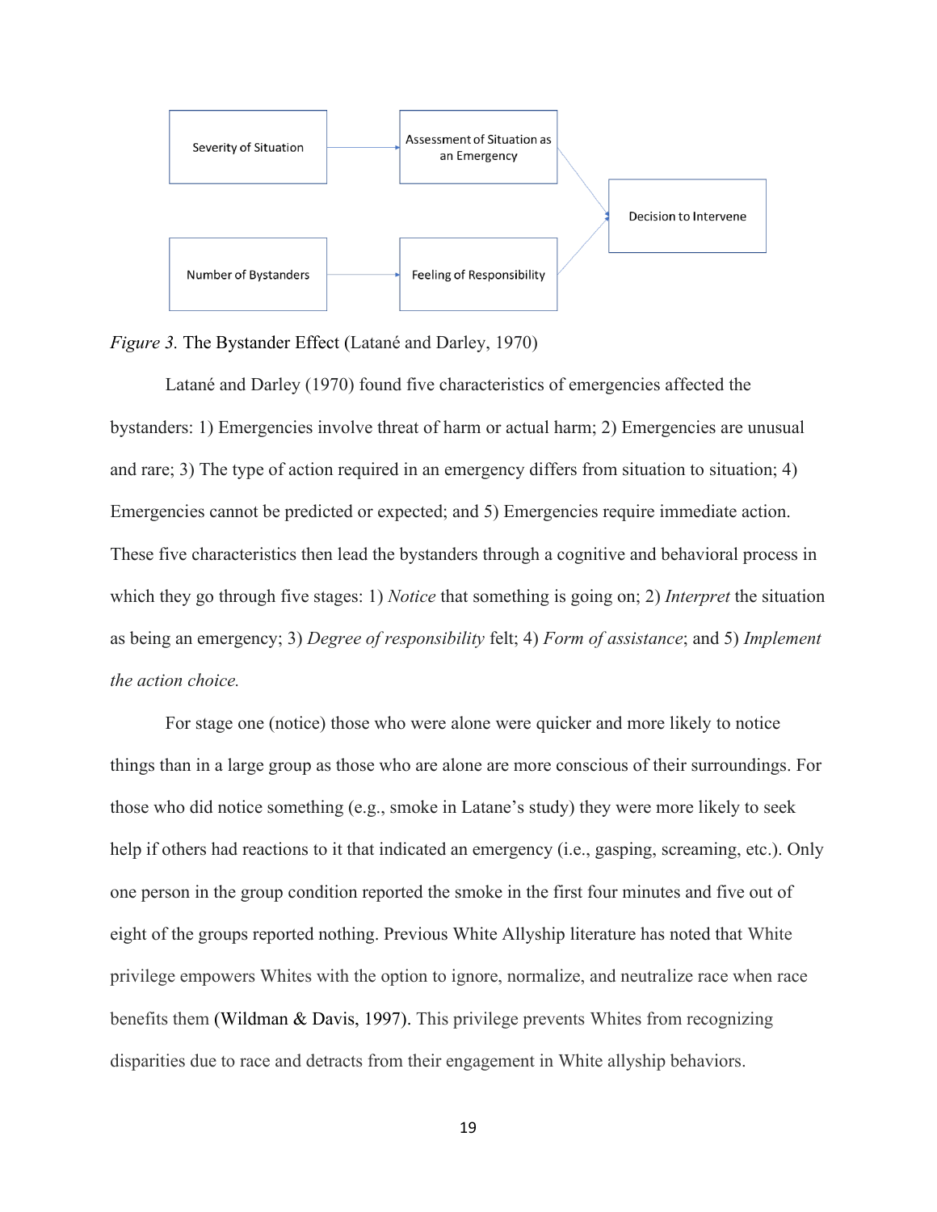*Figure 3.* The Bystander Effect (Latané and Darley, 1970)

Latané and Darley (1970) found five characteristics of emergencies affected the bystanders: 1) Emergencies involve threat of harm or actual harm; 2) Emergencies are unusual and rare; 3) The type of action required in an emergency differs from situation to situation; 4) Emergencies cannot be predicted or expected; and 5) Emergencies require immediate action. These five characteristics then lead the bystanders through a cognitive and behavioral process in which they go through five stages: 1) *Notice* that something is going on; 2) *Interpret* the situation as being an emergency; 3) *Degree of responsibility* felt; 4) *Form of assistance*; and 5) *Implement the action choice.*

For stage one (notice) those who were alone were quicker and more likely to notice things than in a large group as those who are alone are more conscious of their surroundings. For those who did notice something (e.g., smoke in Latane's study) they were more likely to seek help if others had reactions to it that indicated an emergency (i.e., gasping, screaming, etc.). Only one person in the group condition reported the smoke in the first four minutes and five out of eight of the groups reported nothing. Previous White Allyship literature has noted that White privilege empowers Whites with the option to ignore, normalize, and neutralize race when race benefits them (Wildman & Davis, 1997). This privilege prevents Whites from recognizing disparities due to race and detracts from their engagement in White allyship behaviors.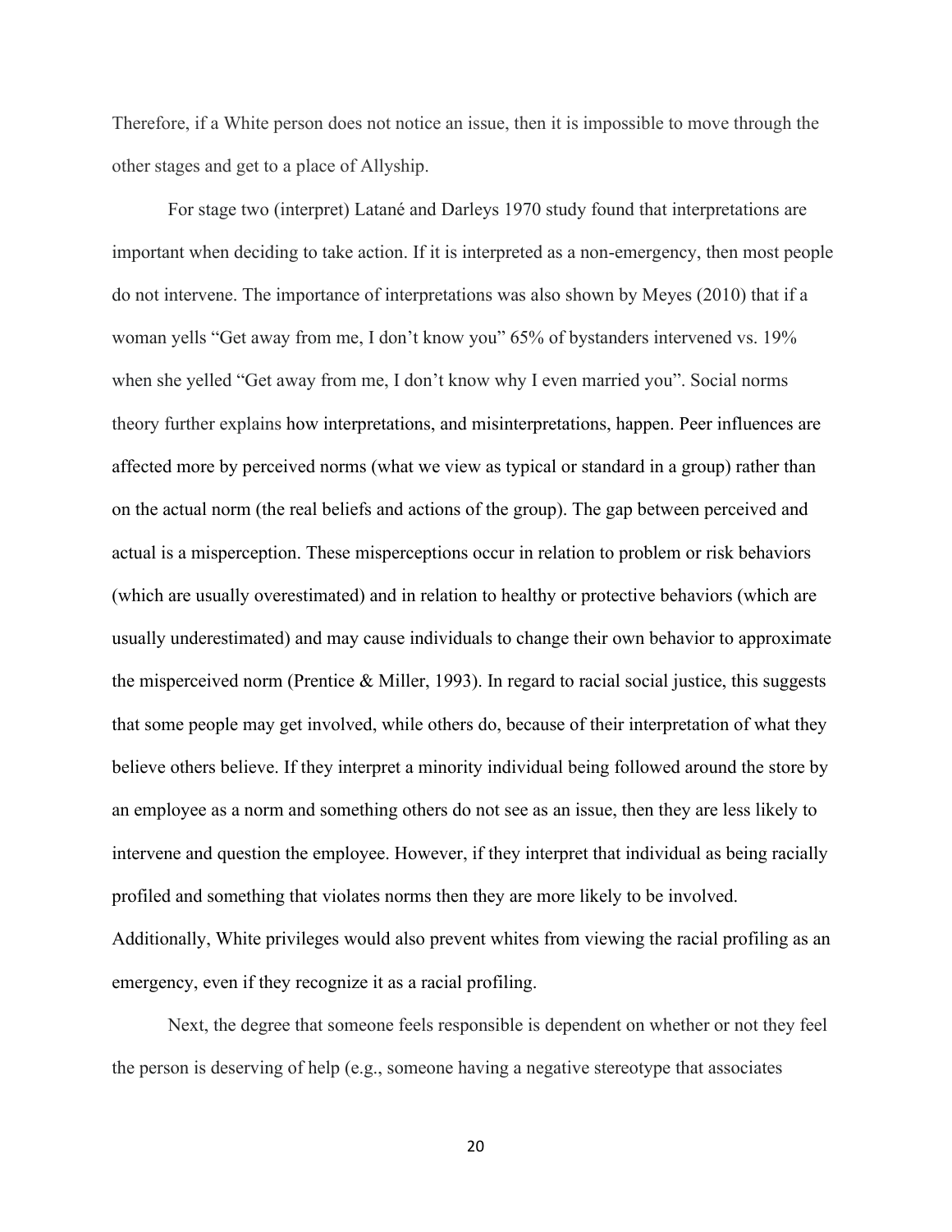Therefore, if a White person does not notice an issue, then it is impossible to move through the other stages and get to a place of Allyship.

For stage two (interpret) Latané and Darleys 1970 study found that interpretations are important when deciding to take action. If it is interpreted as a non-emergency, then most people do not intervene. The importance of interpretations was also shown by Meyes (2010) that if a woman yells "Get away from me, I don't know you" 65% of bystanders intervened vs. 19% when she yelled "Get away from me, I don't know why I even married you". Social norms theory further explains how interpretations, and misinterpretations, happen. Peer influences are affected more by perceived norms (what we view as typical or standard in a group) rather than on the actual norm (the real beliefs and actions of the group). The gap between perceived and actual is a misperception. These misperceptions occur in relation to problem or risk behaviors (which are usually overestimated) and in relation to healthy or protective behaviors (which are usually underestimated) and may cause individuals to change their own behavior to approximate the misperceived norm (Prentice & Miller, 1993). In regard to racial social justice, this suggests that some people may get involved, while others do, because of their interpretation of what they believe others believe. If they interpret a minority individual being followed around the store by an employee as a norm and something others do not see as an issue, then they are less likely to intervene and question the employee. However, if they interpret that individual as being racially profiled and something that violates norms then they are more likely to be involved. Additionally, White privileges would also prevent whites from viewing the racial profiling as an emergency, even if they recognize it as a racial profiling.

Next, the degree that someone feels responsible is dependent on whether or not they feel the person is deserving of help (e.g., someone having a negative stereotype that associates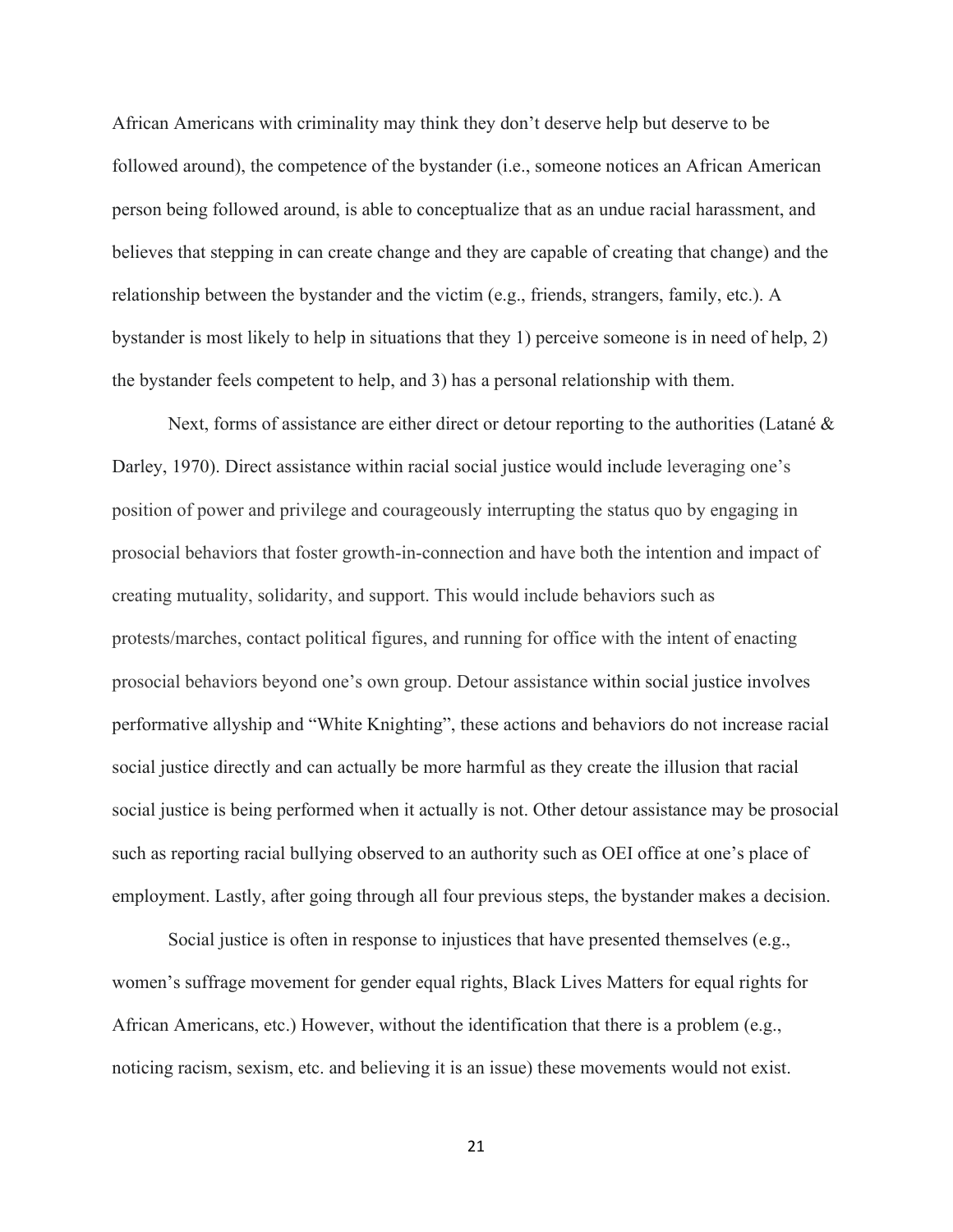African Americans with criminality may think they don't deserve help but deserve to be followed around), the competence of the bystander (i.e., someone notices an African American person being followed around, is able to conceptualize that as an undue racial harassment, and believes that stepping in can create change and they are capable of creating that change) and the relationship between the bystander and the victim (e.g., friends, strangers, family, etc.). A bystander is most likely to help in situations that they 1) perceive someone is in need of help, 2) the bystander feels competent to help, and 3) has a personal relationship with them.

Next, forms of assistance are either direct or detour reporting to the authorities (Latané & Darley, 1970). Direct assistance within racial social justice would include leveraging one's position of power and privilege and courageously interrupting the status quo by engaging in prosocial behaviors that foster growth-in-connection and have both the intention and impact of creating mutuality, solidarity, and support. This would include behaviors such as protests/marches, contact political figures, and running for office with the intent of enacting prosocial behaviors beyond one's own group. Detour assistance within social justice involves performative allyship and "White Knighting", these actions and behaviors do not increase racial social justice directly and can actually be more harmful as they create the illusion that racial social justice is being performed when it actually is not. Other detour assistance may be prosocial such as reporting racial bullying observed to an authority such as OEI office at one's place of employment. Lastly, after going through all four previous steps, the bystander makes a decision.

Social justice is often in response to injustices that have presented themselves (e.g., women's suffrage movement for gender equal rights, Black Lives Matters for equal rights for African Americans, etc.) However, without the identification that there is a problem (e.g., noticing racism, sexism, etc. and believing it is an issue) these movements would not exist.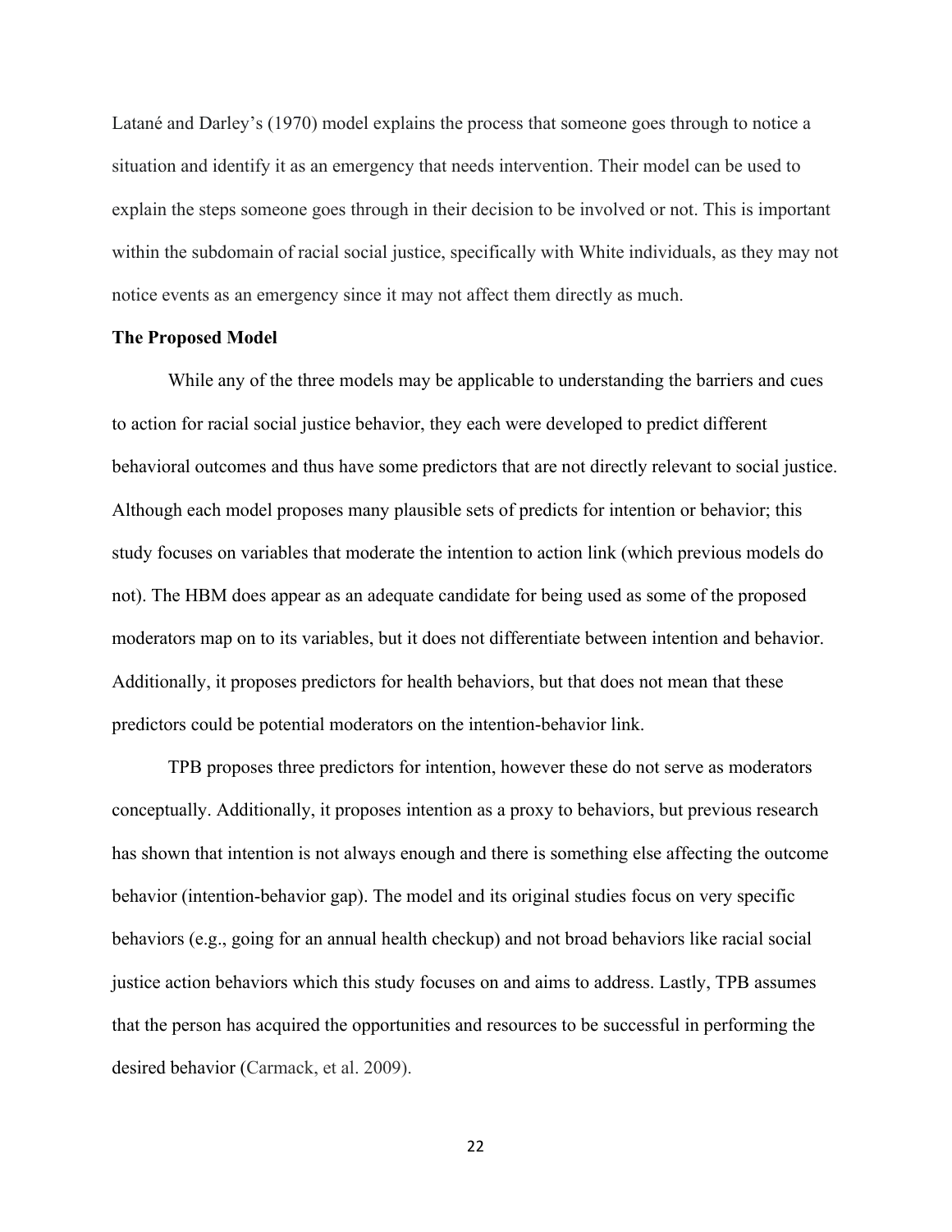Latané and Darley's (1970) model explains the process that someone goes through to notice a situation and identify it as an emergency that needs intervention. Their model can be used to explain the steps someone goes through in their decision to be involved or not. This is important within the subdomain of racial social justice, specifically with White individuals, as they may not notice events as an emergency since it may not affect them directly as much.

**The Proposed Model**

While any of the three models may be applicable to understanding the barriers and cues to action for racial social justice behavior, they each were developed to predict different behavioral outcomes and thus have some predictors that are not directly relevant to social justice. Although each model proposes many plausible sets of predicts for intention or behavior; this study focuses on variables that moderate the intention to action link (which previous models do not). The HBM does appear as an adequate candidate for being used as some of the proposed moderators map on to its variables, but it does not differentiate between intention and behavior. Additionally, it proposes predictors for health behaviors, but that does not mean that these predictors could be potential moderators on the intention-behavior link.

TPB proposes three predictors for intention, however these do not serve as moderators conceptually. Additionally, it proposes intention as a proxy to behaviors, but previous research has shown that intention is not always enough and there is something else affecting the outcome behavior (intention-behavior gap). The model and its original studies focus on very specific behaviors (e.g., going for an annual health checkup) and not broad behaviors like racial social justice action behaviors which this study focuses on and aims to address. Lastly, TPB assumes that the person has acquired the opportunities and resources to be successful in performing the desired behavior (Carmack, et al. 2009).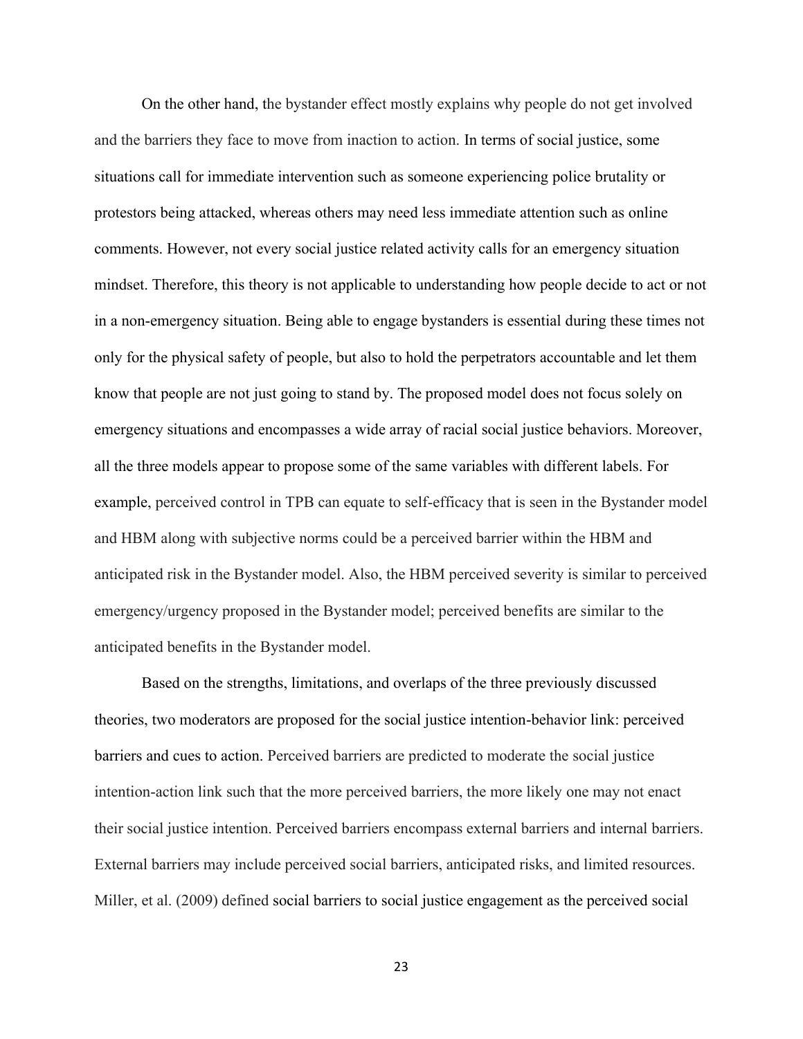On the other hand, the bystander effect mostly explains why people do not get involved and the barriers they face to move from inaction to action. In terms of social justice, some situations call for immediate intervention such as someone experiencing police brutality or protestors being attacked, whereas others may need less immediate attention such as online comments. However, not every social justice related activity calls for an emergency situation mindset. Therefore, this theory is not applicable to understanding how people decide to act or not in a non-emergency situation. Being able to engage bystanders is essential during these times not only for the physical safety of people, but also to hold the perpetrators accountable and let them know that people are not just going to stand by. The proposed model does not focus solely on emergency situations and encompasses a wide array of racial social justice behaviors. Moreover, all the three models appear to propose some of the same variables with different labels. For example, perceived control in TPB can equate to self-efficacy that is seen in the Bystander model and HBM along with subjective norms could be a perceived barrier within the HBM and anticipated risk in the Bystander model. Also, the HBM perceived severity is similar to perceived emergency/urgency proposed in the Bystander model; perceived benefits are similar to the anticipated benefits in the Bystander model.

Based on the strengths, limitations, and overlaps of the three previously discussed theories, two moderators are proposed for the social justice intention-behavior link: perceived barriers and cues to action. Perceived barriers are predicted to moderate the social justice intention-action link such that the more perceived barriers, the more likely one may not enact their social justice intention. Perceived barriers encompass external barriers and internal barriers. External barriers may include perceived social barriers, anticipated risks, and limited resources. Miller, et al. (2009) defined social barriers to social justice engagement as the perceived social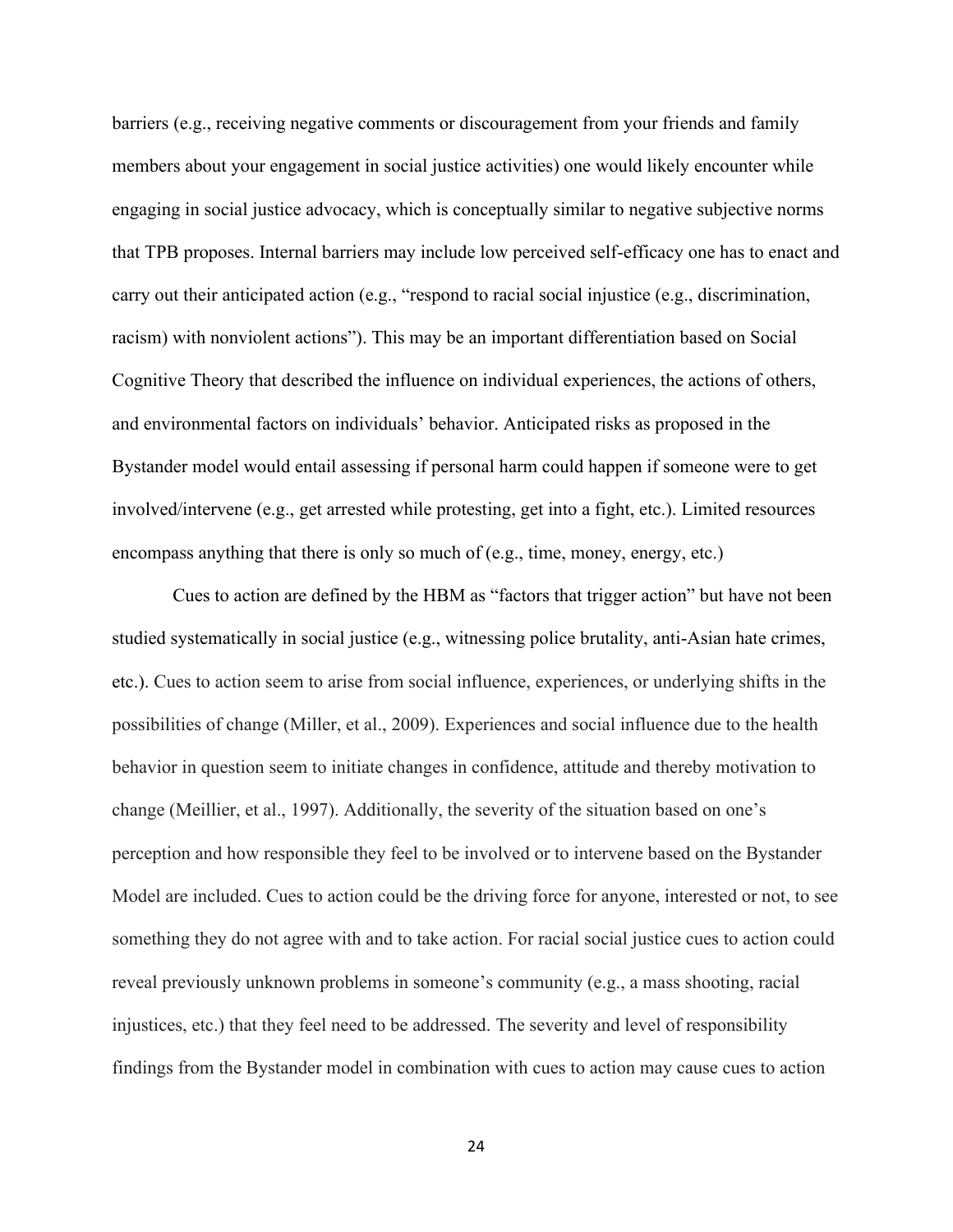barriers (e.g., receiving negative comments or discouragement from your friends and family members about your engagement in social justice activities) one would likely encounter while engaging in social justice advocacy, which is conceptually similar to negative subjective norms that TPB proposes. Internal barriers may include low perceived self-efficacy one has to enact and carry out their anticipated action (e.g., "respond to racial social injustice (e.g., discrimination, racism) with nonviolent actions"). This may be an important differentiation based on Social Cognitive Theory that described the influence on individual experiences, the actions of others, and environmental factors on individuals' behavior. Anticipated risks as proposed in the Bystander model would entail assessing if personal harm could happen if someone were to get involved/intervene (e.g., get arrested while protesting, get into a fight, etc.). Limited resources encompass anything that there is only so much of (e.g., time, money, energy, etc.)

Cues to action are defined by the HBM as "factors that trigger action" but have not been studied systematically in social justice (e.g., witnessing police brutality, anti-Asian hate crimes, etc.). Cues to action seem to arise from social influence, experiences, or underlying shifts in the possibilities of change (Miller, et al., 2009). Experiences and social influence due to the health behavior in question seem to initiate changes in confidence, attitude and thereby motivation to change (Meillier, et al., 1997). Additionally, the severity of the situation based on one's perception and how responsible they feel to be involved or to intervene based on the Bystander Model are included. Cues to action could be the driving force for anyone, interested or not, to see something they do not agree with and to take action. For racial social justice cues to action could reveal previously unknown problems in someone's community (e.g., a mass shooting, racial injustices, etc.) that they feel need to be addressed. The severity and level of responsibility findings from the Bystander model in combination with cues to action may cause cues to action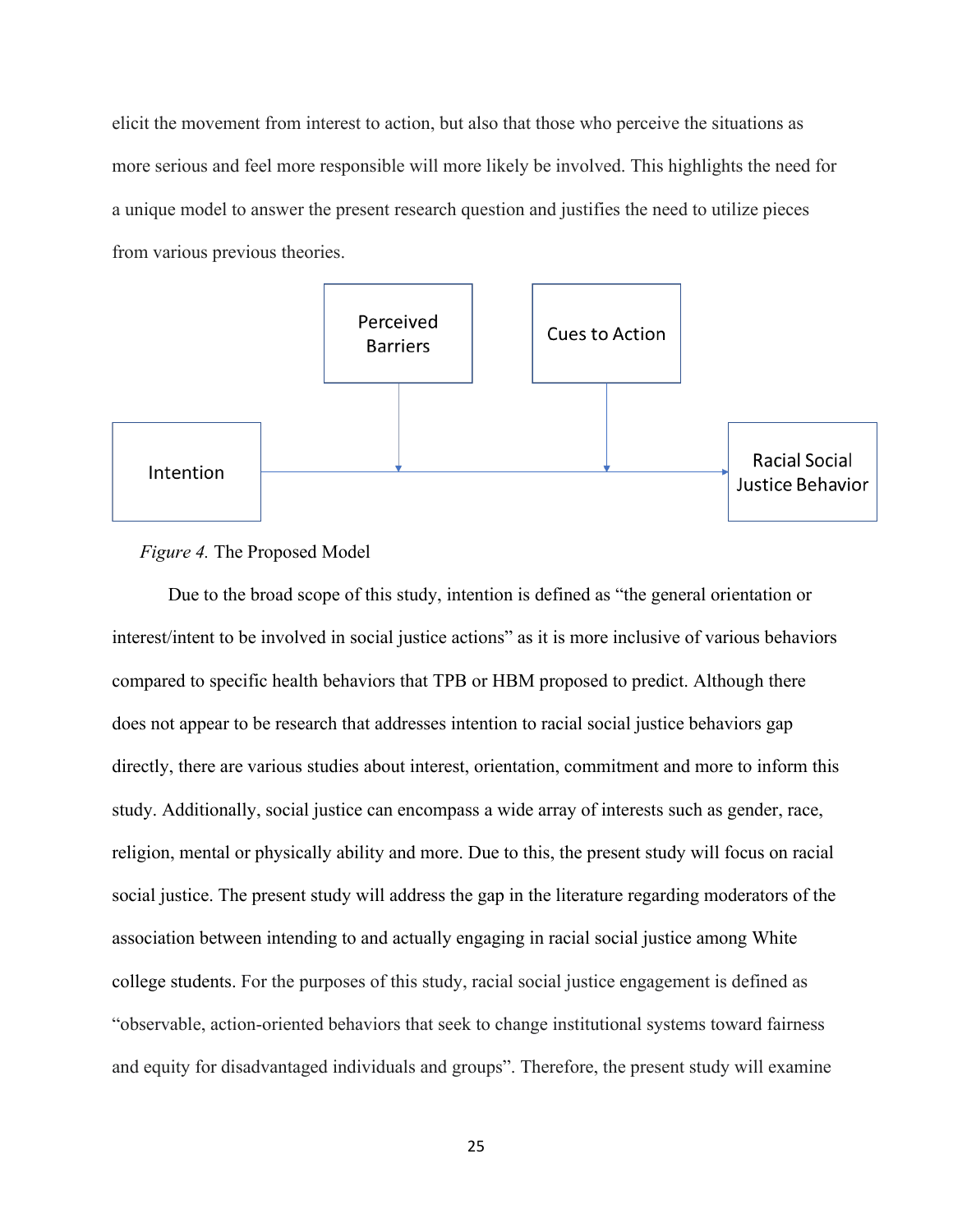elicit the movement from interest to action, but also that those who perceive the situations as more serious and feel more responsible will more likely be involved. This highlights the need for a unique model to answer the present research question and justifies the need to utilize pieces from various previous theories.

*Figure 4.* The Proposed Model

Due to the broad scope of this study, intention is defined as "the general orientation or interest/intent to be involved in social justice actions" as it is more inclusive of various behaviors compared to specific health behaviors that TPB or HBM proposed to predict. Although there does not appear to be research that addresses intention to racial social justice behaviors gap directly, there are various studies about interest, orientation, commitment and more to inform this study. Additionally, social justice can encompass a wide array of interests such as gender, race, religion, mental or physically ability and more. Due to this, the present study will focus on racial social justice. The present study will address the gap in the literature regarding moderators of the association between intending to and actually engaging in racial social justice among White college students. For the purposes of this study, racial social justice engagement is defined as "observable, action-oriented behaviors that seek to change institutional systems toward fairness and equity for disadvantaged individuals and groups". Therefore, the present study will examine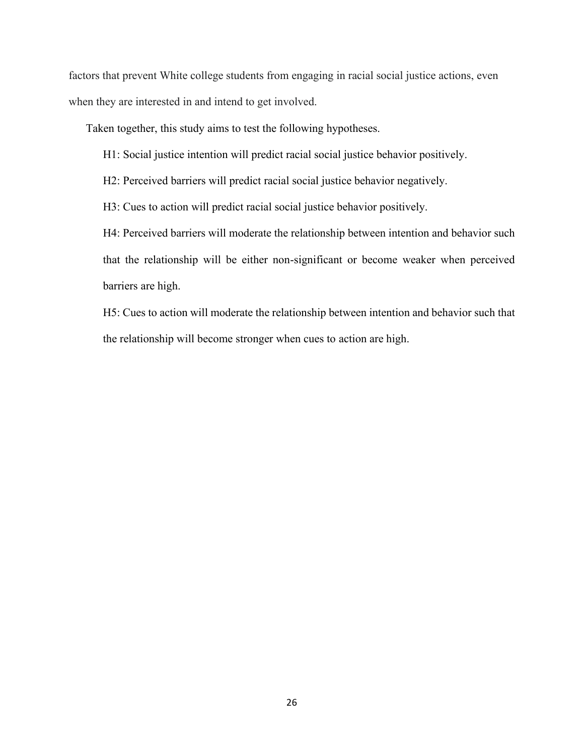factors that prevent White college students from engaging in racial social justice actions, even when they are interested in and intend to get involved.

Taken together, this study aims to test the following hypotheses.

H1: Social justice intention will predict racial social justice behavior positively.

H2: Perceived barriers will predict racial social justice behavior negatively.

H3: Cues to action will predict racial social justice behavior positively.

H4: Perceived barriers will moderate the relationship between intention and behavior such that the relationship will be either non-significant or become weaker when perceived barriers are high.

H5: Cues to action will moderate the relationship between intention and behavior such that the relationship will become stronger when cues to action are high.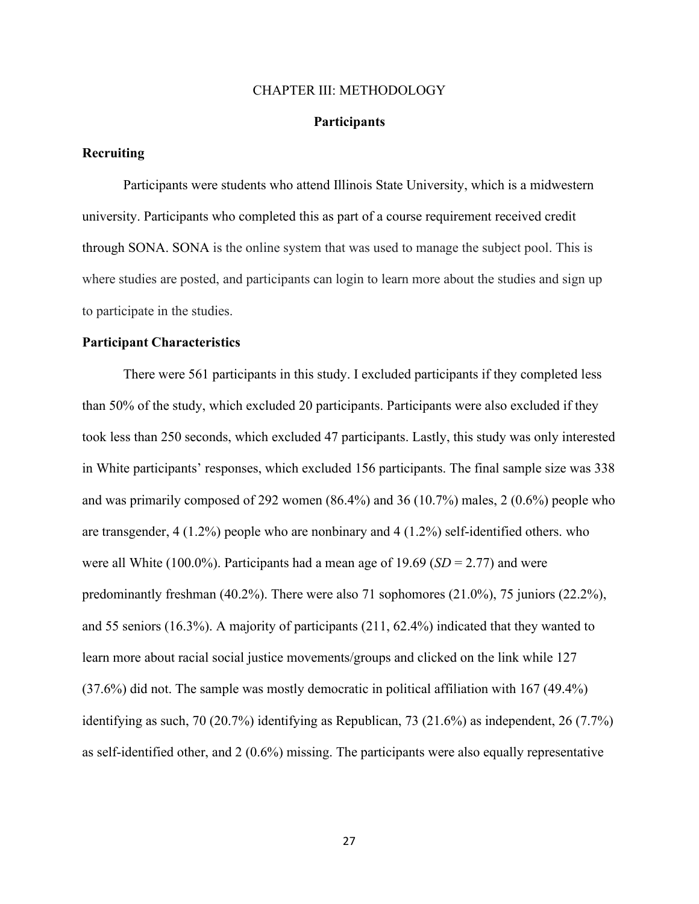# CHAPTER III: METHODOLOGY

## Participants

### Recruiting

Participants were students who attend Illinois State University, which is a midwestern university. Participants who completed this as part of a course requirement received credit through SONA. SONA is the online system that was used to manage the subject pool. This is where studies are posted, and participants can login to learn more about the studies and sign up to participate in the studies.

### Participant Characteristics

There were 561 participants in this study. I excluded participants if they completed less than 50% of the study, which excluded 20 participants. Participants were also excluded if they took less than 250 seconds, which excluded 47 participants. Lastly, this study was only interested in White participants' responses, which excluded 156 participants. The final sample size was 338 and was primarily composed of 292 women (86.4%) and 36 (10.7%) males, 2 (0.6%) people who are transgender, 4 (1.2%) people who are nonbinary and 4 (1.2%) self-identified others. who were all White (100.0%). Participants had a mean age of 19.69 (*SD* = 2.77) and were predominantly freshman (40.2%). There were also 71 sophomores (21.0%), 75 juniors (22.2%), and 55 seniors (16.3%). A majority of participants (211, 62.4%) indicated that they wanted to learn more about racial social justice movements/groups and clicked on the link while 127 (37.6%) did not. The sample was mostly democratic in political affiliation with 167 (49.4%) identifying as such, 70 (20.7%) identifying as Republican, 73 (21.6%) as independent, 26 (7.7%) as self-identified other, and 2 (0.6%) missing. The participants were also equally representative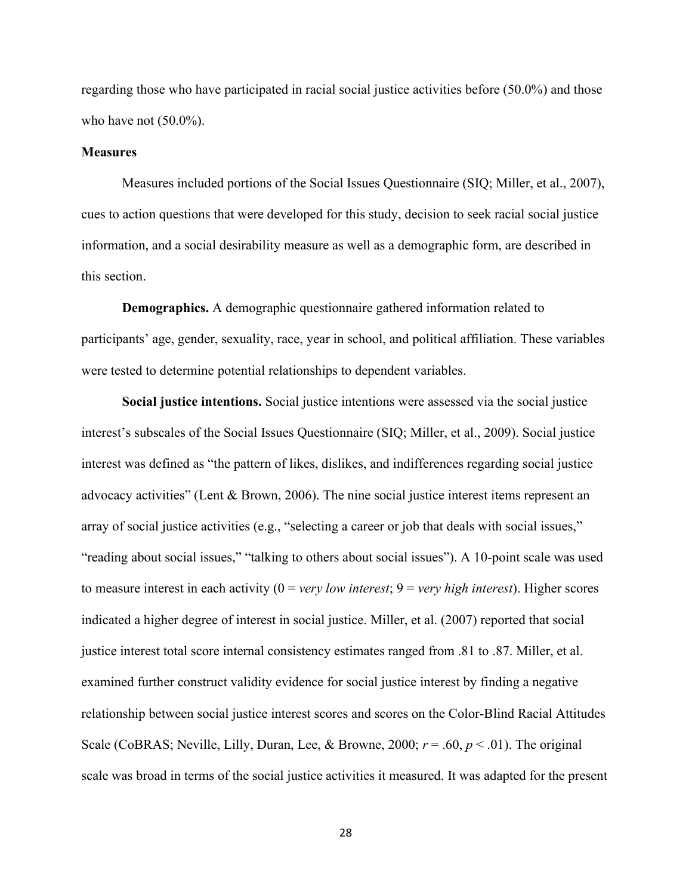regarding those who have participated in racial social justice activities before (50.0%) and those who have not (50.0%).

**Measures**

Measures included portions of the Social Issues Questionnaire (SIQ; Miller, et al., 2007), cues to action questions that were developed for this study, decision to seek racial social justice information, and a social desirability measure as well as a demographic form, are described in this section.

**Demographics.** A demographic questionnaire gathered information related to participants' age, gender, sexuality, race, year in school, and political affiliation. These variables were tested to determine potential relationships to dependent variables.

**Social justice intentions.** Social justice intentions were assessed via the social justice interest's subscales of the Social Issues Questionnaire (SIQ; Miller, et al., 2009). Social justice interest was defined as "the pattern of likes, dislikes, and indifferences regarding social justice advocacy activities" (Lent & Brown, 2006). The nine social justice interest items represent an array of social justice activities (e.g., "selecting a career or job that deals with social issues," "reading about social issues," "talking to others about social issues"). A 10-point scale was used to measure interest in each activity (0 = *very low interest*; 9 = *very high interest*). Higher scores indicated a higher degree of interest in social justice. Miller, et al. (2007) reported that social justice interest total score internal consistency estimates ranged from .81 to .87. Miller, et al. examined further construct validity evidence for social justice interest by finding a negative relationship between social justice interest scores and scores on the Color-Blind Racial Attitudes Scale (CoBRAS; Neville, Lilly, Duran, Lee, & Browne, 2000; $r = .60$, $p < .01$). The original scale was broad in terms of the social justice activities it measured. It was adapted for the present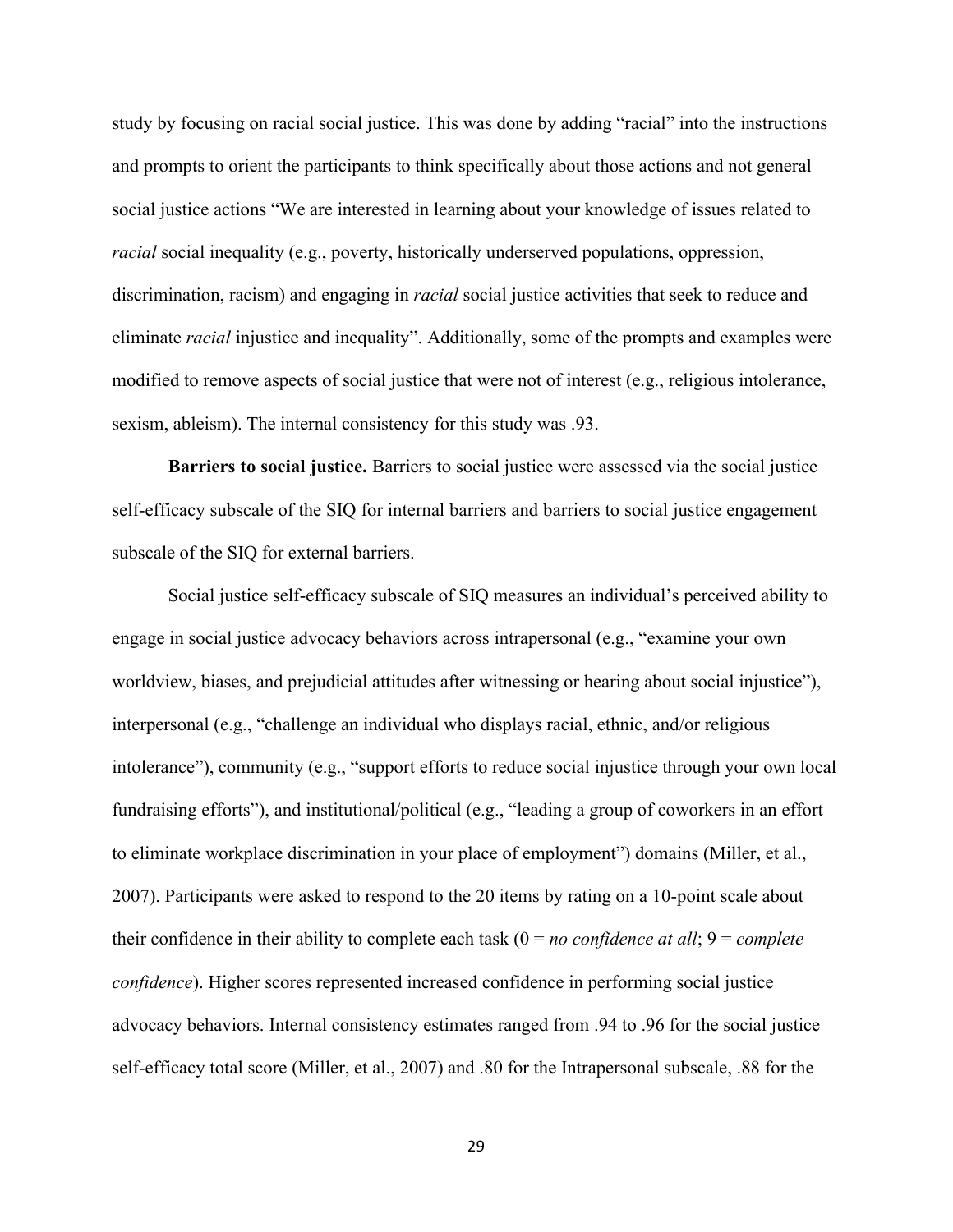study by focusing on racial social justice. This was done by adding "racial" into the instructions and prompts to orient the participants to think specifically about those actions and not general social justice actions "We are interested in learning about your knowledge of issues related to *racial* social inequality (e.g., poverty, historically underserved populations, oppression, discrimination, racism) and engaging in *racial* social justice activities that seek to reduce and eliminate *racial* injustice and inequality". Additionally, some of the prompts and examples were modified to remove aspects of social justice that were not of interest (e.g., religious intolerance, sexism, ableism). The internal consistency for this study was .93.

**Barriers to social justice.** Barriers to social justice were assessed via the social justice self-efficacy subscale of the SIQ for internal barriers and barriers to social justice engagement subscale of the SIQ for external barriers.

Social justice self-efficacy subscale of SIQ measures an individual's perceived ability to engage in social justice advocacy behaviors across intrapersonal (e.g., "examine your own worldview, biases, and prejudicial attitudes after witnessing or hearing about social injustice"), interpersonal (e.g., "challenge an individual who displays racial, ethnic, and/or religious intolerance"), community (e.g., "support efforts to reduce social injustice through your own local fundraising efforts"), and institutional/political (e.g., "leading a group of coworkers in an effort to eliminate workplace discrimination in your place of employment") domains (Miller, et al., 2007). Participants were asked to respond to the 20 items by rating on a 10-point scale about their confidence in their ability to complete each task (0 = *no confidence at all*; 9 = *complete confidence*). Higher scores represented increased confidence in performing social justice advocacy behaviors. Internal consistency estimates ranged from .94 to .96 for the social justice self-efficacy total score (Miller, et al., 2007) and .80 for the Intrapersonal subscale, .88 for the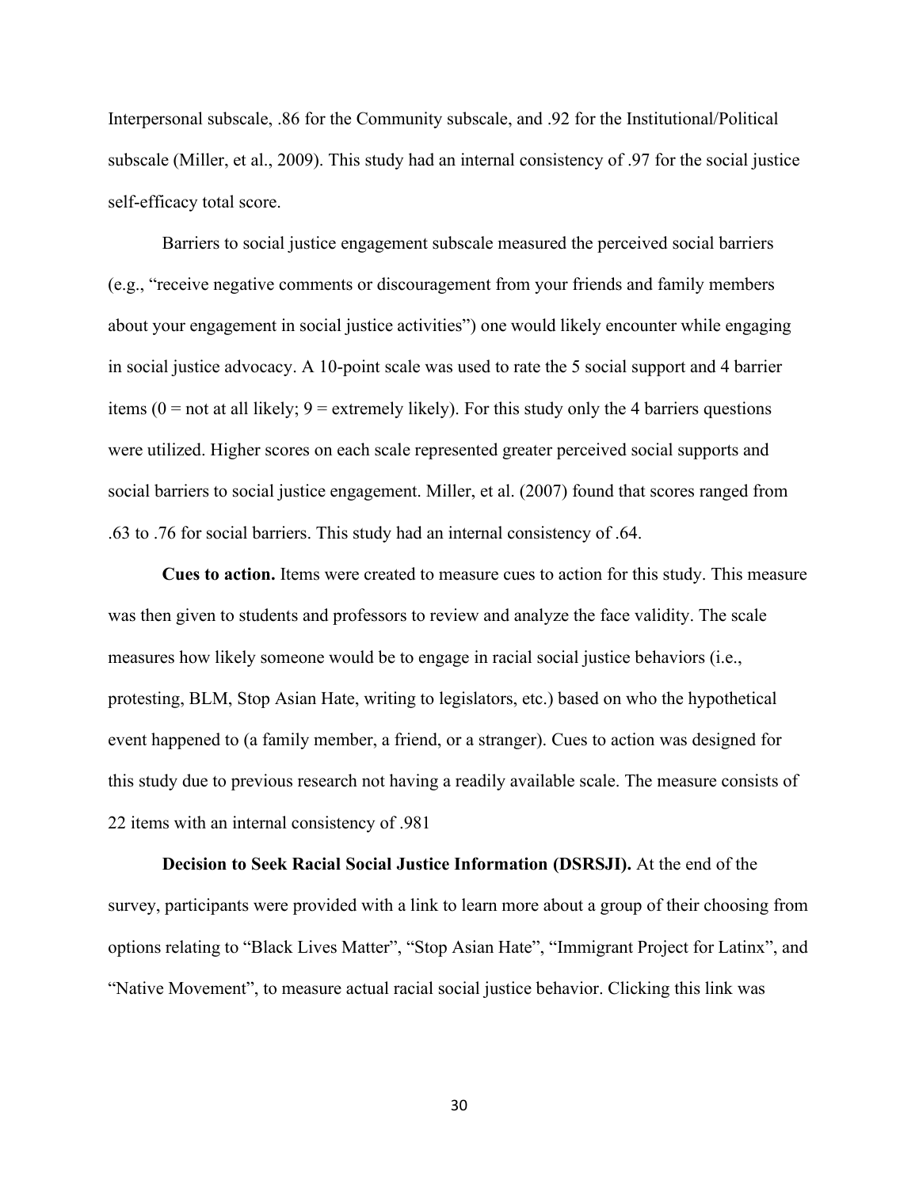Interpersonal subscale, .86 for the Community subscale, and .92 for the Institutional/Political subscale (Miller, et al., 2009). This study had an internal consistency of .97 for the social justice self-efficacy total score.

Barriers to social justice engagement subscale measured the perceived social barriers (e.g., "receive negative comments or discouragement from your friends and family members about your engagement in social justice activities") one would likely encounter while engaging in social justice advocacy. A 10-point scale was used to rate the 5 social support and 4 barrier items (0 = not at all likely; 9 = extremely likely). For this study only the 4 barriers questions were utilized. Higher scores on each scale represented greater perceived social supports and social barriers to social justice engagement. Miller, et al. (2007) found that scores ranged from .63 to .76 for social barriers. This study had an internal consistency of .64.

**Cues to action.** Items were created to measure cues to action for this study. This measure was then given to students and professors to review and analyze the face validity. The scale measures how likely someone would be to engage in racial social justice behaviors (i.e., protesting, BLM, Stop Asian Hate, writing to legislators, etc.) based on who the hypothetical event happened to (a family member, a friend, or a stranger). Cues to action was designed for this study due to previous research not having a readily available scale. The measure consists of 22 items with an internal consistency of .981

**Decision to Seek Racial Social Justice Information (DSRSJI).** At the end of the survey, participants were provided with a link to learn more about a group of their choosing from options relating to "Black Lives Matter", "Stop Asian Hate", "Immigrant Project for Latinx", and "Native Movement", to measure actual racial social justice behavior. Clicking this link was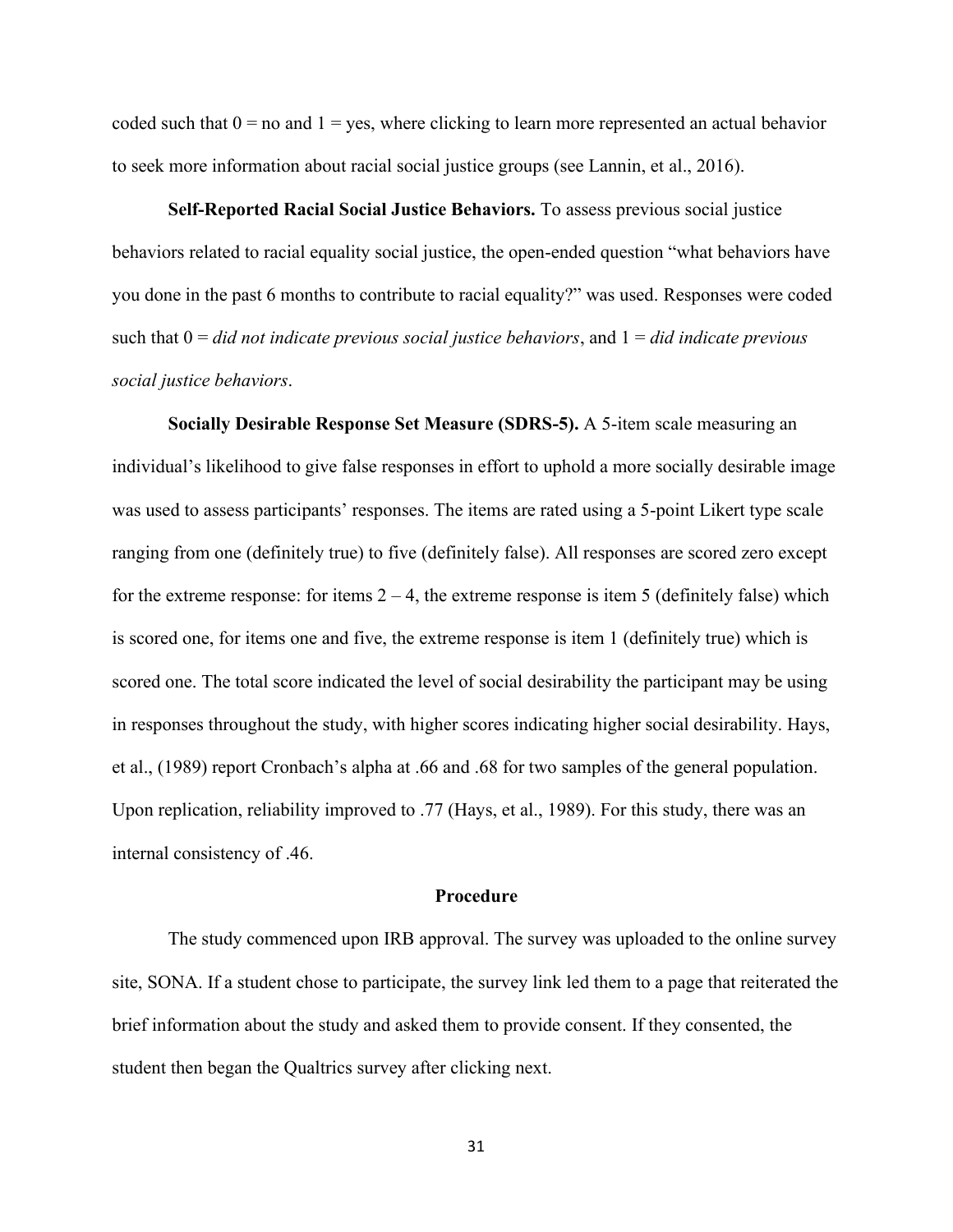coded such that 0 = no and 1 = yes, where clicking to learn more represented an actual behavior to seek more information about racial social justice groups (see Lannin, et al., 2016).

**Self-Reported Racial Social Justice Behaviors.** To assess previous social justice behaviors related to racial equality social justice, the open-ended question "what behaviors have you done in the past 6 months to contribute to racial equality?" was used. Responses were coded such that 0 = *did not indicate previous social justice behaviors*, and 1 = *did indicate previous social justice behaviors*.

**Socially Desirable Response Set Measure (SDRS-5).** A 5-item scale measuring an individual's likelihood to give false responses in effort to uphold a more socially desirable image was used to assess participants' responses. The items are rated using a 5-point Likert type scale ranging from one (definitely true) to five (definitely false). All responses are scored zero except for the extreme response: for items 2 – 4, the extreme response is item 5 (definitely false) which is scored one, for items one and five, the extreme response is item 1 (definitely true) which is scored one. The total score indicated the level of social desirability the participant may be using in responses throughout the study, with higher scores indicating higher social desirability. Hays, et al., (1989) report Cronbach's alpha at .66 and .68 for two samples of the general population. Upon replication, reliability improved to .77 (Hays, et al., 1989). For this study, there was an internal consistency of .46.

## Procedure

The study commenced upon IRB approval. The survey was uploaded to the online survey site, SONA. If a student chose to participate, the survey link led them to a page that reiterated the brief information about the study and asked them to provide consent. If they consented, the student then began the Qualtrics survey after clicking next.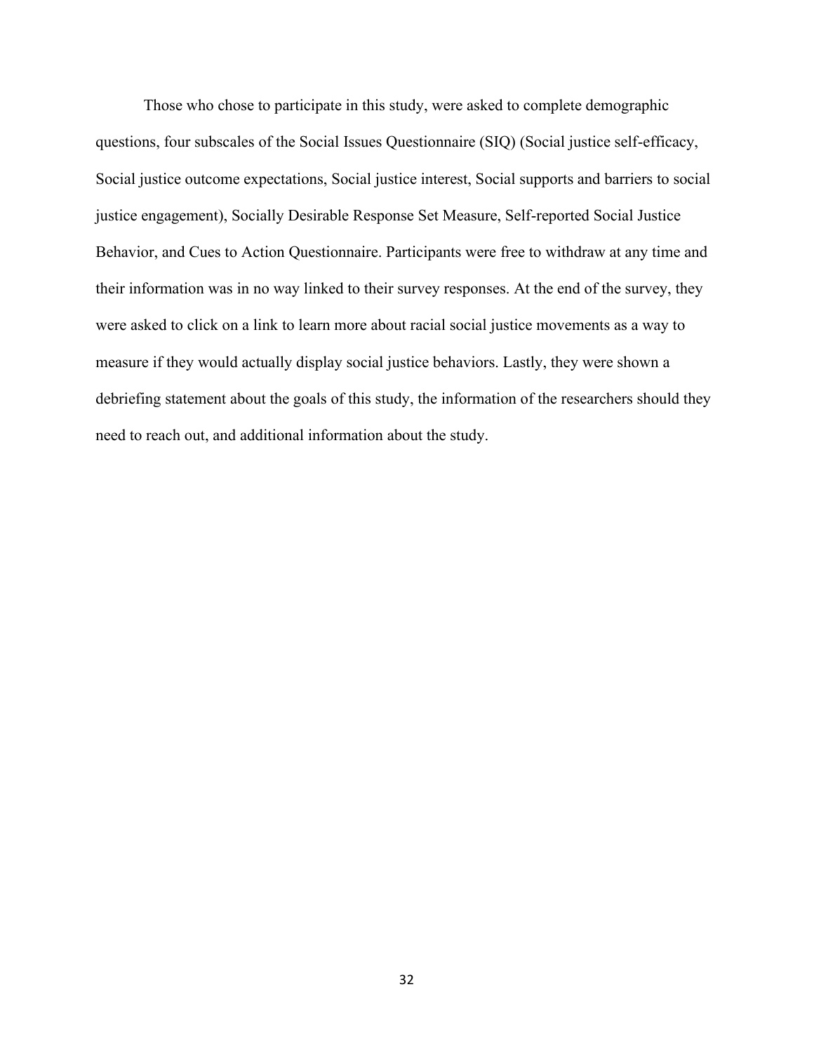Those who chose to participate in this study, were asked to complete demographic questions, four subscales of the Social Issues Questionnaire (SIQ) (Social justice self-efficacy, Social justice outcome expectations, Social justice interest, Social supports and barriers to social justice engagement), Socially Desirable Response Set Measure, Self-reported Social Justice Behavior, and Cues to Action Questionnaire. Participants were free to withdraw at any time and their information was in no way linked to their survey responses. At the end of the survey, they were asked to click on a link to learn more about racial social justice movements as a way to measure if they would actually display social justice behaviors. Lastly, they were shown a debriefing statement about the goals of this study, the information of the researchers should they need to reach out, and additional information about the study.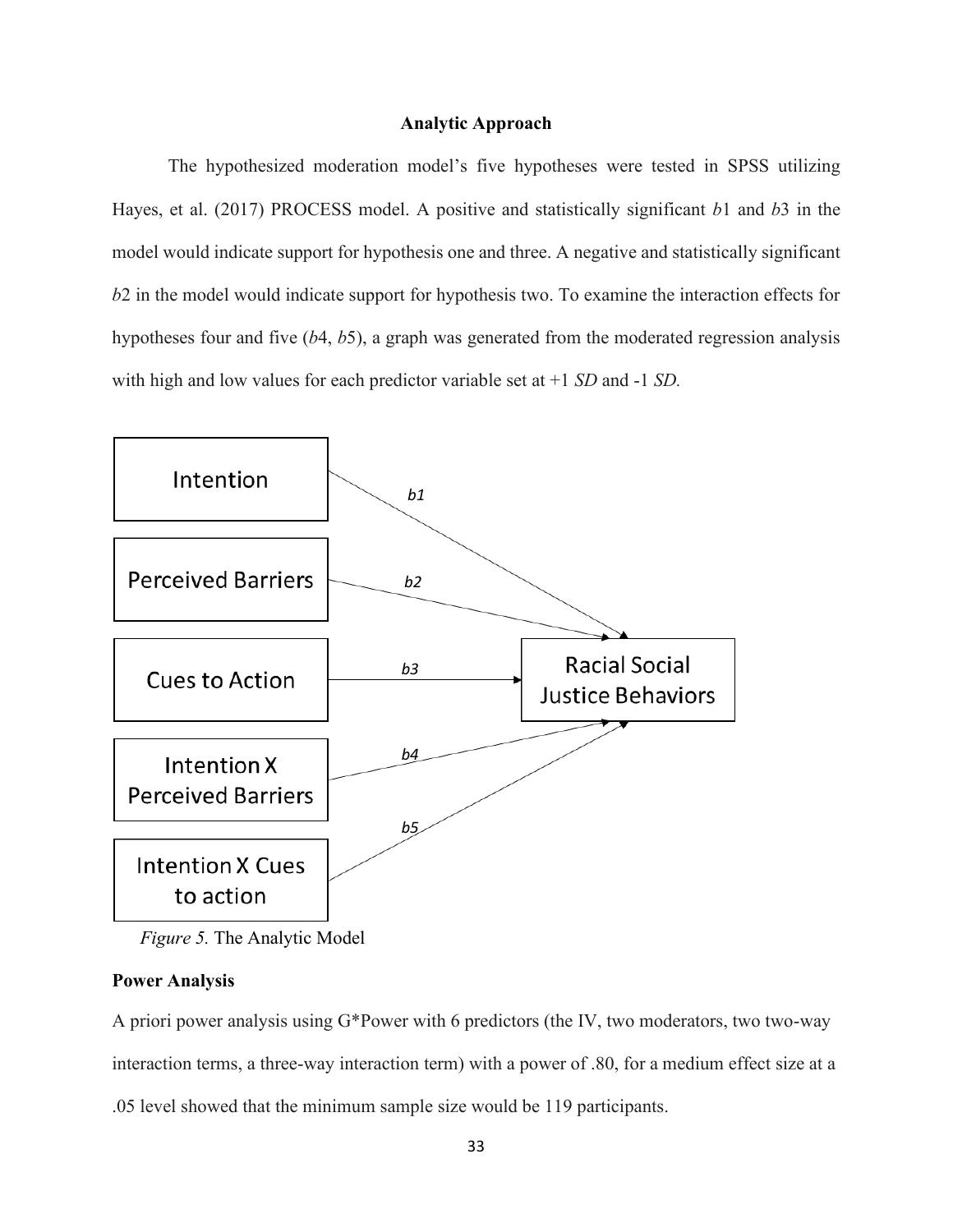## Analytic Approach

The hypothesized moderation model's five hypotheses were tested in SPSS utilizing Hayes, et al. (2017) PROCESS model. A positive and statistically significant *b*1 and *b*3 in the model would indicate support for hypothesis one and three. A negative and statistically significant *b*2 in the model would indicate support for hypothesis two. To examine the interaction effects for hypotheses four and five (*b*4, *b*5), a graph was generated from the moderated regression analysis with high and low values for each predictor variable set at +1 *SD* and -1 *SD.*

Intention

Perceived Barriers

Cues to Action

Intention X Perceived Barriers

Intention X Cues to action

Racial Social Justice Behaviors

*b1* *b2* *b3* *b4* *b5*

*Figure 5.* The Analytic Model

**Power Analysis**

A priori power analysis using G*Power with 6 predictors (the IV, two moderators, two two-way interaction terms, a three-way interaction term) with a power of .80, for a medium effect size at a .05 level showed that the minimum sample size would be 119 participants.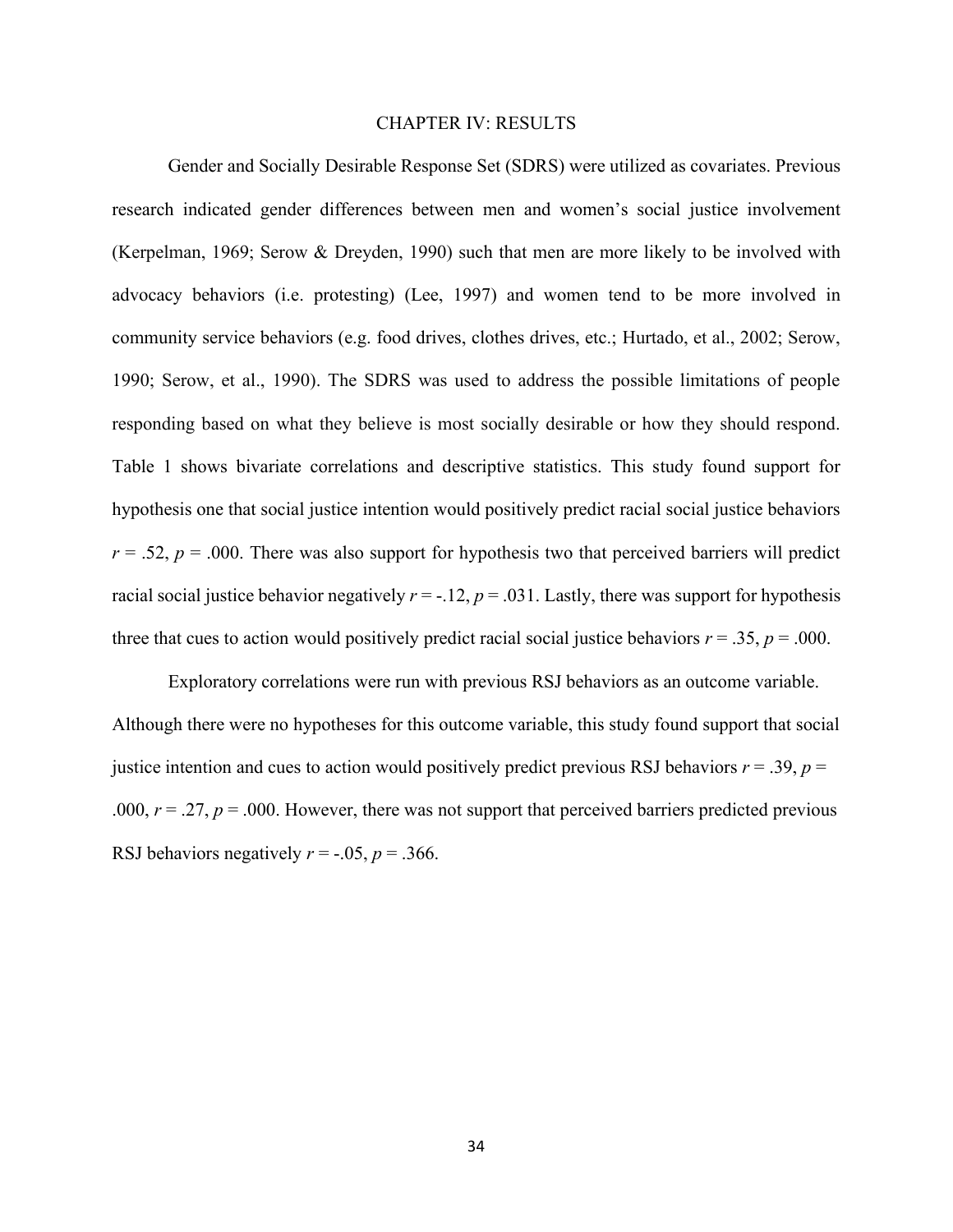# CHAPTER IV: RESULTS

Gender and Socially Desirable Response Set (SDRS) were utilized as covariates. Previous research indicated gender differences between men and women's social justice involvement (Kerpelman, 1969; Serow & Dreyden, 1990) such that men are more likely to be involved with advocacy behaviors (i.e. protesting) (Lee, 1997) and women tend to be more involved in community service behaviors (e.g. food drives, clothes drives, etc.; Hurtado, et al., 2002; Serow, 1990; Serow, et al., 1990). The SDRS was used to address the possible limitations of people responding based on what they believe is most socially desirable or how they should respond. Table 1 shows bivariate correlations and descriptive statistics. This study found support for hypothesis one that social justice intention would positively predict racial social justice behaviors $r = .52$, $p = .000$. There was also support for hypothesis two that perceived barriers will predict racial social justice behavior negatively $r = -.12$, $p = .031$. Lastly, there was support for hypothesis three that cues to action would positively predict racial social justice behaviors $r = .35$, $p = .000$.

Exploratory correlations were run with previous RSJ behaviors as an outcome variable. Although there were no hypotheses for this outcome variable, this study found support that social justice intention and cues to action would positively predict previous RSJ behaviors $r = .39$, $p = .000$, $r = .27$, $p = .000$. However, there was not support that perceived barriers predicted previous RSJ behaviors negatively $r = -.05$, $p = .366$.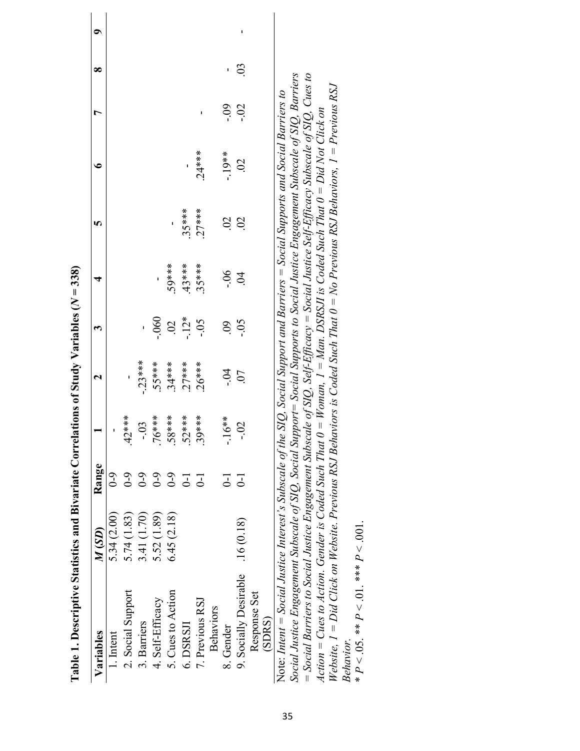**Table 1. Descriptive Statistics and Bivariate Correlations of Study Variables ($N = 338$)**

| Variables | $M$ ($SD$) | Range | 1 | 2 | 3 | 4 | 5 | 6 | 7 | 8 | 9 |
|---|---|---|---|---|---|---|---|---|---|---|---|
| 1. Intent | 5.34 (2.00) | 0-9 | - | | | | | | | | |
| 2. Social Support | 5.74 (1.83) | 0-9 | .42*** | - | | | | | | | |
| 3. Barriers | 3.41 (1.70) | 0-9 | -.03 | -.23*** | - | | | | | | |
| 4. Self-Efficacy | 5.52 (1.89) | 0-9 | .76*** | .55*** | -.060 | - | | | | | |
| 5. Cues to Action | 6.45 (2.18) | 0-9 | .58*** | .34*** | .02 | .59*** | - | | | | |
| 6. DSRSJI | | 0-1 | .52*** | .27*** | -.12* | .43*** | .35*** | - | | | |
| 7. Previous RSJ Behaviors | | 0-1 | .39*** | .26*** | -.05 | .35*** | .27*** | .24*** | - | | |
| 8. Gender | | 0-1 | -.16** | -.04 | .09 | -.06 | .02 | -.19** | -.09 | - | |
| 9. Socially Desirable Response Set (SDRS) | .16 (0.18) | 0-1 | -.02 | .07 | -.05 | .04 | .02 | .02 | -.02 | .03 | - |

Note: *Intent = Social Justice Interest's Subscale of the SIQ, Social Support and Barriers = Social Supports and Social Barriers to Social Justice Engagement Subscale of SIQ, Social Support= Social Supports to Social Justice Engagement Subscale of SIQ, Barriers = Social Barriers to Social Justice Engagement Subscale of SIQ, Self-Efficacy = Social Justice Self-Efficacy Subscale of SIQ, Cues to Action = Cues to Action. Gender is Coded Such That 0 = Woman, 1 = Man. DSRSJI is Coded Such That 0 = Did Not Click on Website, 1 = Did Click on Website. Previous RSJ Behaviors is Coded Such That 0 = No Previous RSJ Behaviors, 1 = Previous RSJ Behavior.*

* $P < .05$. ** $P < .01$. *** $P < .001$.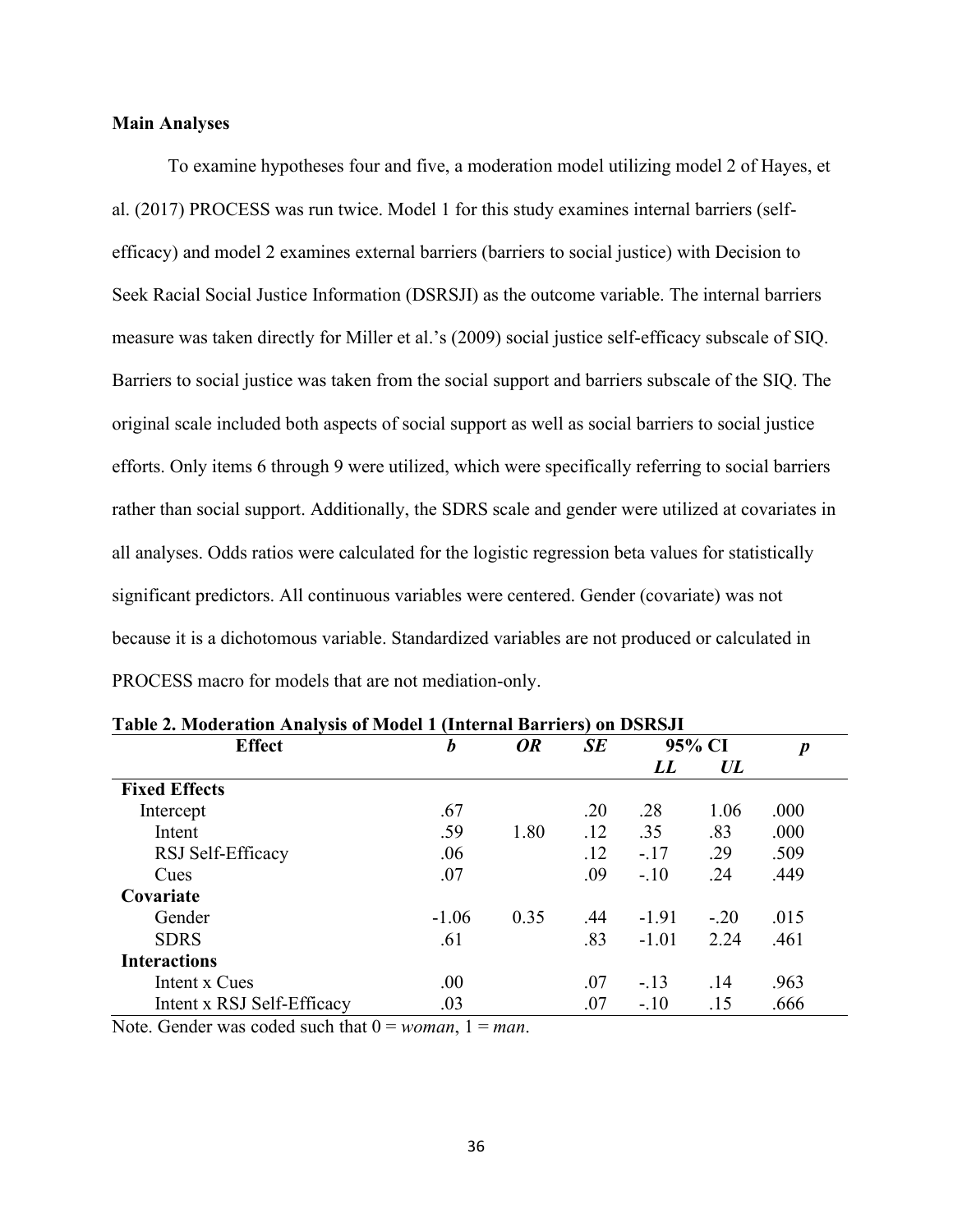**Main Analyses**

To examine hypotheses four and five, a moderation model utilizing model 2 of Hayes, et al. (2017) PROCESS was run twice. Model 1 for this study examines internal barriers (self-efficacy) and model 2 examines external barriers (barriers to social justice) with Decision to Seek Racial Social Justice Information (DSRSJI) as the outcome variable. The internal barriers measure was taken directly for Miller et al.'s (2009) social justice self-efficacy subscale of SIQ. Barriers to social justice was taken from the social support and barriers subscale of the SIQ. The original scale included both aspects of social support as well as social barriers to social justice efforts. Only items 6 through 9 were utilized, which were specifically referring to social barriers rather than social support. Additionally, the SDRS scale and gender were utilized at covariates in all analyses. Odds ratios were calculated for the logistic regression beta values for statistically significant predictors. All continuous variables were centered. Gender (covariate) was not because it is a dichotomous variable. Standardized variables are not produced or calculated in PROCESS macro for models that are not mediation-only.

**Table 2. Moderation Analysis of Model 1 (Internal Barriers) on DSRSJI**

| Effect | *b* | *OR* | *SE* | 95% CI | | *p* |
|---|---|---|---|---|---|---|
| | | | | *LL* | *UL* | |
| **Fixed Effects** | | | | | | |
| Intercept | .67 | | .20 | .28 | 1.06 | .000 |
| Intent | .59 | 1.80 | .12 | .35 | .83 | .000 |
| RSJ Self-Efficacy | .06 | | .12 | -.17 | .29 | .509 |
| Cues | .07 | | .09 | -.10 | .24 | .449 |
| **Covariate** | | | | | | |
| Gender | -1.06 | 0.35 | .44 | -1.91 | -.20 | .015 |
| SDRS | .61 | | .83 | -1.01 | 2.24 | .461 |
| **Interactions** | | | | | | |
| Intent x Cues | .00 | | .07 | -.13 | .14 | .963 |
| Intent x RSJ Self-Efficacy | .03 | | .07 | -.10 | .15 | .666 |

Note. Gender was coded such that 0 = *woman*, 1 = *man*.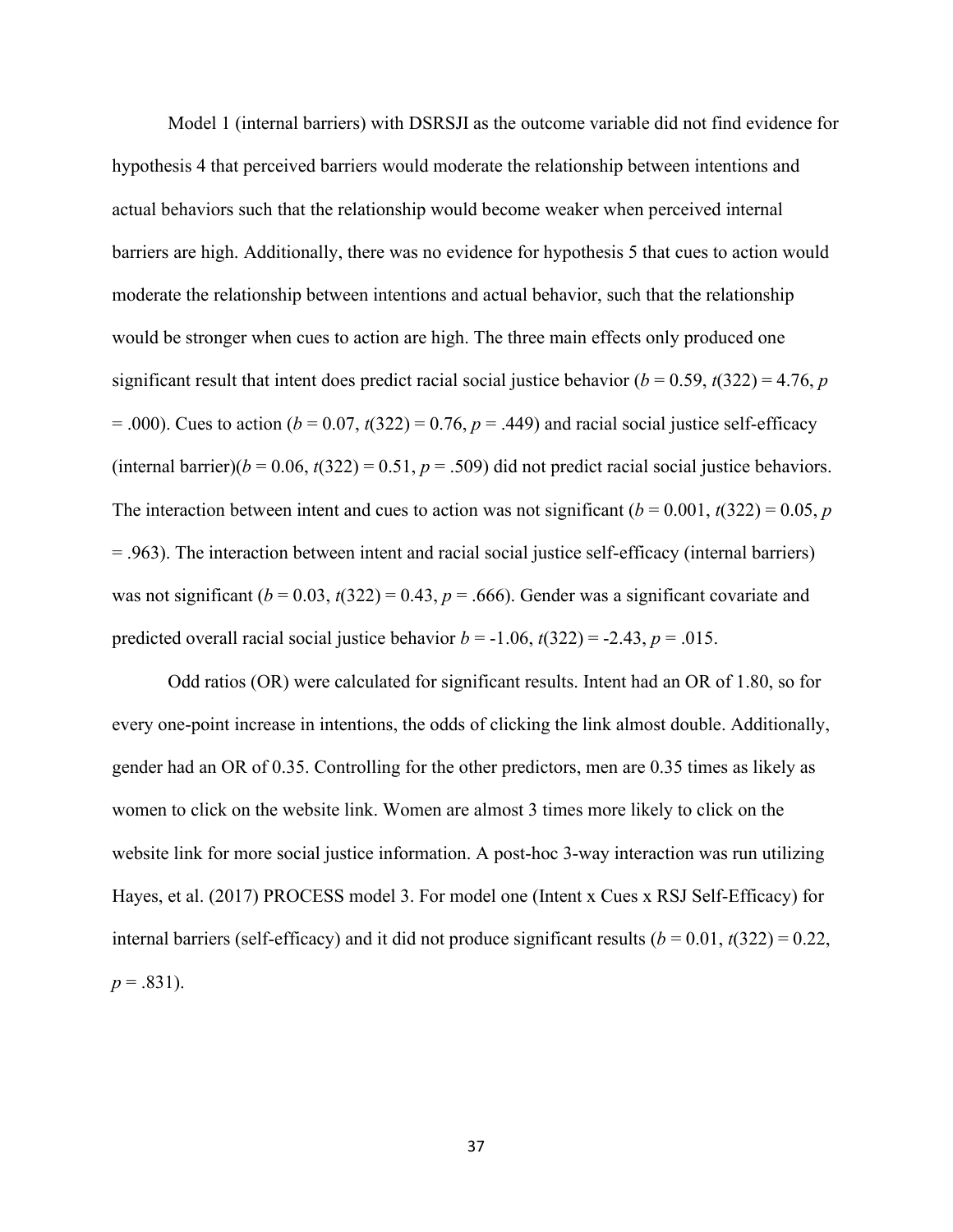Model 1 (internal barriers) with DSRSJI as the outcome variable did not find evidence for hypothesis 4 that perceived barriers would moderate the relationship between intentions and actual behaviors such that the relationship would become weaker when perceived internal barriers are high. Additionally, there was no evidence for hypothesis 5 that cues to action would moderate the relationship between intentions and actual behavior, such that the relationship would be stronger when cues to action are high. The three main effects only produced one significant result that intent does predict racial social justice behavior ($b = 0.59$, $t(322) = 4.76$, $p = .000$). Cues to action ($b = 0.07$, $t(322) = 0.76$, $p = .449$) and racial social justice self-efficacy (internal barrier)($b = 0.06$, $t(322) = 0.51$, $p = .509$) did not predict racial social justice behaviors. The interaction between intent and cues to action was not significant ($b = 0.001$, $t(322) = 0.05$, $p = .963$). The interaction between intent and racial social justice self-efficacy (internal barriers) was not significant ($b = 0.03$, $t(322) = 0.43$, $p = .666$). Gender was a significant covariate and predicted overall racial social justice behavior $b = -1.06$, $t(322) = -2.43$, $p = .015$.

Odd ratios (OR) were calculated for significant results. Intent had an OR of 1.80, so for every one-point increase in intentions, the odds of clicking the link almost double. Additionally, gender had an OR of 0.35. Controlling for the other predictors, men are 0.35 times as likely as women to click on the website link. Women are almost 3 times more likely to click on the website link for more social justice information. A post-hoc 3-way interaction was run utilizing Hayes, et al. (2017) PROCESS model 3. For model one (Intent x Cues x RSJ Self-Efficacy) for internal barriers (self-efficacy) and it did not produce significant results ($b = 0.01$, $t(322) = 0.22$, $p = .831$).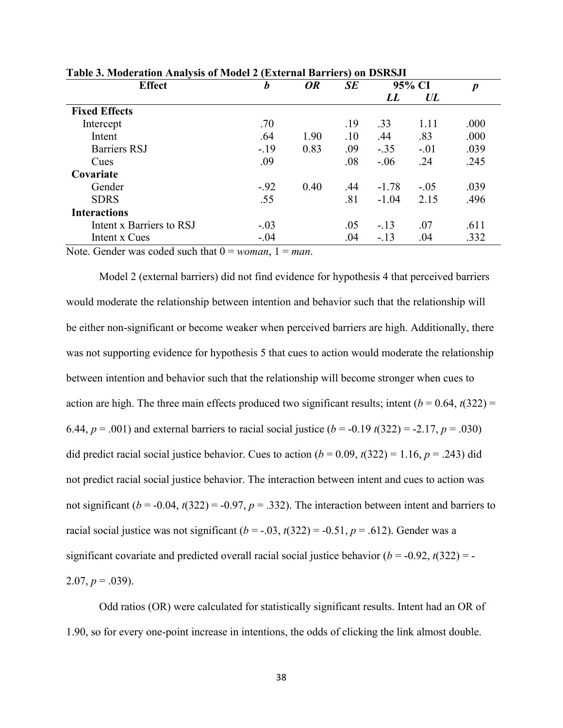**Table 3. Moderation Analysis of Model 2 (External Barriers) on DSRSJI**

| Effect | *b* | *OR* | *SE* | 95% CI *LL* | 95% CI *UL* | *p* |
|---|---|---|---|---|---|---|
| **Fixed Effects** | | | | | | |
| Intercept | .70 | | .19 | .33 | 1.11 | .000 |
| Intent | .64 | 1.90 | .10 | .44 | .83 | .000 |
| Barriers RSJ | -.19 | 0.83 | .09 | -.35 | -.01 | .039 |
| Cues | .09 | | .08 | -.06 | .24 | .245 |
| **Covariate** | | | | | | |
| Gender | -.92 | 0.40 | .44 | -1.78 | -.05 | .039 |
| SDRS | .55 | | .81 | -1.04 | 2.15 | .496 |
| **Interactions** | | | | | | |
| Intent x Barriers to RSJ | -.03 | | .05 | -.13 | .07 | .611 |
| Intent x Cues | -.04 | | .04 | -.13 | .04 | .332 |

Note. Gender was coded such that 0 = *woman*, 1 = *man*.

Model 2 (external barriers) did not find evidence for hypothesis 4 that perceived barriers would moderate the relationship between intention and behavior such that the relationship will be either non-significant or become weaker when perceived barriers are high. Additionally, there was not supporting evidence for hypothesis 5 that cues to action would moderate the relationship between intention and behavior such that the relationship will become stronger when cues to action are high. The three main effects produced two significant results; intent ($b = 0.64$, $t(322) = 6.44$, $p = .001$) and external barriers to racial social justice ($b = -0.19$ $t(322) = -2.17$, $p = .030$) did predict racial social justice behavior. Cues to action ($b = 0.09$, $t(322) = 1.16$, $p = .243$) did not predict racial social justice behavior. The interaction between intent and cues to action was not significant ($b = -0.04$, $t(322) = -0.97$, $p = .332$). The interaction between intent and barriers to racial social justice was not significant ($b = -.03$, $t(322) = -0.51$, $p = .612$). Gender was a significant covariate and predicted overall racial social justice behavior ($b = -0.92$, $t(322) = -2.07$, $p = .039$).

Odd ratios (OR) were calculated for statistically significant results. Intent had an OR of 1.90, so for every one-point increase in intentions, the odds of clicking the link almost double.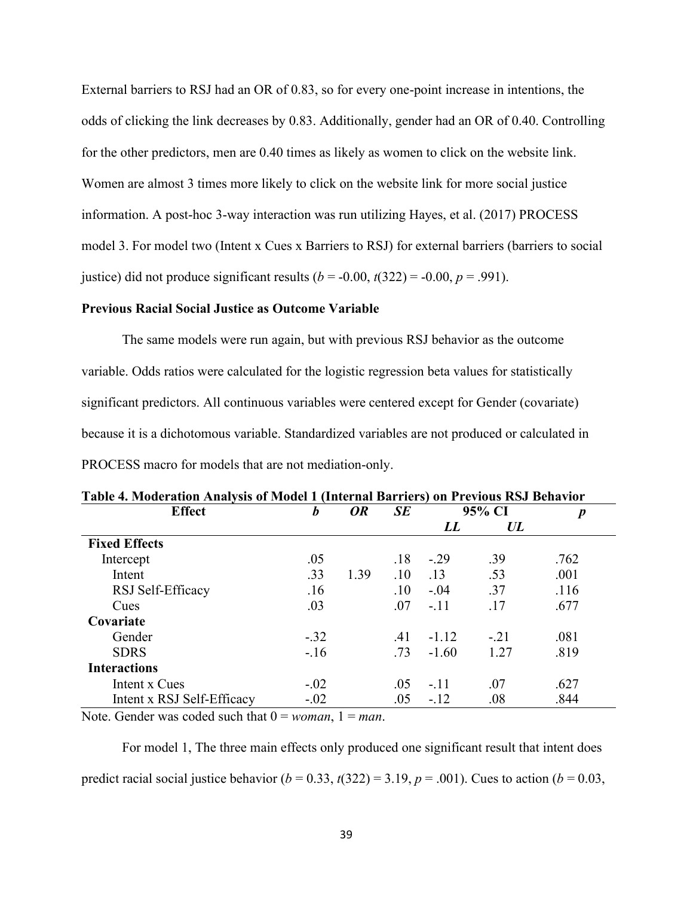External barriers to RSJ had an OR of 0.83, so for every one-point increase in intentions, the odds of clicking the link decreases by 0.83. Additionally, gender had an OR of 0.40. Controlling for the other predictors, men are 0.40 times as likely as women to click on the website link. Women are almost 3 times more likely to click on the website link for more social justice information. A post-hoc 3-way interaction was run utilizing Hayes, et al. (2017) PROCESS model 3. For model two (Intent x Cues x Barriers to RSJ) for external barriers (barriers to social justice) did not produce significant results ($b$ = -0.00, $t$(322) = -0.00, $p$ = .991).

### Previous Racial Social Justice as Outcome Variable

The same models were run again, but with previous RSJ behavior as the outcome variable. Odds ratios were calculated for the logistic regression beta values for statistically significant predictors. All continuous variables were centered except for Gender (covariate) because it is a dichotomous variable. Standardized variables are not produced or calculated in PROCESS macro for models that are not mediation-only.

**Table 4. Moderation Analysis of Model 1 (Internal Barriers) on Previous RSJ Behavior**

| Effect | *b* | *OR* | *SE* | 95% CI | | *p* |
|---|---|---|---|---|---|---|
| | | | | *LL* | *UL* | |
| **Fixed Effects** | | | | | | |
| Intercept | .05 | | .18 | -.29 | .39 | .762 |
| Intent | .33 | 1.39 | .10 | .13 | .53 | .001 |
| RSJ Self-Efficacy | .16 | | .10 | -.04 | .37 | .116 |
| Cues | .03 | | .07 | -.11 | .17 | .677 |
| **Covariate** | | | | | | |
| Gender | -.32 | | .41 | -1.12 | -.21 | .081 |
| SDRS | -.16 | | .73 | -1.60 | 1.27 | .819 |
| **Interactions** | | | | | | |
| Intent x Cues | -.02 | | .05 | -.11 | .07 | .627 |
| Intent x RSJ Self-Efficacy | -.02 | | .05 | -.12 | .08 | .844 |

Note. Gender was coded such that 0 = *woman*, 1 = *man*.

For model 1, The three main effects only produced one significant result that intent does predict racial social justice behavior ($b$ = 0.33, $t$(322) = 3.19, $p$ = .001). Cues to action ($b$ = 0.03,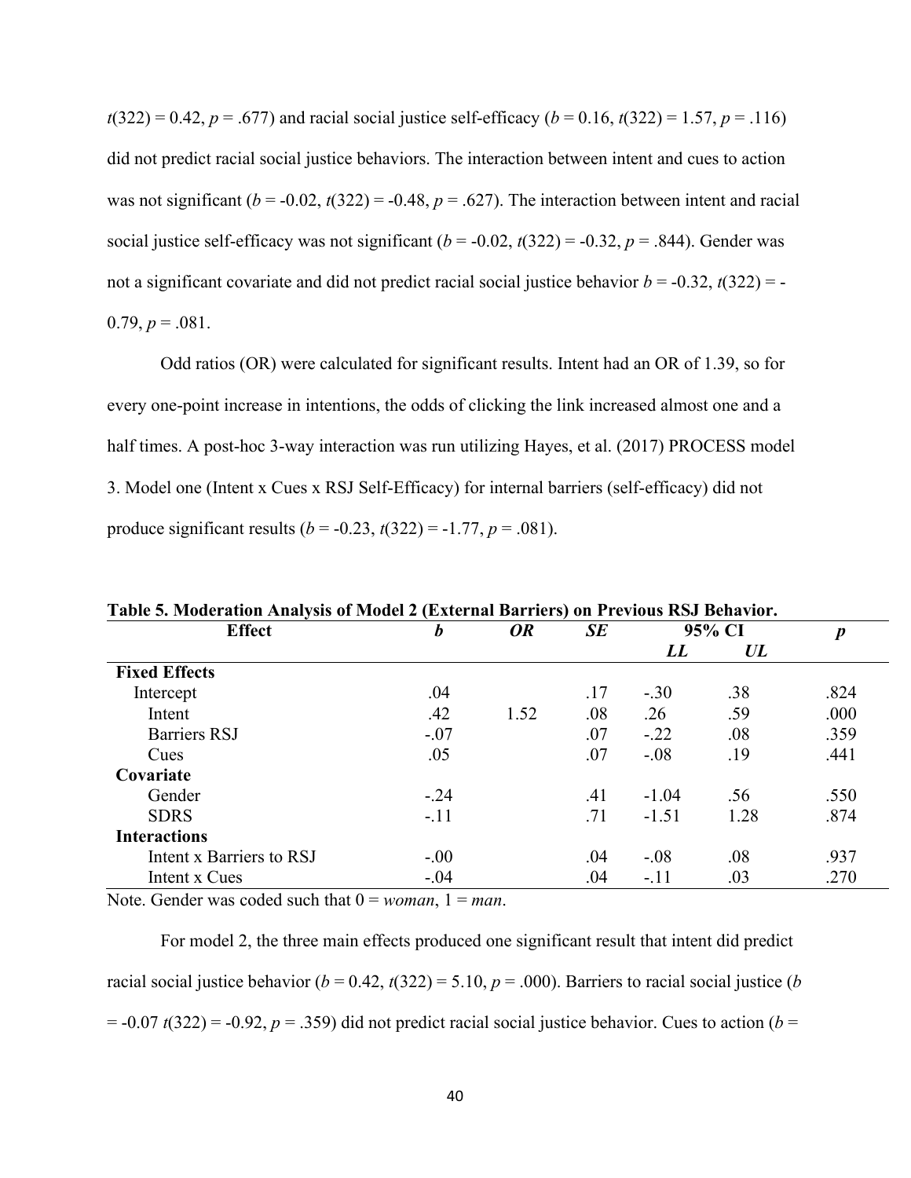$t(322) = 0.42$, $p = .677$) and racial social justice self-efficacy ($b = 0.16$, $t(322) = 1.57$, $p = .116$) did not predict racial social justice behaviors. The interaction between intent and cues to action was not significant ($b = -0.02$, $t(322) = -0.48$, $p = .627$). The interaction between intent and racial social justice self-efficacy was not significant ($b = -0.02$, $t(322) = -0.32$, $p = .844$). Gender was not a significant covariate and did not predict racial social justice behavior $b = -0.32$, $t(322) = -0.79$, $p = .081$.

Odd ratios (OR) were calculated for significant results. Intent had an OR of 1.39, so for every one-point increase in intentions, the odds of clicking the link increased almost one and a half times. A post-hoc 3-way interaction was run utilizing Hayes, et al. (2017) PROCESS model 3. Model one (Intent x Cues x RSJ Self-Efficacy) for internal barriers (self-efficacy) did not produce significant results ($b = -0.23$, $t(322) = -1.77$, $p = .081$).

**Table 5. Moderation Analysis of Model 2 (External Barriers) on Previous RSJ Behavior.**

| Effect | *b* | *OR* | *SE* | 95% CI | | *p* |
|---|---|---|---|---|---|---|
| | | | | *LL* | *UL* | |
| **Fixed Effects** | | | | | | |
| Intercept | .04 | | .17 | -.30 | .38 | .824 |
| Intent | .42 | 1.52 | .08 | .26 | .59 | .000 |
| Barriers RSJ | -.07 | | .07 | -.22 | .08 | .359 |
| Cues | .05 | | .07 | -.08 | .19 | .441 |
| **Covariate** | | | | | | |
| Gender | -.24 | | .41 | -1.04 | .56 | .550 |
| SDRS | -.11 | | .71 | -1.51 | 1.28 | .874 |
| **Interactions** | | | | | | |
| Intent x Barriers to RSJ | -.00 | | .04 | -.08 | .08 | .937 |
| Intent x Cues | -.04 | | .04 | -.11 | .03 | .270 |

Note. Gender was coded such that 0 = *woman*, 1 = *man*.

For model 2, the three main effects produced one significant result that intent did predict racial social justice behavior ($b = 0.42$, $t(322) = 5.10$, $p = .000$). Barriers to racial social justice ($b = -0.07$ $t(322) = -0.92$, $p = .359$) did not predict racial social justice behavior. Cues to action ($b =$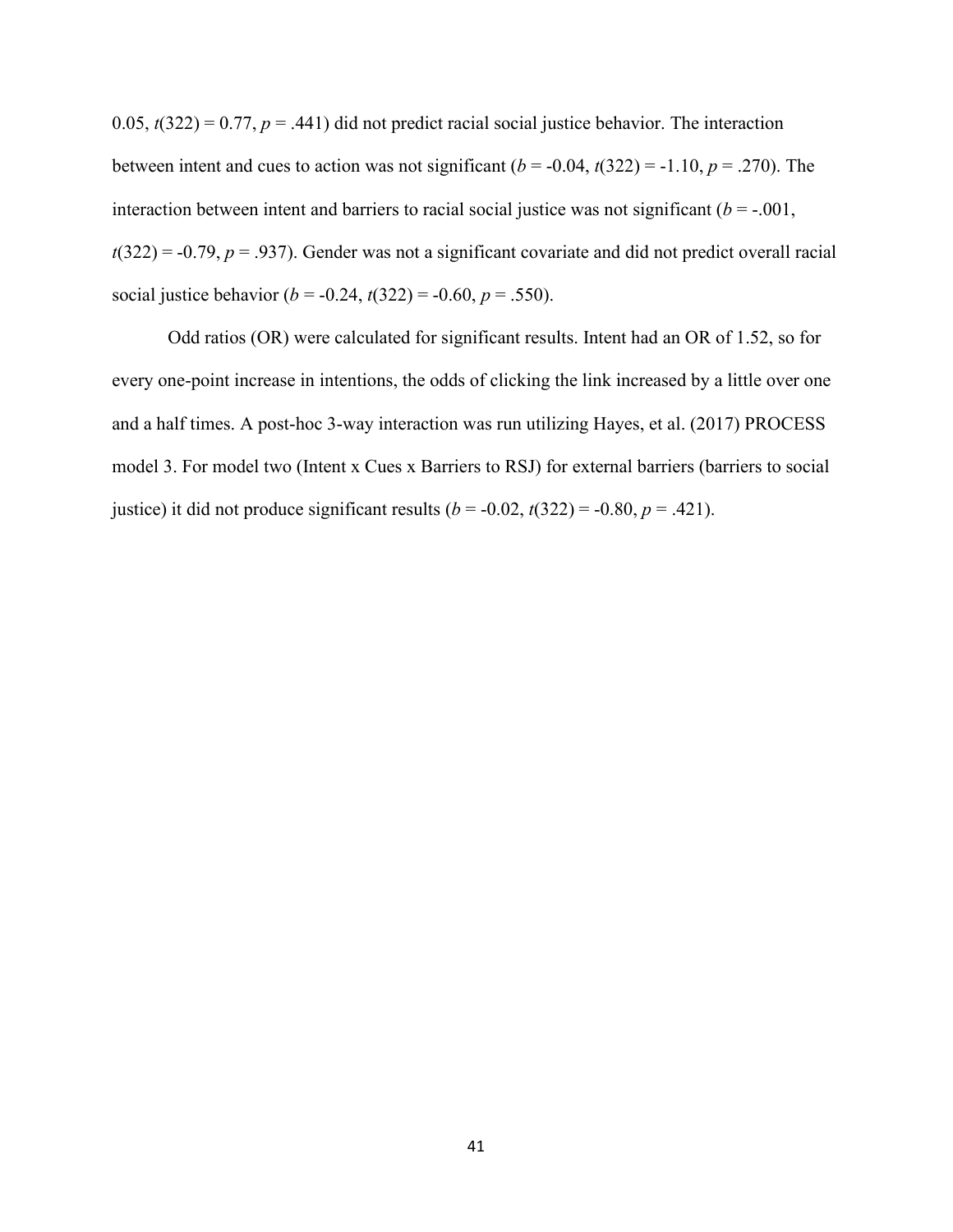0.05, $t(322) = 0.77$, $p = .441$) did not predict racial social justice behavior. The interaction between intent and cues to action was not significant ($b = -0.04$, $t(322) = -1.10$, $p = .270$). The interaction between intent and barriers to racial social justice was not significant ($b = -.001$, $t(322) = -0.79$, $p = .937$). Gender was not a significant covariate and did not predict overall racial social justice behavior ($b = -0.24$, $t(322) = -0.60$, $p = .550$).

Odd ratios (OR) were calculated for significant results. Intent had an OR of 1.52, so for every one-point increase in intentions, the odds of clicking the link increased by a little over one and a half times. A post-hoc 3-way interaction was run utilizing Hayes, et al. (2017) PROCESS model 3. For model two (Intent x Cues x Barriers to RSJ) for external barriers (barriers to social justice) it did not produce significant results ($b = -0.02$, $t(322) = -0.80$, $p = .421$).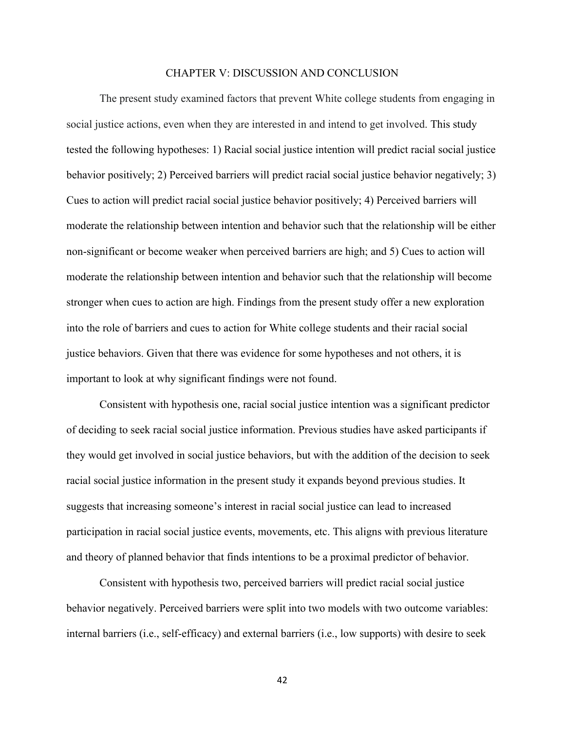# CHAPTER V: DISCUSSION AND CONCLUSION

The present study examined factors that prevent White college students from engaging in social justice actions, even when they are interested in and intend to get involved. This study tested the following hypotheses: 1) Racial social justice intention will predict racial social justice behavior positively; 2) Perceived barriers will predict racial social justice behavior negatively; 3) Cues to action will predict racial social justice behavior positively; 4) Perceived barriers will moderate the relationship between intention and behavior such that the relationship will be either non-significant or become weaker when perceived barriers are high; and 5) Cues to action will moderate the relationship between intention and behavior such that the relationship will become stronger when cues to action are high. Findings from the present study offer a new exploration into the role of barriers and cues to action for White college students and their racial social justice behaviors. Given that there was evidence for some hypotheses and not others, it is important to look at why significant findings were not found.

Consistent with hypothesis one, racial social justice intention was a significant predictor of deciding to seek racial social justice information. Previous studies have asked participants if they would get involved in social justice behaviors, but with the addition of the decision to seek racial social justice information in the present study it expands beyond previous studies. It suggests that increasing someone's interest in racial social justice can lead to increased participation in racial social justice events, movements, etc. This aligns with previous literature and theory of planned behavior that finds intentions to be a proximal predictor of behavior.

Consistent with hypothesis two, perceived barriers will predict racial social justice behavior negatively. Perceived barriers were split into two models with two outcome variables: internal barriers (i.e., self-efficacy) and external barriers (i.e., low supports) with desire to seek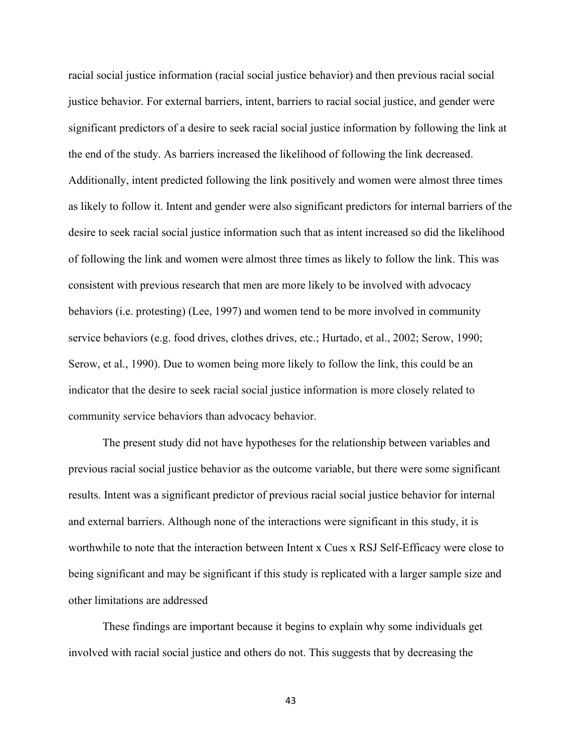racial social justice information (racial social justice behavior) and then previous racial social justice behavior. For external barriers, intent, barriers to racial social justice, and gender were significant predictors of a desire to seek racial social justice information by following the link at the end of the study. As barriers increased the likelihood of following the link decreased. Additionally, intent predicted following the link positively and women were almost three times as likely to follow it. Intent and gender were also significant predictors for internal barriers of the desire to seek racial social justice information such that as intent increased so did the likelihood of following the link and women were almost three times as likely to follow the link. This was consistent with previous research that men are more likely to be involved with advocacy behaviors (i.e. protesting) (Lee, 1997) and women tend to be more involved in community service behaviors (e.g. food drives, clothes drives, etc.; Hurtado, et al., 2002; Serow, 1990; Serow, et al., 1990). Due to women being more likely to follow the link, this could be an indicator that the desire to seek racial social justice information is more closely related to community service behaviors than advocacy behavior.

The present study did not have hypotheses for the relationship between variables and previous racial social justice behavior as the outcome variable, but there were some significant results. Intent was a significant predictor of previous racial social justice behavior for internal and external barriers. Although none of the interactions were significant in this study, it is worthwhile to note that the interaction between Intent x Cues x RSJ Self-Efficacy were close to being significant and may be significant if this study is replicated with a larger sample size and other limitations are addressed

These findings are important because it begins to explain why some individuals get involved with racial social justice and others do not. This suggests that by decreasing the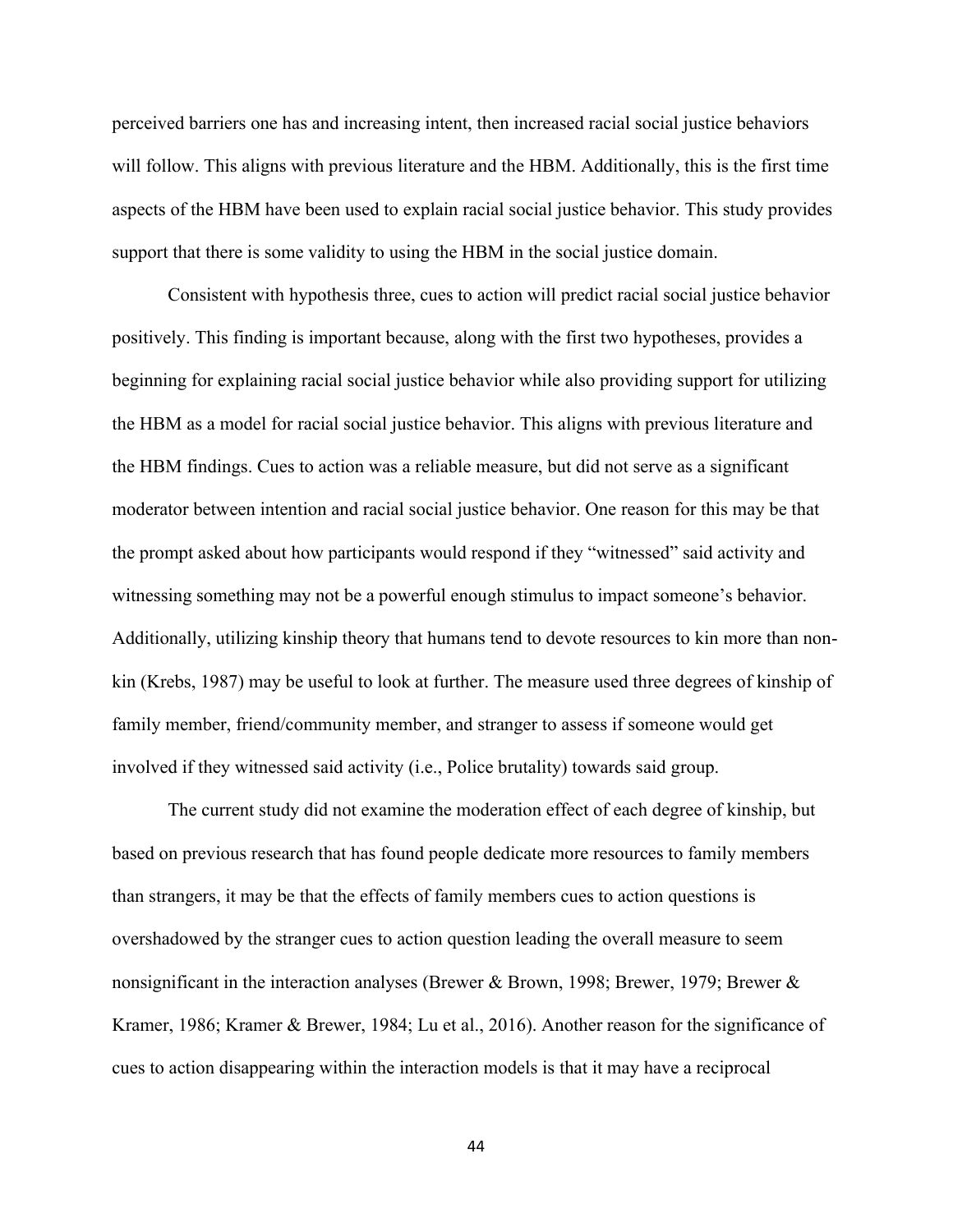perceived barriers one has and increasing intent, then increased racial social justice behaviors will follow. This aligns with previous literature and the HBM. Additionally, this is the first time aspects of the HBM have been used to explain racial social justice behavior. This study provides support that there is some validity to using the HBM in the social justice domain.

Consistent with hypothesis three, cues to action will predict racial social justice behavior positively. This finding is important because, along with the first two hypotheses, provides a beginning for explaining racial social justice behavior while also providing support for utilizing the HBM as a model for racial social justice behavior. This aligns with previous literature and the HBM findings. Cues to action was a reliable measure, but did not serve as a significant moderator between intention and racial social justice behavior. One reason for this may be that the prompt asked about how participants would respond if they "witnessed" said activity and witnessing something may not be a powerful enough stimulus to impact someone's behavior. Additionally, utilizing kinship theory that humans tend to devote resources to kin more than non-kin (Krebs, 1987) may be useful to look at further. The measure used three degrees of kinship of family member, friend/community member, and stranger to assess if someone would get involved if they witnessed said activity (i.e., Police brutality) towards said group.

The current study did not examine the moderation effect of each degree of kinship, but based on previous research that has found people dedicate more resources to family members than strangers, it may be that the effects of family members cues to action questions is overshadowed by the stranger cues to action question leading the overall measure to seem nonsignificant in the interaction analyses (Brewer & Brown, 1998; Brewer, 1979; Brewer & Kramer, 1986; Kramer & Brewer, 1984; Lu et al., 2016). Another reason for the significance of cues to action disappearing within the interaction models is that it may have a reciprocal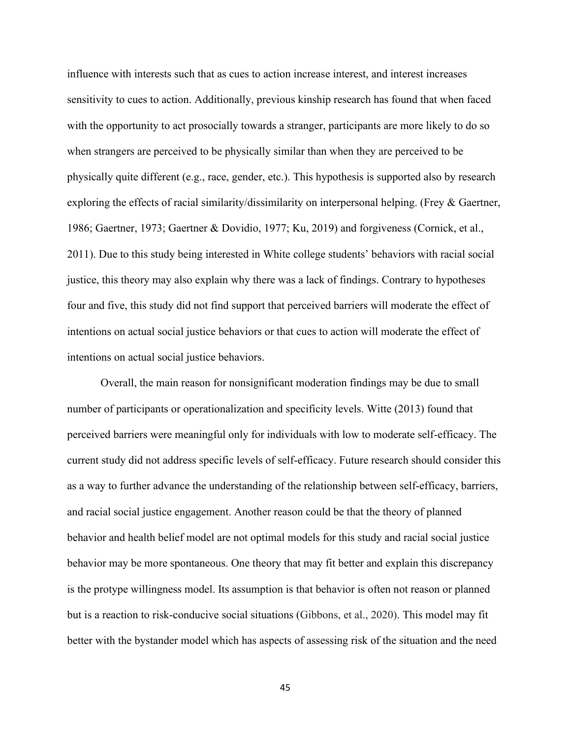influence with interests such that as cues to action increase interest, and interest increases sensitivity to cues to action. Additionally, previous kinship research has found that when faced with the opportunity to act prosocially towards a stranger, participants are more likely to do so when strangers are perceived to be physically similar than when they are perceived to be physically quite different (e.g., race, gender, etc.). This hypothesis is supported also by research exploring the effects of racial similarity/dissimilarity on interpersonal helping. (Frey & Gaertner, 1986; Gaertner, 1973; Gaertner & Dovidio, 1977; Ku, 2019) and forgiveness (Cornick, et al., 2011). Due to this study being interested in White college students' behaviors with racial social justice, this theory may also explain why there was a lack of findings. Contrary to hypotheses four and five, this study did not find support that perceived barriers will moderate the effect of intentions on actual social justice behaviors or that cues to action will moderate the effect of intentions on actual social justice behaviors.

Overall, the main reason for nonsignificant moderation findings may be due to small number of participants or operationalization and specificity levels. Witte (2013) found that perceived barriers were meaningful only for individuals with low to moderate self-efficacy. The current study did not address specific levels of self-efficacy. Future research should consider this as a way to further advance the understanding of the relationship between self-efficacy, barriers, and racial social justice engagement. Another reason could be that the theory of planned behavior and health belief model are not optimal models for this study and racial social justice behavior may be more spontaneous. One theory that may fit better and explain this discrepancy is the protype willingness model. Its assumption is that behavior is often not reason or planned but is a reaction to risk-conducive social situations (Gibbons, et al., 2020). This model may fit better with the bystander model which has aspects of assessing risk of the situation and the need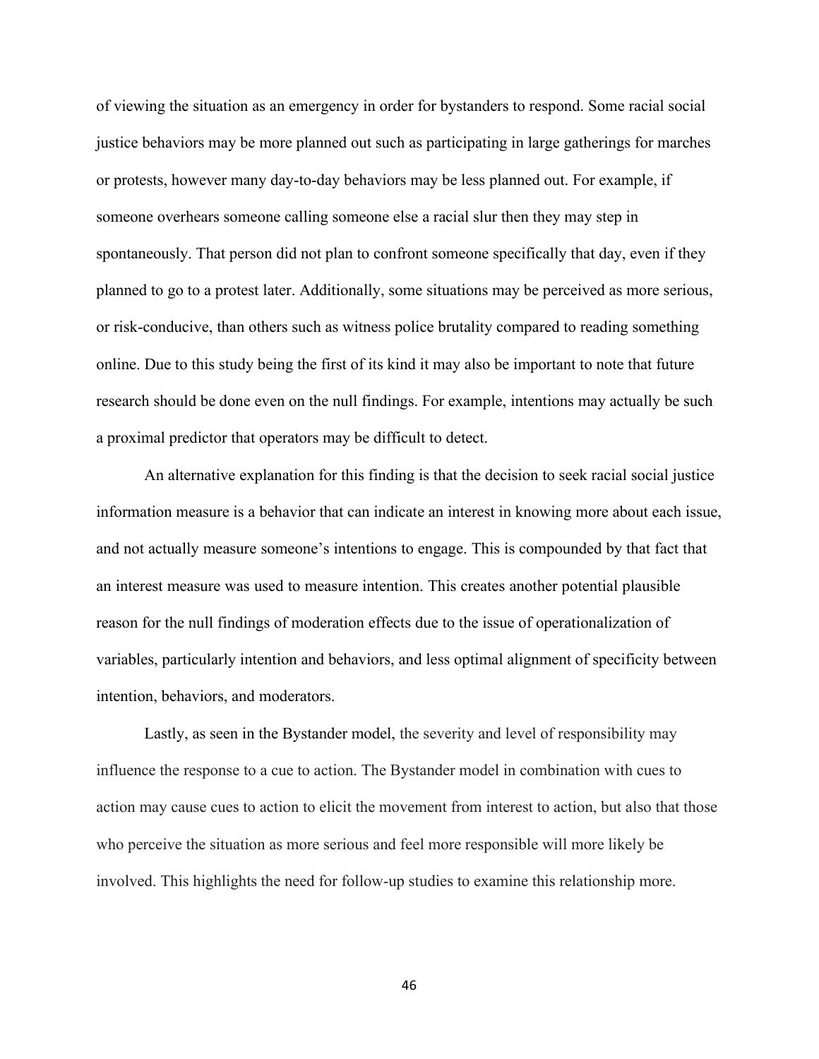of viewing the situation as an emergency in order for bystanders to respond. Some racial social justice behaviors may be more planned out such as participating in large gatherings for marches or protests, however many day-to-day behaviors may be less planned out. For example, if someone overhears someone calling someone else a racial slur then they may step in spontaneously. That person did not plan to confront someone specifically that day, even if they planned to go to a protest later. Additionally, some situations may be perceived as more serious, or risk-conducive, than others such as witness police brutality compared to reading something online. Due to this study being the first of its kind it may also be important to note that future research should be done even on the null findings. For example, intentions may actually be such a proximal predictor that operators may be difficult to detect.

An alternative explanation for this finding is that the decision to seek racial social justice information measure is a behavior that can indicate an interest in knowing more about each issue, and not actually measure someone's intentions to engage. This is compounded by that fact that an interest measure was used to measure intention. This creates another potential plausible reason for the null findings of moderation effects due to the issue of operationalization of variables, particularly intention and behaviors, and less optimal alignment of specificity between intention, behaviors, and moderators.

Lastly, as seen in the Bystander model, the severity and level of responsibility may influence the response to a cue to action. The Bystander model in combination with cues to action may cause cues to action to elicit the movement from interest to action, but also that those who perceive the situation as more serious and feel more responsible will more likely be involved. This highlights the need for follow-up studies to examine this relationship more.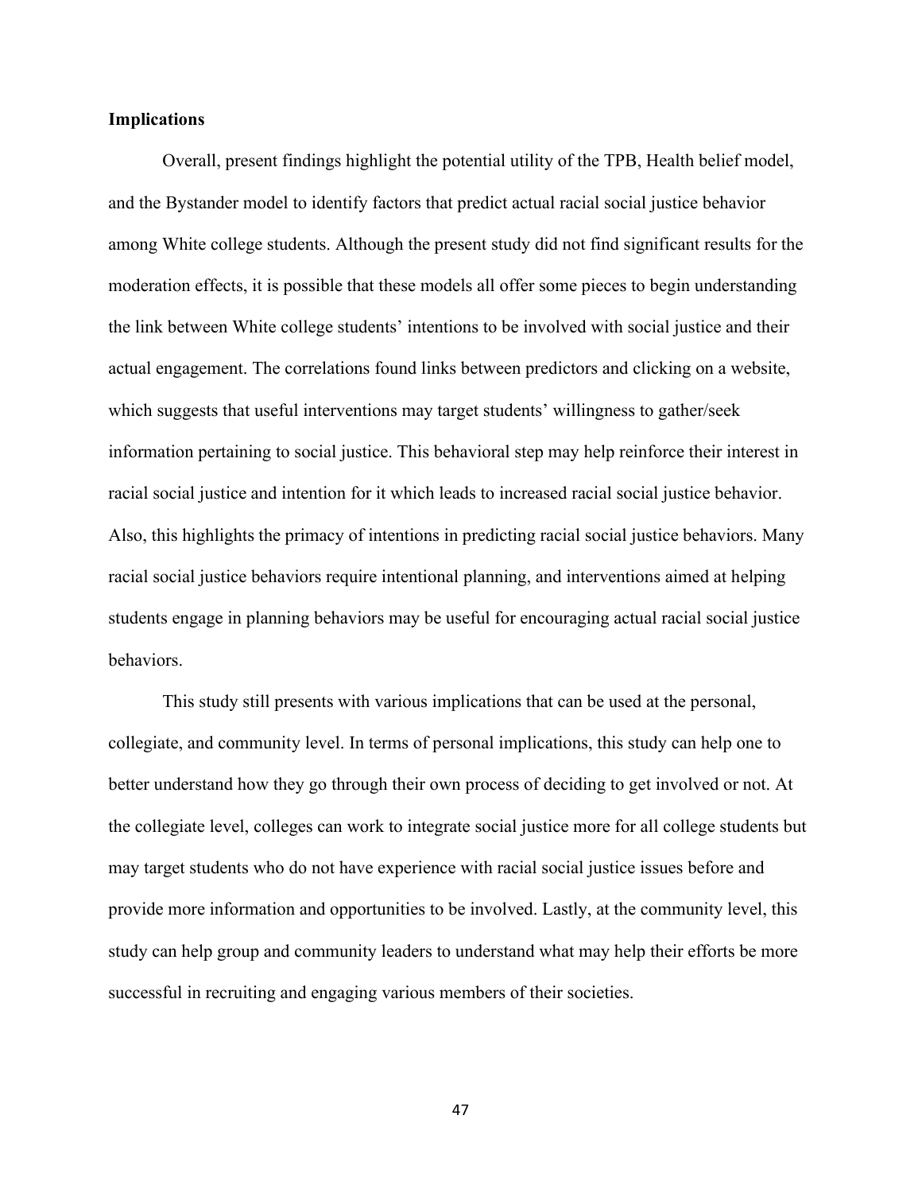**Implications**

Overall, present findings highlight the potential utility of the TPB, Health belief model, and the Bystander model to identify factors that predict actual racial social justice behavior among White college students. Although the present study did not find significant results for the moderation effects, it is possible that these models all offer some pieces to begin understanding the link between White college students' intentions to be involved with social justice and their actual engagement. The correlations found links between predictors and clicking on a website, which suggests that useful interventions may target students' willingness to gather/seek information pertaining to social justice. This behavioral step may help reinforce their interest in racial social justice and intention for it which leads to increased racial social justice behavior. Also, this highlights the primacy of intentions in predicting racial social justice behaviors. Many racial social justice behaviors require intentional planning, and interventions aimed at helping students engage in planning behaviors may be useful for encouraging actual racial social justice behaviors.

This study still presents with various implications that can be used at the personal, collegiate, and community level. In terms of personal implications, this study can help one to better understand how they go through their own process of deciding to get involved or not. At the collegiate level, colleges can work to integrate social justice more for all college students but may target students who do not have experience with racial social justice issues before and provide more information and opportunities to be involved. Lastly, at the community level, this study can help group and community leaders to understand what may help their efforts be more successful in recruiting and engaging various members of their societies.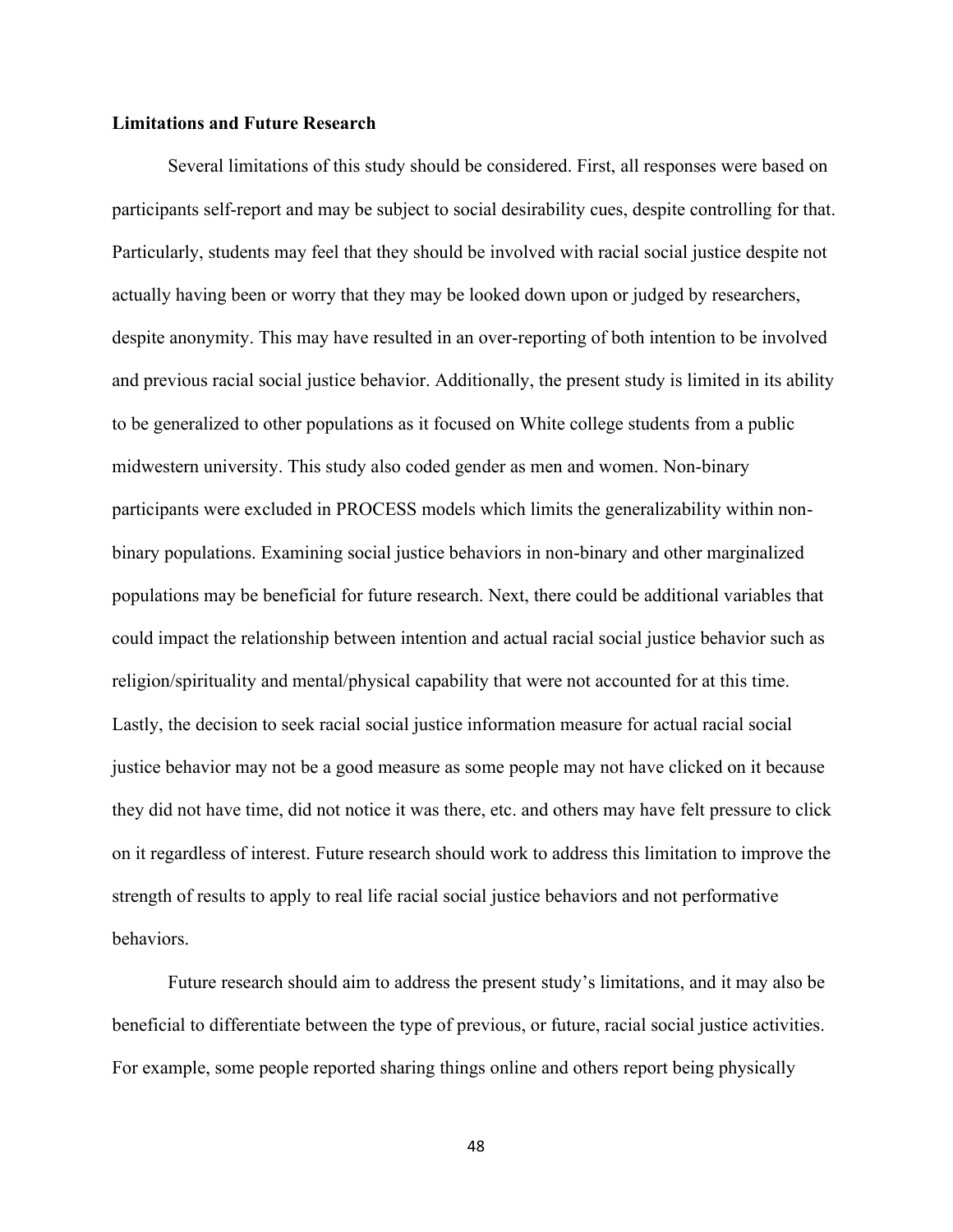**Limitations and Future Research**

Several limitations of this study should be considered. First, all responses were based on participants self-report and may be subject to social desirability cues, despite controlling for that. Particularly, students may feel that they should be involved with racial social justice despite not actually having been or worry that they may be looked down upon or judged by researchers, despite anonymity. This may have resulted in an over-reporting of both intention to be involved and previous racial social justice behavior. Additionally, the present study is limited in its ability to be generalized to other populations as it focused on White college students from a public midwestern university. This study also coded gender as men and women. Non-binary participants were excluded in PROCESS models which limits the generalizability within non-binary populations. Examining social justice behaviors in non-binary and other marginalized populations may be beneficial for future research. Next, there could be additional variables that could impact the relationship between intention and actual racial social justice behavior such as religion/spirituality and mental/physical capability that were not accounted for at this time. Lastly, the decision to seek racial social justice information measure for actual racial social justice behavior may not be a good measure as some people may not have clicked on it because they did not have time, did not notice it was there, etc. and others may have felt pressure to click on it regardless of interest. Future research should work to address this limitation to improve the strength of results to apply to real life racial social justice behaviors and not performative behaviors.

Future research should aim to address the present study's limitations, and it may also be beneficial to differentiate between the type of previous, or future, racial social justice activities. For example, some people reported sharing things online and others report being physically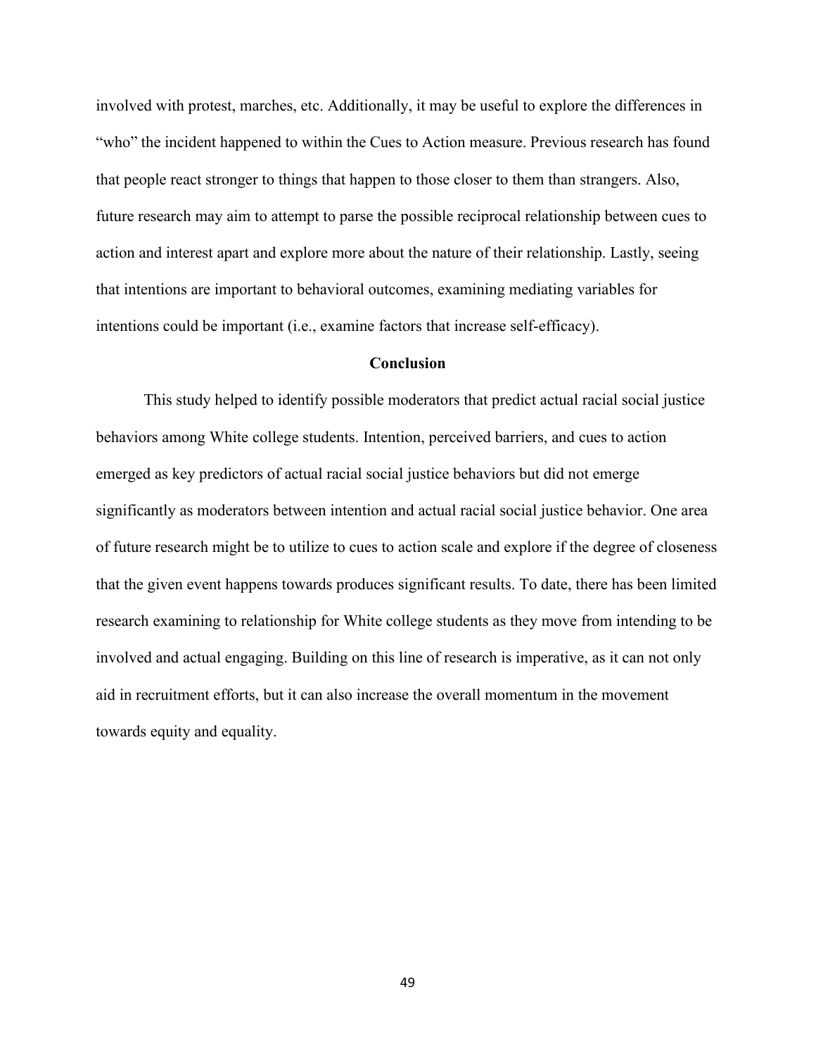involved with protest, marches, etc. Additionally, it may be useful to explore the differences in "who" the incident happened to within the Cues to Action measure. Previous research has found that people react stronger to things that happen to those closer to them than strangers. Also, future research may aim to attempt to parse the possible reciprocal relationship between cues to action and interest apart and explore more about the nature of their relationship. Lastly, seeing that intentions are important to behavioral outcomes, examining mediating variables for intentions could be important (i.e., examine factors that increase self-efficacy).

## Conclusion

This study helped to identify possible moderators that predict actual racial social justice behaviors among White college students. Intention, perceived barriers, and cues to action emerged as key predictors of actual racial social justice behaviors but did not emerge significantly as moderators between intention and actual racial social justice behavior. One area of future research might be to utilize to cues to action scale and explore if the degree of closeness that the given event happens towards produces significant results. To date, there has been limited research examining to relationship for White college students as they move from intending to be involved and actual engaging. Building on this line of research is imperative, as it can not only aid in recruitment efforts, but it can also increase the overall momentum in the movement towards equity and equality.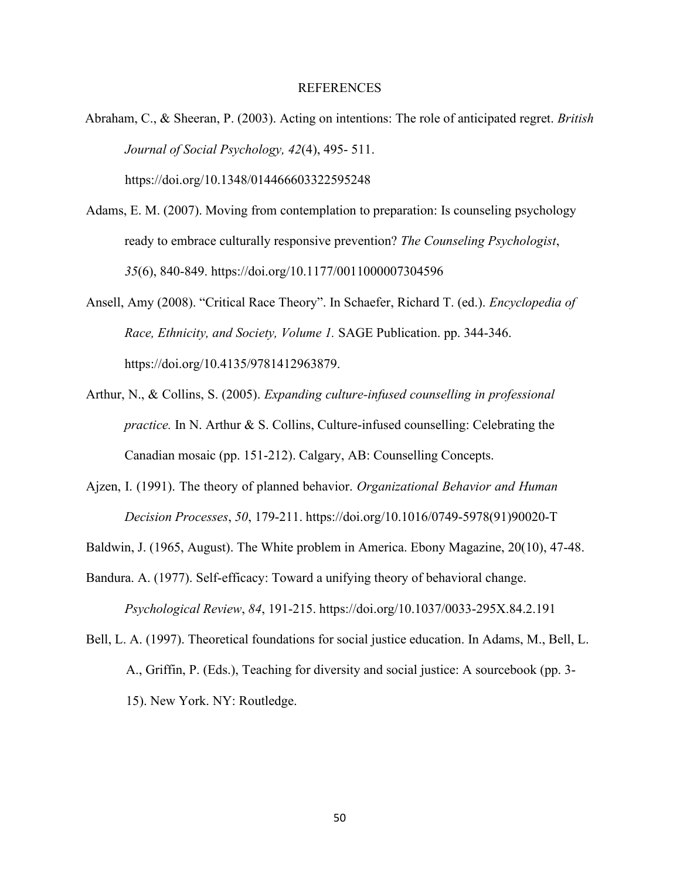# REFERENCES

Abraham, C., & Sheeran, P. (2003). Acting on intentions: The role of anticipated regret. *British Journal of Social Psychology, 42*(4), 495- 511. https://doi.org/10.1348/014466603322595248

Adams, E. M. (2007). Moving from contemplation to preparation: Is counseling psychology ready to embrace culturally responsive prevention? *The Counseling Psychologist*, *35*(6), 840-849. https://doi.org/10.1177/0011000007304596

Ansell, Amy (2008). "Critical Race Theory". In Schaefer, Richard T. (ed.). *Encyclopedia of Race, Ethnicity, and Society, Volume 1.* SAGE Publication. pp. 344-346. https://doi.org/10.4135/9781412963879.

Arthur, N., & Collins, S. (2005). *Expanding culture-infused counselling in professional practice.* In N. Arthur & S. Collins, Culture-infused counselling: Celebrating the Canadian mosaic (pp. 151-212). Calgary, AB: Counselling Concepts.

Ajzen, I. (1991). The theory of planned behavior. *Organizational Behavior and Human Decision Processes*, *50*, 179-211. https://doi.org/10.1016/0749-5978(91)90020-T

Baldwin, J. (1965, August). The White problem in America. Ebony Magazine, 20(10), 47-48.

Bandura. A. (1977). Self-efficacy: Toward a unifying theory of behavioral change. *Psychological Review*, *84*, 191-215. https://doi.org/10.1037/0033-295X.84.2.191

Bell, L. A. (1997). Theoretical foundations for social justice education. In Adams, M., Bell, L. A., Griffin, P. (Eds.), Teaching for diversity and social justice: A sourcebook (pp. 3-15). New York. NY: Routledge.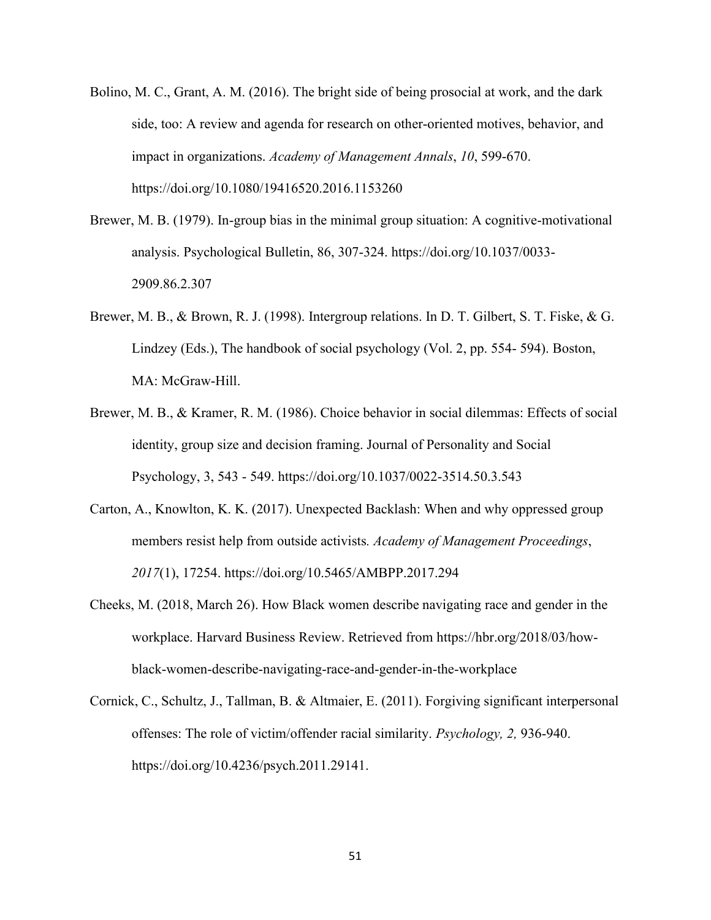Bolino, M. C., Grant, A. M. (2016). The bright side of being prosocial at work, and the dark side, too: A review and agenda for research on other-oriented motives, behavior, and impact in organizations. *Academy of Management Annals*, *10*, 599-670. https://doi.org/10.1080/19416520.2016.1153260

Brewer, M. B. (1979). In-group bias in the minimal group situation: A cognitive-motivational analysis. Psychological Bulletin, 86, 307-324. https://doi.org/10.1037/0033-2909.86.2.307

Brewer, M. B., & Brown, R. J. (1998). Intergroup relations. In D. T. Gilbert, S. T. Fiske, & G. Lindzey (Eds.), The handbook of social psychology (Vol. 2, pp. 554- 594). Boston, MA: McGraw-Hill.

Brewer, M. B., & Kramer, R. M. (1986). Choice behavior in social dilemmas: Effects of social identity, group size and decision framing. Journal of Personality and Social Psychology, 3, 543 - 549. https://doi.org/10.1037/0022-3514.50.3.543

Carton, A., Knowlton, K. K. (2017). Unexpected Backlash: When and why oppressed group members resist help from outside activists*. Academy of Management Proceedings*, *2017*(1), 17254. https://doi.org/10.5465/AMBPP.2017.294

Cheeks, M. (2018, March 26). How Black women describe navigating race and gender in the workplace. Harvard Business Review. Retrieved from https://hbr.org/2018/03/how-black-women-describe-navigating-race-and-gender-in-the-workplace

Cornick, C., Schultz, J., Tallman, B. & Altmaier, E. (2011). Forgiving significant interpersonal offenses: The role of victim/offender racial similarity. *Psychology, 2,* 936-940. https://doi.org/10.4236/psych.2011.29141.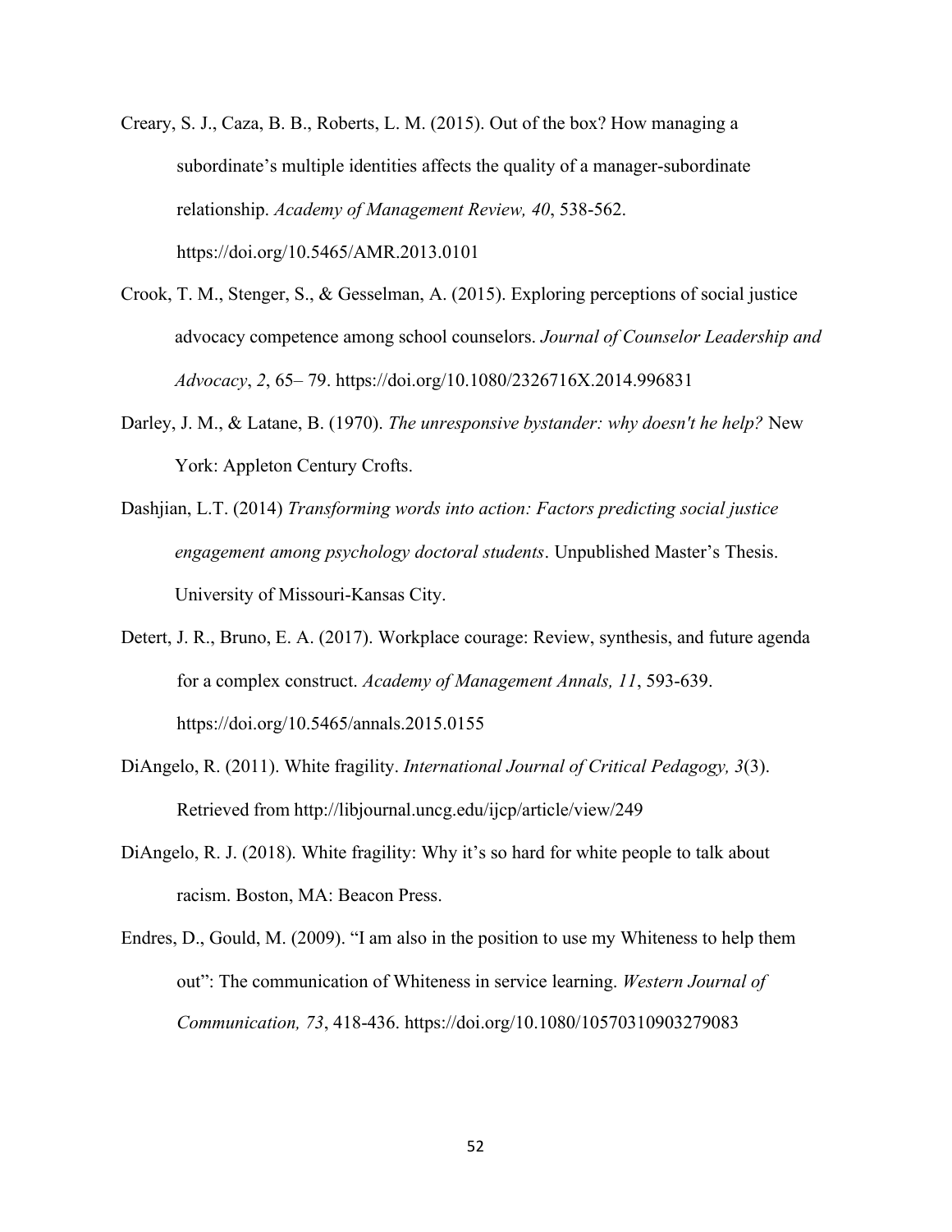Creary, S. J., Caza, B. B., Roberts, L. M. (2015). Out of the box? How managing a subordinate's multiple identities affects the quality of a manager-subordinate relationship. *Academy of Management Review, 40*, 538-562. https://doi.org/10.5465/AMR.2013.0101

Crook, T. M., Stenger, S., & Gesselman, A. (2015). Exploring perceptions of social justice advocacy competence among school counselors. *Journal of Counselor Leadership and Advocacy*, *2*, 65– 79. https://doi.org/10.1080/2326716X.2014.996831

Darley, J. M., & Latane, B. (1970). *The unresponsive bystander: why doesn't he help?* New York: Appleton Century Crofts.

Dashjian, L.T. (2014) *Transforming words into action: Factors predicting social justice engagement among psychology doctoral students*. Unpublished Master's Thesis. University of Missouri-Kansas City.

Detert, J. R., Bruno, E. A. (2017). Workplace courage: Review, synthesis, and future agenda for a complex construct. *Academy of Management Annals, 11*, 593-639. https://doi.org/10.5465/annals.2015.0155

DiAngelo, R. (2011). White fragility. *International Journal of Critical Pedagogy, 3*(3). Retrieved from http://libjournal.uncg.edu/ijcp/article/view/249

DiAngelo, R. J. (2018). White fragility: Why it's so hard for white people to talk about racism. Boston, MA: Beacon Press.

Endres, D., Gould, M. (2009). "I am also in the position to use my Whiteness to help them out": The communication of Whiteness in service learning. *Western Journal of Communication, 73*, 418-436. https://doi.org/10.1080/10570310903279083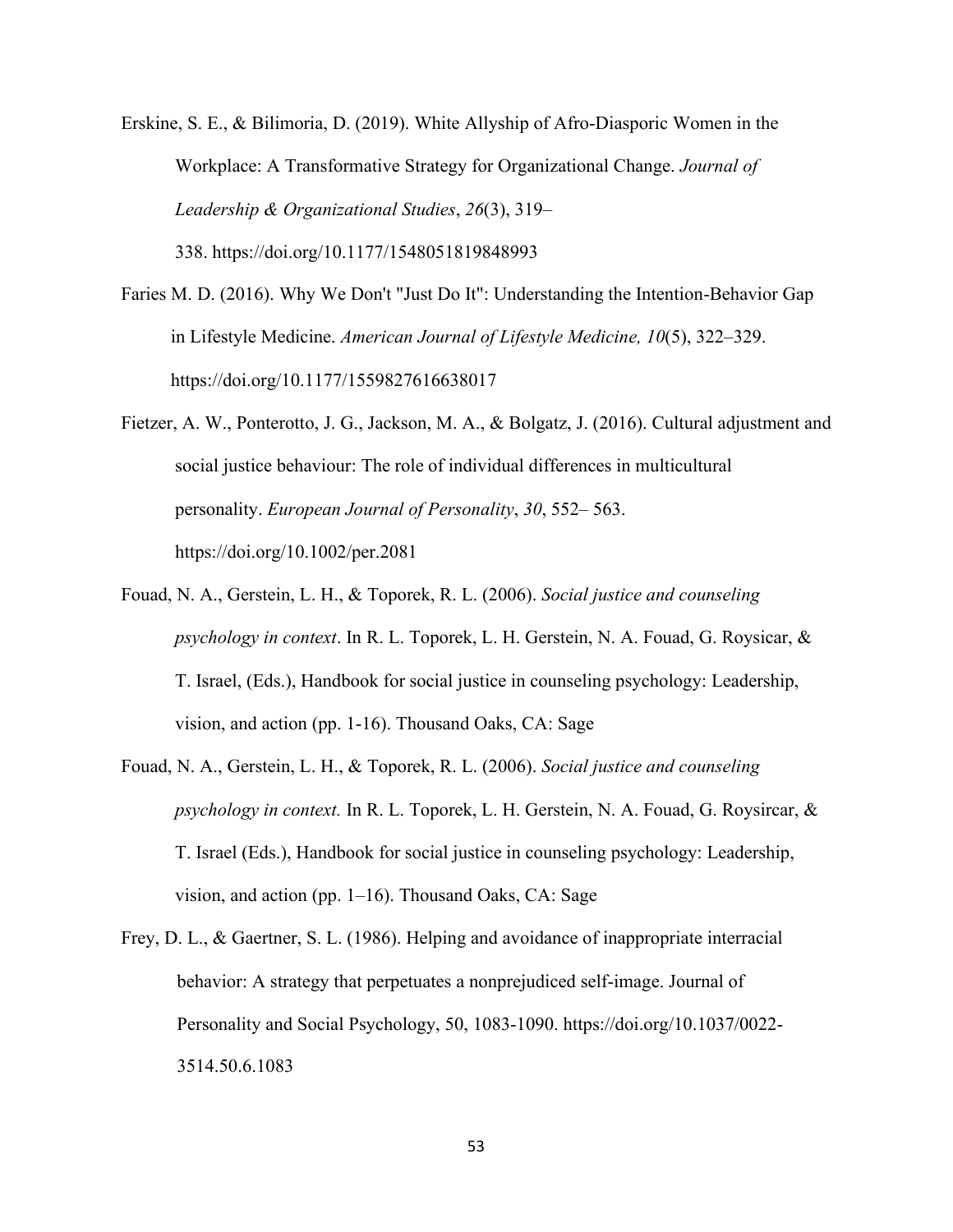Erskine, S. E., & Bilimoria, D. (2019). White Allyship of Afro-Diasporic Women in the Workplace: A Transformative Strategy for Organizational Change. *Journal of Leadership & Organizational Studies*, *26*(3), 319–338. https://doi.org/10.1177/1548051819848993

Faries M. D. (2016). Why We Don't "Just Do It": Understanding the Intention-Behavior Gap in Lifestyle Medicine. *American Journal of Lifestyle Medicine, 10*(5), 322–329. https://doi.org/10.1177/1559827616638017

Fietzer, A. W., Ponterotto, J. G., Jackson, M. A., & Bolgatz, J. (2016). Cultural adjustment and social justice behaviour: The role of individual differences in multicultural personality. *European Journal of Personality*, *30*, 552– 563. https://doi.org/10.1002/per.2081

Fouad, N. A., Gerstein, L. H., & Toporek, R. L. (2006). *Social justice and counseling psychology in context*. In R. L. Toporek, L. H. Gerstein, N. A. Fouad, G. Roysicar, & T. Israel, (Eds.), Handbook for social justice in counseling psychology: Leadership, vision, and action (pp. 1-16). Thousand Oaks, CA: Sage

Fouad, N. A., Gerstein, L. H., & Toporek, R. L. (2006). *Social justice and counseling psychology in context.* In R. L. Toporek, L. H. Gerstein, N. A. Fouad, G. Roysircar, & T. Israel (Eds.), Handbook for social justice in counseling psychology: Leadership, vision, and action (pp. 1–16). Thousand Oaks, CA: Sage

Frey, D. L., & Gaertner, S. L. (1986). Helping and avoidance of inappropriate interracial behavior: A strategy that perpetuates a nonprejudiced self-image. Journal of Personality and Social Psychology, 50, 1083-1090. https://doi.org/10.1037/0022-3514.50.6.1083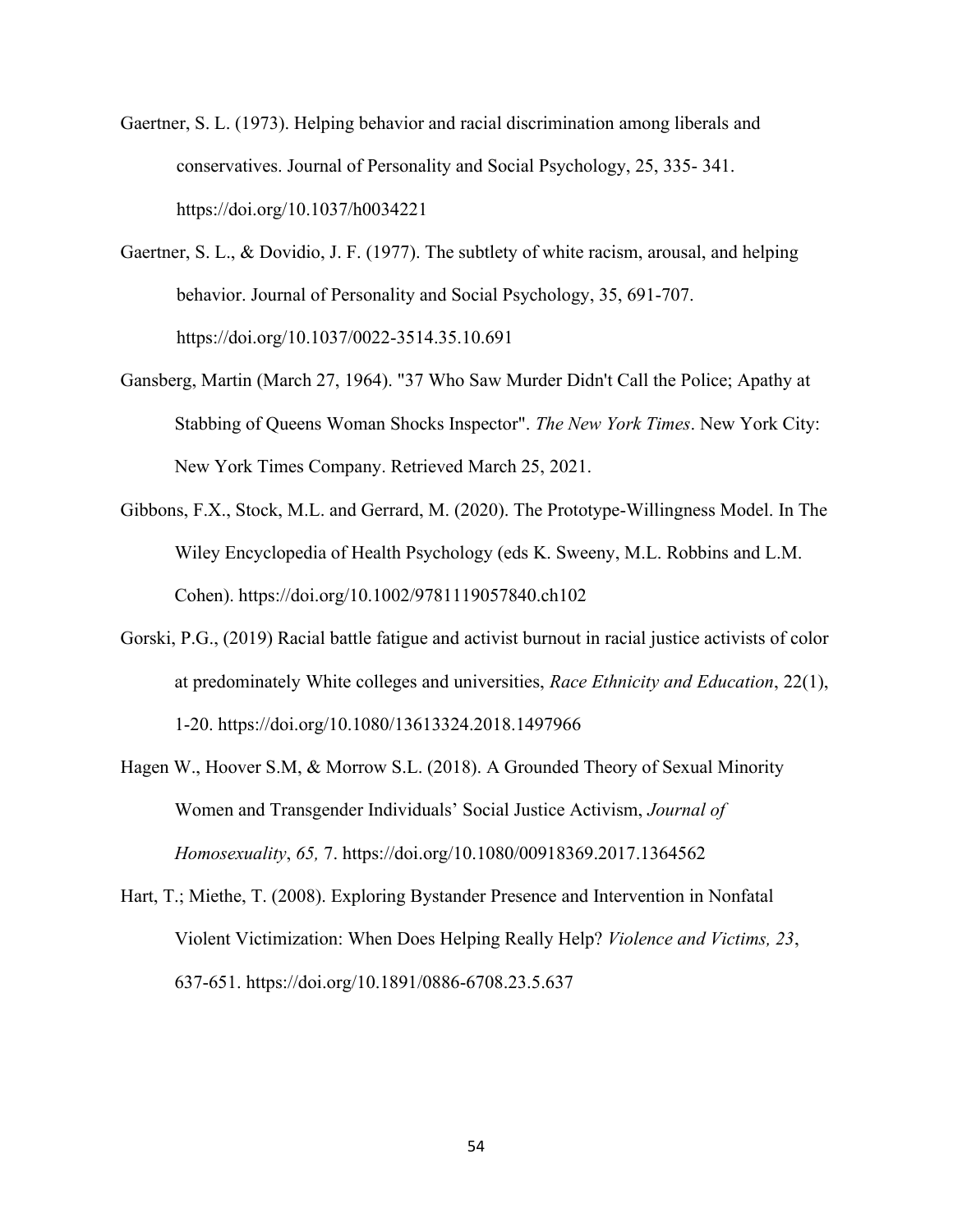Gaertner, S. L. (1973). Helping behavior and racial discrimination among liberals and conservatives. Journal of Personality and Social Psychology, 25, 335- 341. https://doi.org/10.1037/h0034221

Gaertner, S. L., & Dovidio, J. F. (1977). The subtlety of white racism, arousal, and helping behavior. Journal of Personality and Social Psychology, 35, 691-707. https://doi.org/10.1037/0022-3514.35.10.691

Gansberg, Martin (March 27, 1964). "37 Who Saw Murder Didn't Call the Police; Apathy at Stabbing of Queens Woman Shocks Inspector". *The New York Times*. New York City: New York Times Company. Retrieved March 25, 2021.

Gibbons, F.X., Stock, M.L. and Gerrard, M. (2020). The Prototype-Willingness Model. In The Wiley Encyclopedia of Health Psychology (eds K. Sweeny, M.L. Robbins and L.M. Cohen). https://doi.org/10.1002/9781119057840.ch102

Gorski, P.G., (2019) Racial battle fatigue and activist burnout in racial justice activists of color at predominately White colleges and universities, *Race Ethnicity and Education*, 22(1), 1-20. https://doi.org/10.1080/13613324.2018.1497966

Hagen W., Hoover S.M, & Morrow S.L. (2018). A Grounded Theory of Sexual Minority Women and Transgender Individuals' Social Justice Activism, *Journal of Homosexuality*, *65,* 7. https://doi.org/10.1080/00918369.2017.1364562

Hart, T.; Miethe, T. (2008). Exploring Bystander Presence and Intervention in Nonfatal Violent Victimization: When Does Helping Really Help? *Violence and Victims, 23*, 637-651. https://doi.org/10.1891/0886-6708.23.5.637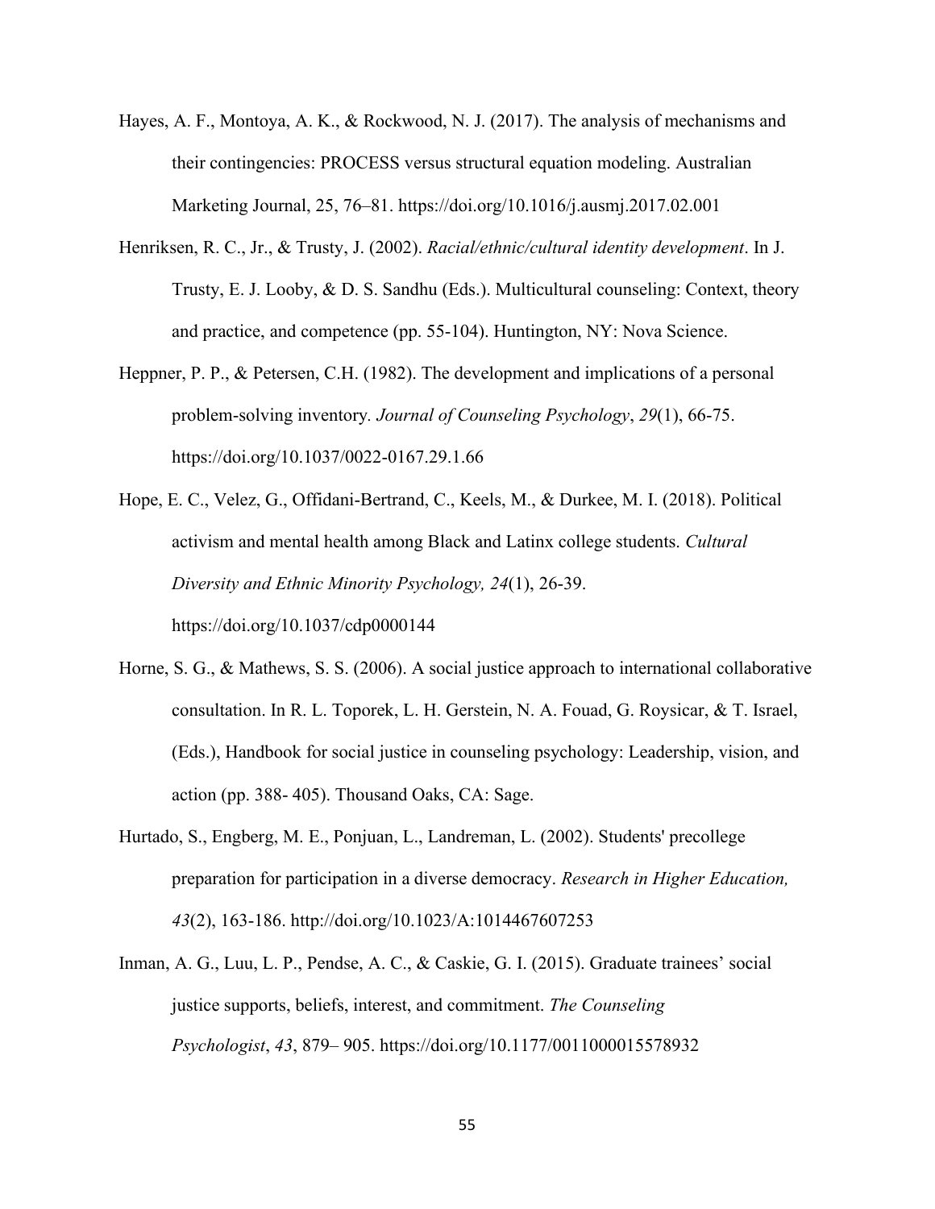Hayes, A. F., Montoya, A. K., & Rockwood, N. J. (2017). The analysis of mechanisms and their contingencies: PROCESS versus structural equation modeling. Australian Marketing Journal, 25, 76–81. https://doi.org/10.1016/j.ausmj.2017.02.001

Henriksen, R. C., Jr., & Trusty, J. (2002). *Racial/ethnic/cultural identity development*. In J. Trusty, E. J. Looby, & D. S. Sandhu (Eds.). Multicultural counseling: Context, theory and practice, and competence (pp. 55-104). Huntington, NY: Nova Science.

Heppner, P. P., & Petersen, C.H. (1982). The development and implications of a personal problem-solving inventory. *Journal of Counseling Psychology*, *29*(1), 66-75. https://doi.org/10.1037/0022-0167.29.1.66

Hope, E. C., Velez, G., Offidani-Bertrand, C., Keels, M., & Durkee, M. I. (2018). Political activism and mental health among Black and Latinx college students. *Cultural Diversity and Ethnic Minority Psychology, 24*(1), 26-39. https://doi.org/10.1037/cdp0000144

Horne, S. G., & Mathews, S. S. (2006). A social justice approach to international collaborative consultation. In R. L. Toporek, L. H. Gerstein, N. A. Fouad, G. Roysicar, & T. Israel, (Eds.), Handbook for social justice in counseling psychology: Leadership, vision, and action (pp. 388- 405). Thousand Oaks, CA: Sage.

Hurtado, S., Engberg, M. E., Ponjuan, L., Landreman, L. (2002). Students' precollege preparation for participation in a diverse democracy. *Research in Higher Education, 43*(2), 163-186. http://doi.org/10.1023/A:1014467607253

Inman, A. G., Luu, L. P., Pendse, A. C., & Caskie, G. I. (2015). Graduate trainees' social justice supports, beliefs, interest, and commitment. *The Counseling Psychologist*, *43*, 879– 905. https://doi.org/10.1177/0011000015578932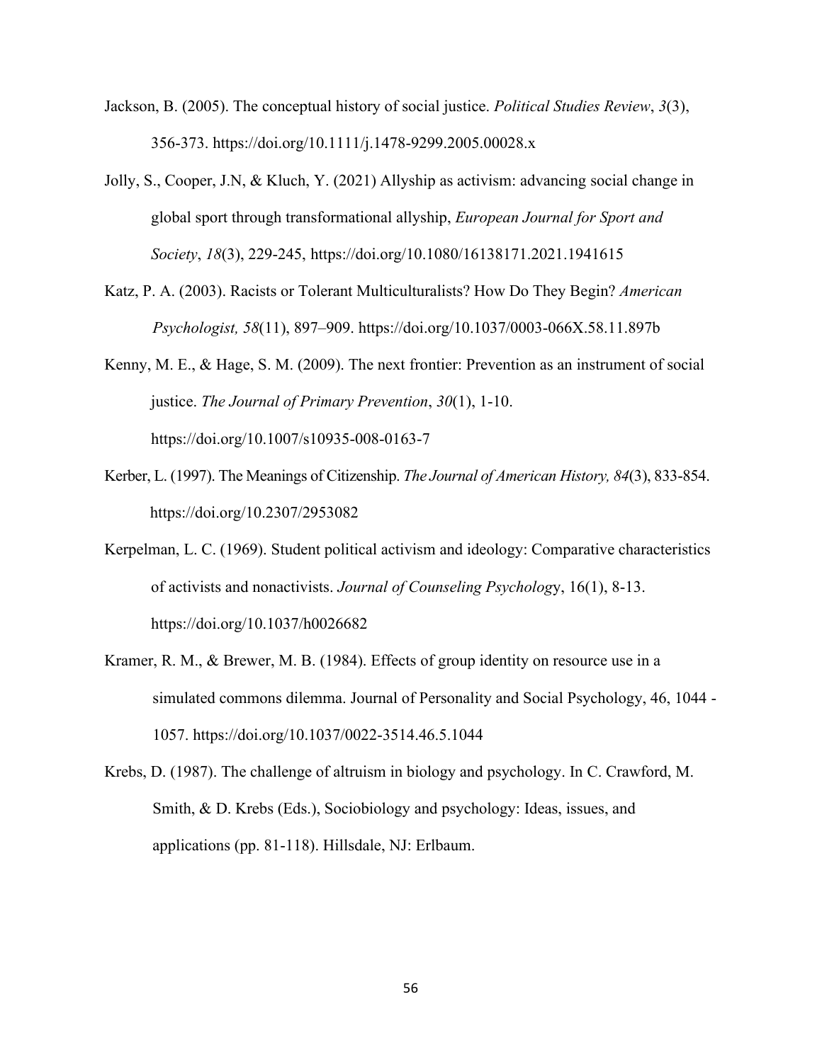Jackson, B. (2005). The conceptual history of social justice. *Political Studies Review*, *3*(3), 356-373. https://doi.org/10.1111/j.1478-9299.2005.00028.x

Jolly, S., Cooper, J.N, & Kluch, Y. (2021) Allyship as activism: advancing social change in global sport through transformational allyship, *European Journal for Sport and Society*, *18*(3), 229-245, https://doi.org/10.1080/16138171.2021.1941615

Katz, P. A. (2003). Racists or Tolerant Multiculturalists? How Do They Begin? *American Psychologist, 58*(11), 897–909. https://doi.org/10.1037/0003-066X.58.11.897b

Kenny, M. E., & Hage, S. M. (2009). The next frontier: Prevention as an instrument of social justice. *The Journal of Primary Prevention*, *30*(1), 1-10. https://doi.org/10.1007/s10935-008-0163-7

Kerber, L. (1997). The Meanings of Citizenship. *The Journal of American History, 84*(3), 833-854. https://doi.org/10.2307/2953082

Kerpelman, L. C. (1969). Student political activism and ideology: Comparative characteristics of activists and nonactivists. *Journal of Counseling Psycholog*y, 16(1), 8-13. https://doi.org/10.1037/h0026682

Kramer, R. M., & Brewer, M. B. (1984). Effects of group identity on resource use in a simulated commons dilemma. Journal of Personality and Social Psychology, 46, 1044 - 1057. https://doi.org/10.1037/0022-3514.46.5.1044

Krebs, D. (1987). The challenge of altruism in biology and psychology. In C. Crawford, M. Smith, & D. Krebs (Eds.), Sociobiology and psychology: Ideas, issues, and applications (pp. 81-118). Hillsdale, NJ: Erlbaum.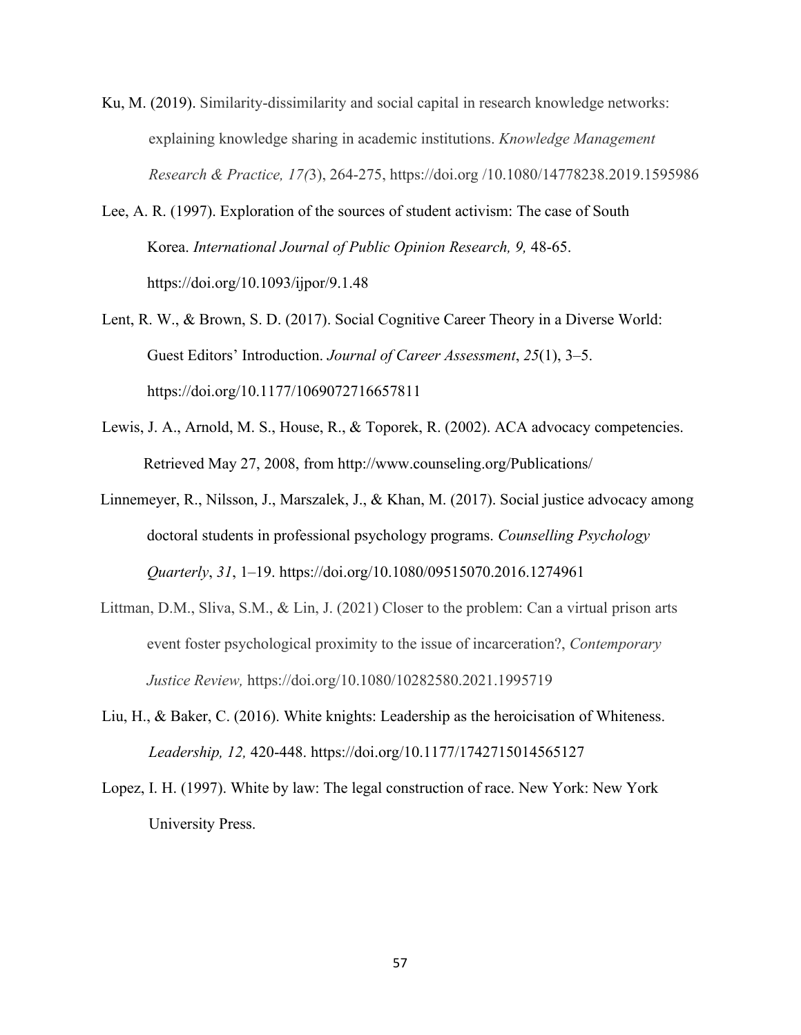Ku, M. (2019). Similarity-dissimilarity and social capital in research knowledge networks: explaining knowledge sharing in academic institutions. *Knowledge Management Research & Practice, 17(*3), 264-275, https://doi.org /10.1080/14778238.2019.1595986

Lee, A. R. (1997). Exploration of the sources of student activism: The case of South Korea. *International Journal of Public Opinion Research, 9,* 48-65. https://doi.org/10.1093/ijpor/9.1.48

Lent, R. W., & Brown, S. D. (2017). Social Cognitive Career Theory in a Diverse World: Guest Editors' Introduction. *Journal of Career Assessment*, *25*(1), 3–5. https://doi.org/10.1177/1069072716657811

Lewis, J. A., Arnold, M. S., House, R., & Toporek, R. (2002). ACA advocacy competencies. Retrieved May 27, 2008, from http://www.counseling.org/Publications/

Linnemeyer, R., Nilsson, J., Marszalek, J., & Khan, M. (2017). Social justice advocacy among doctoral students in professional psychology programs. *Counselling Psychology Quarterly*, *31*, 1–19. https://doi.org/10.1080/09515070.2016.1274961

Littman, D.M., Sliva, S.M., & Lin, J. (2021) Closer to the problem: Can a virtual prison arts event foster psychological proximity to the issue of incarceration?, *Contemporary Justice Review,* https://doi.org/10.1080/10282580.2021.1995719

Liu, H., & Baker, C. (2016). White knights: Leadership as the heroicisation of Whiteness. *Leadership, 12,* 420-448. https://doi.org/10.1177/1742715014565127

Lopez, I. H. (1997). White by law: The legal construction of race. New York: New York University Press.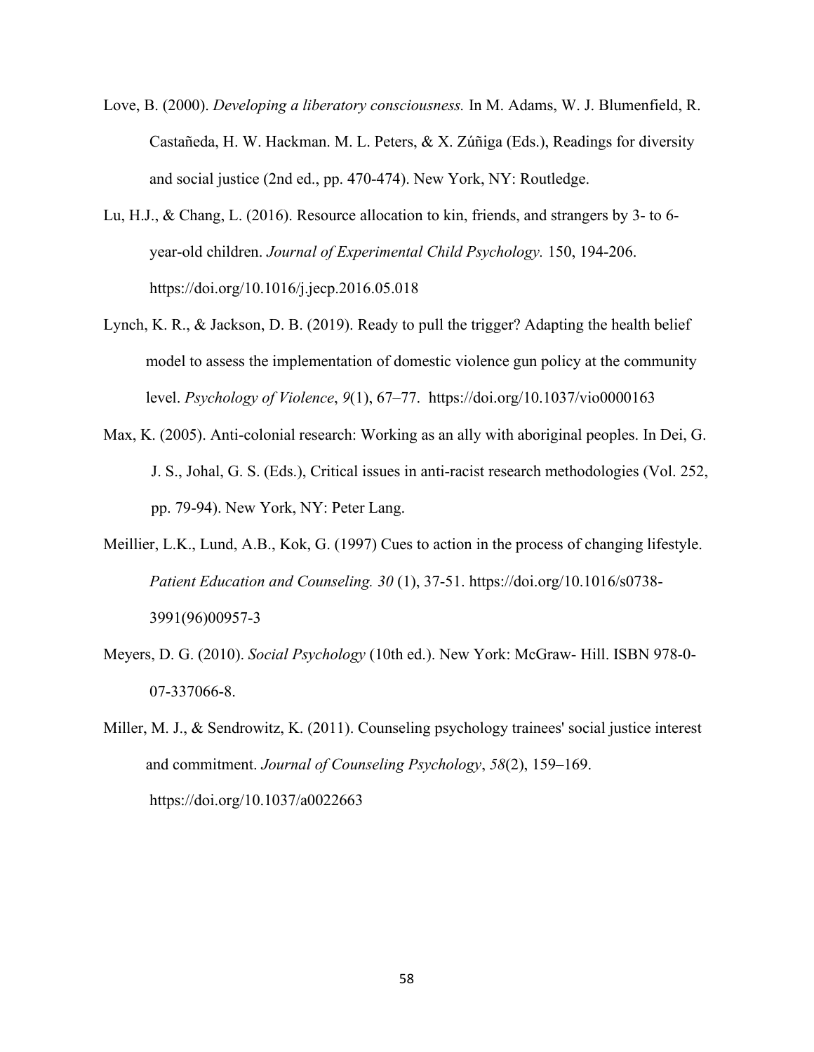Love, B. (2000). *Developing a liberatory consciousness.* In M. Adams, W. J. Blumenfield, R. Castañeda, H. W. Hackman. M. L. Peters, & X. Zúñiga (Eds.), Readings for diversity and social justice (2nd ed., pp. 470-474). New York, NY: Routledge.

Lu, H.J., & Chang, L. (2016). Resource allocation to kin, friends, and strangers by 3- to 6-year-old children. *Journal of Experimental Child Psychology.* 150, 194-206. https://doi.org/10.1016/j.jecp.2016.05.018

Lynch, K. R., & Jackson, D. B. (2019). Ready to pull the trigger? Adapting the health belief model to assess the implementation of domestic violence gun policy at the community level. *Psychology of Violence*, *9*(1), 67–77. https://doi.org/10.1037/vio0000163

Max, K. (2005). Anti-colonial research: Working as an ally with aboriginal peoples. In Dei, G. J. S., Johal, G. S. (Eds.), Critical issues in anti-racist research methodologies (Vol. 252, pp. 79-94). New York, NY: Peter Lang.

Meillier, L.K., Lund, A.B., Kok, G. (1997) Cues to action in the process of changing lifestyle. *Patient Education and Counseling. 30* (1), 37-51. https://doi.org/10.1016/s0738-3991(96)00957-3

Meyers, D. G. (2010). *Social Psychology* (10th ed.). New York: McGraw- Hill. ISBN 978-0-07-337066-8.

Miller, M. J., & Sendrowitz, K. (2011). Counseling psychology trainees' social justice interest and commitment. *Journal of Counseling Psychology*, *58*(2), 159–169. https://doi.org/10.1037/a0022663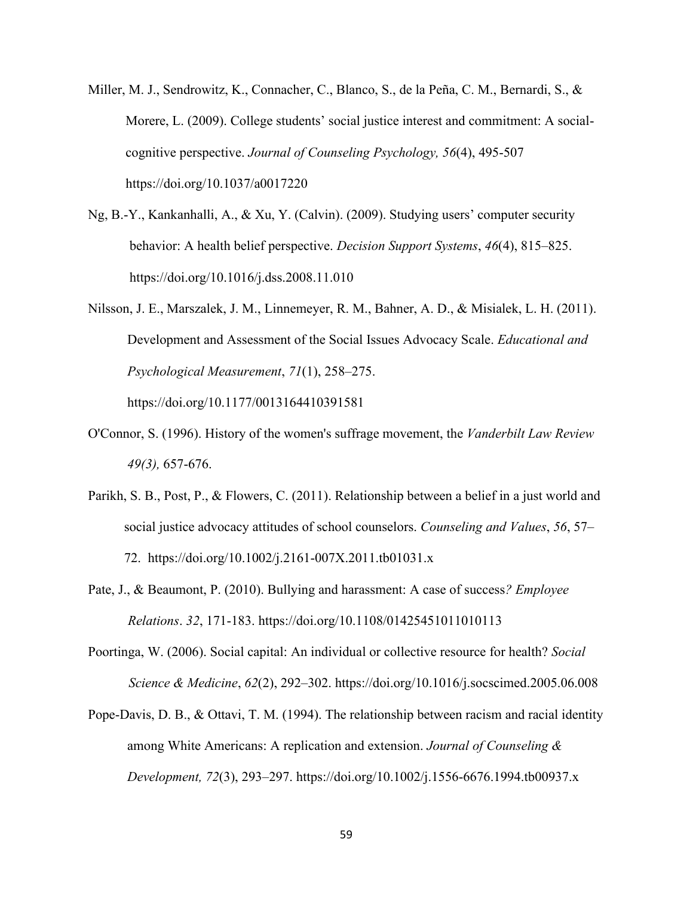Miller, M. J., Sendrowitz, K., Connacher, C., Blanco, S., de la Peña, C. M., Bernardi, S., & Morere, L. (2009). College students' social justice interest and commitment: A social-cognitive perspective. *Journal of Counseling Psychology, 56*(4), 495-507 https://doi.org/10.1037/a0017220

Ng, B.-Y., Kankanhalli, A., & Xu, Y. (Calvin). (2009). Studying users' computer security behavior: A health belief perspective. *Decision Support Systems*, *46*(4), 815–825. https://doi.org/10.1016/j.dss.2008.11.010

Nilsson, J. E., Marszalek, J. M., Linnemeyer, R. M., Bahner, A. D., & Misialek, L. H. (2011). Development and Assessment of the Social Issues Advocacy Scale. *Educational and Psychological Measurement*, *71*(1), 258–275. https://doi.org/10.1177/0013164410391581

O'Connor, S. (1996). History of the women's suffrage movement, the *Vanderbilt Law Review 49(3),* 657-676.

Parikh, S. B., Post, P., & Flowers, C. (2011). Relationship between a belief in a just world and social justice advocacy attitudes of school counselors. *Counseling and Values*, *56*, 57–72. https://doi.org/10.1002/j.2161-007X.2011.tb01031.x

Pate, J., & Beaumont, P. (2010). Bullying and harassment: A case of success*? Employee Relations*. *32*, 171-183. https://doi.org/10.1108/01425451011010113

Poortinga, W. (2006). Social capital: An individual or collective resource for health? *Social Science & Medicine*, *62*(2), 292–302. https://doi.org/10.1016/j.socscimed.2005.06.008

Pope-Davis, D. B., & Ottavi, T. M. (1994). The relationship between racism and racial identity among White Americans: A replication and extension. *Journal of Counseling & Development, 72*(3), 293–297. https://doi.org/10.1002/j.1556-6676.1994.tb00937.x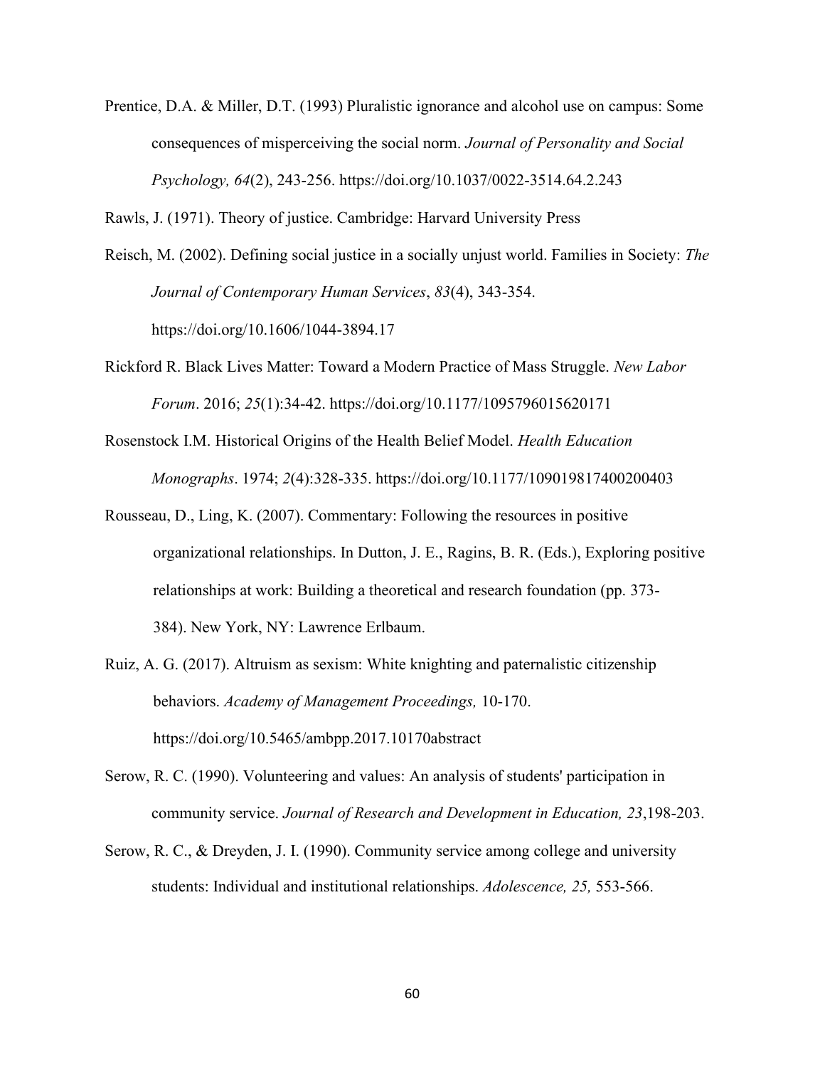Prentice, D.A. & Miller, D.T. (1993) Pluralistic ignorance and alcohol use on campus: Some consequences of misperceiving the social norm. *Journal of Personality and Social Psychology, 64*(2), 243-256. https://doi.org/10.1037/0022-3514.64.2.243

Rawls, J. (1971). Theory of justice. Cambridge: Harvard University Press

Reisch, M. (2002). Defining social justice in a socially unjust world. Families in Society: *The Journal of Contemporary Human Services*, *83*(4), 343-354. https://doi.org/10.1606/1044-3894.17

Rickford R. Black Lives Matter: Toward a Modern Practice of Mass Struggle. *New Labor Forum*. 2016; *25*(1):34-42. https://doi.org/10.1177/1095796015620171

Rosenstock I.M. Historical Origins of the Health Belief Model. *Health Education Monographs*. 1974; *2*(4):328-335. https://doi.org/10.1177/109019817400200403

Rousseau, D., Ling, K. (2007). Commentary: Following the resources in positive organizational relationships. In Dutton, J. E., Ragins, B. R. (Eds.), Exploring positive relationships at work: Building a theoretical and research foundation (pp. 373-384). New York, NY: Lawrence Erlbaum.

Ruiz, A. G. (2017). Altruism as sexism: White knighting and paternalistic citizenship behaviors. *Academy of Management Proceedings,* 10-170. https://doi.org/10.5465/ambpp.2017.10170abstract

Serow, R. C. (1990). Volunteering and values: An analysis of students' participation in community service. *Journal of Research and Development in Education, 23*,198-203.

Serow, R. C., & Dreyden, J. I. (1990). Community service among college and university students: Individual and institutional relationships. *Adolescence, 25,* 553-566.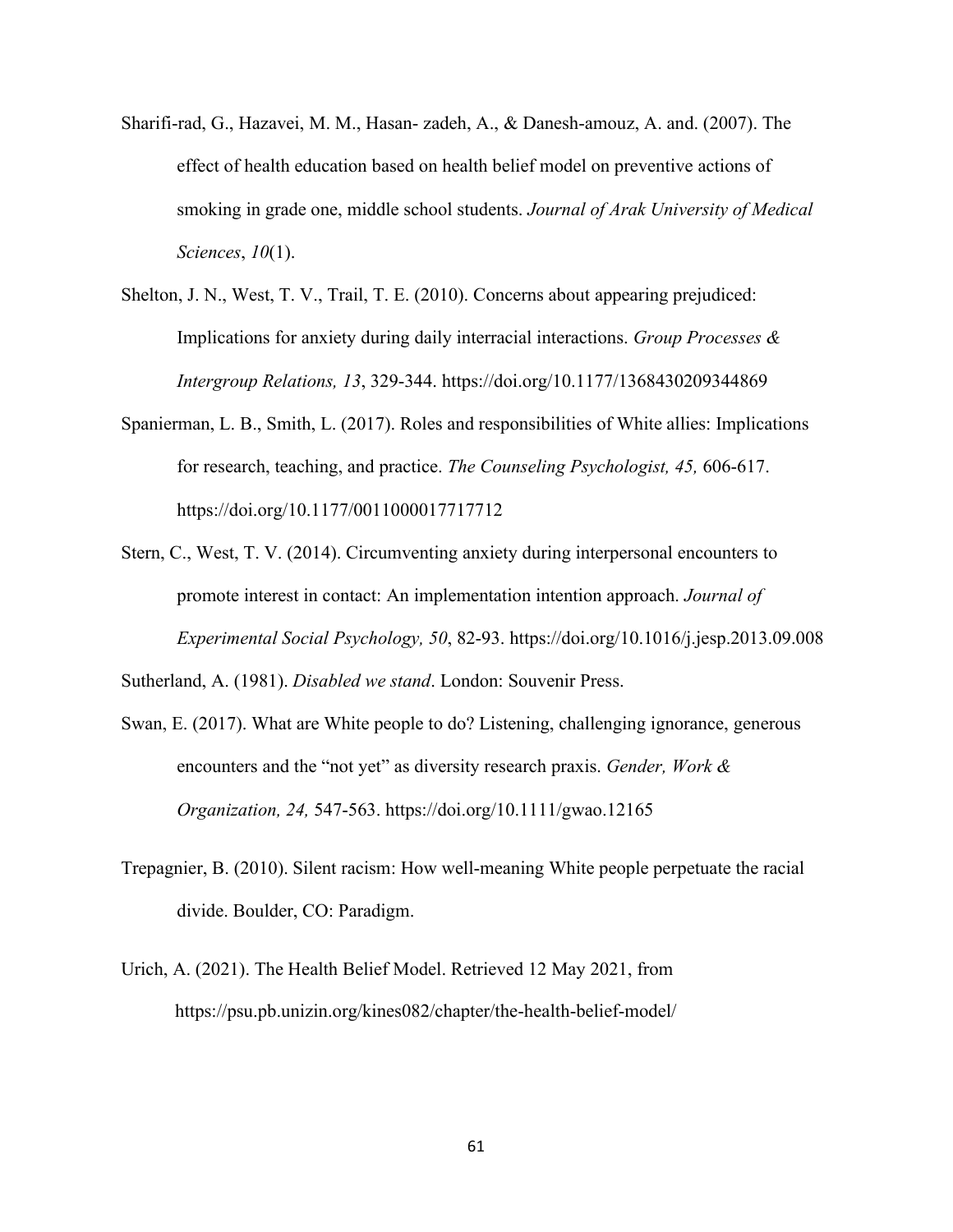Sharifi-rad, G., Hazavei, M. M., Hasan- zadeh, A., & Danesh-amouz, A. and. (2007). The effect of health education based on health belief model on preventive actions of smoking in grade one, middle school students. *Journal of Arak University of Medical Sciences*, *10*(1).

Shelton, J. N., West, T. V., Trail, T. E. (2010). Concerns about appearing prejudiced: Implications for anxiety during daily interracial interactions. *Group Processes & Intergroup Relations, 13*, 329-344. https://doi.org/10.1177/1368430209344869

Spanierman, L. B., Smith, L. (2017). Roles and responsibilities of White allies: Implications for research, teaching, and practice. *The Counseling Psychologist, 45,* 606-617. https://doi.org/10.1177/0011000017717712

Stern, C., West, T. V. (2014). Circumventing anxiety during interpersonal encounters to promote interest in contact: An implementation intention approach. *Journal of Experimental Social Psychology, 50*, 82-93. https://doi.org/10.1016/j.jesp.2013.09.008

Sutherland, A. (1981). *Disabled we stand*. London: Souvenir Press.

Swan, E. (2017). What are White people to do? Listening, challenging ignorance, generous encounters and the "not yet" as diversity research praxis. *Gender, Work & Organization, 24,* 547-563. https://doi.org/10.1111/gwao.12165

Trepagnier, B. (2010). Silent racism: How well-meaning White people perpetuate the racial divide. Boulder, CO: Paradigm.

Urich, A. (2021). The Health Belief Model. Retrieved 12 May 2021, from https://psu.pb.unizin.org/kines082/chapter/the-health-belief-model/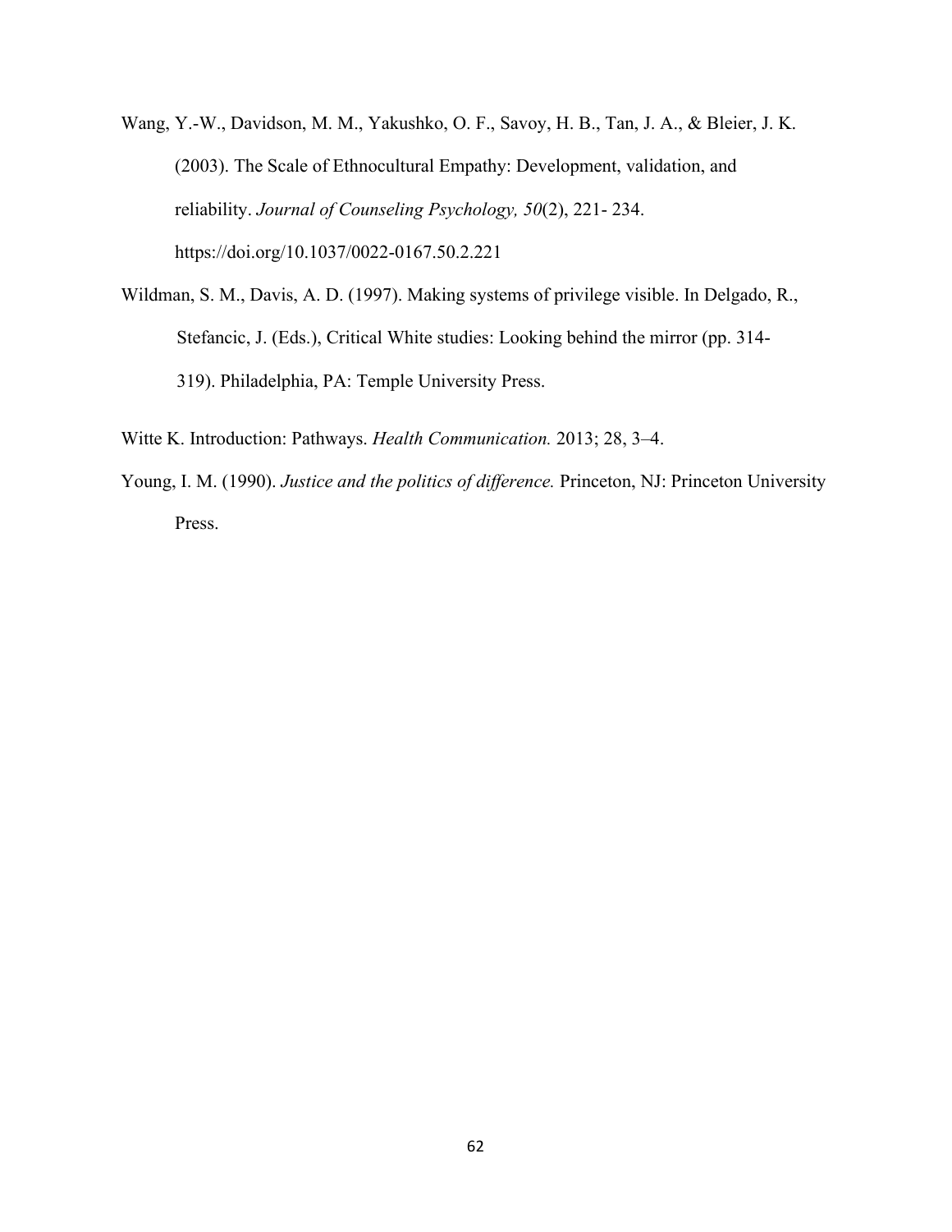Wang, Y.-W., Davidson, M. M., Yakushko, O. F., Savoy, H. B., Tan, J. A., & Bleier, J. K. (2003). The Scale of Ethnocultural Empathy: Development, validation, and reliability. *Journal of Counseling Psychology, 50*(2), 221- 234. https://doi.org/10.1037/0022-0167.50.2.221

Wildman, S. M., Davis, A. D. (1997). Making systems of privilege visible. In Delgado, R., Stefancic, J. (Eds.), Critical White studies: Looking behind the mirror (pp. 314-319). Philadelphia, PA: Temple University Press.

Witte K. Introduction: Pathways. *Health Communication.* 2013; 28, 3–4.

Young, I. M. (1990). *Justice and the politics of difference.* Princeton, NJ: Princeton University Press.